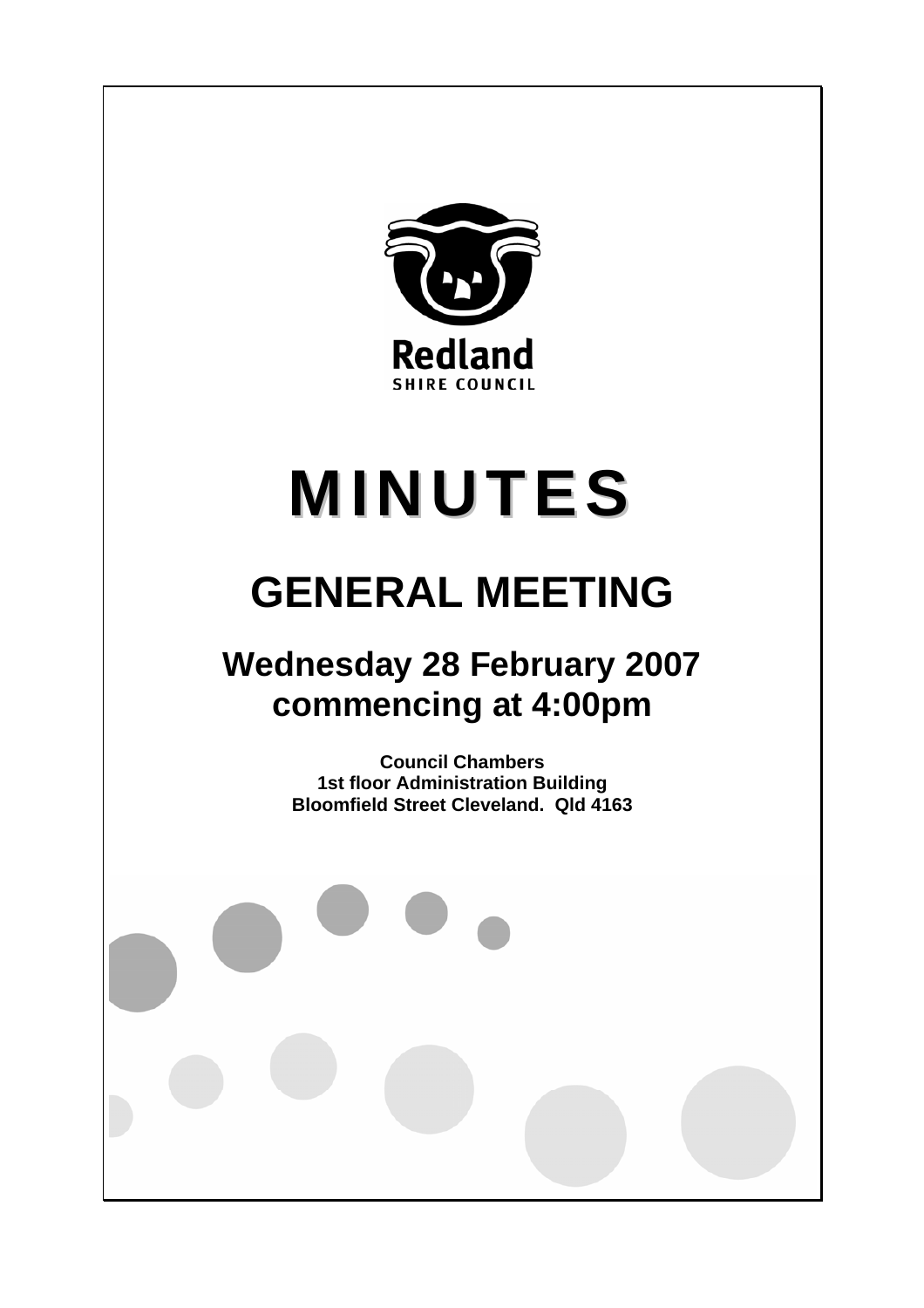Redland

SHIRE COUNCIL

# MINUTES

## GENERAL MEETING

### Wednesday 28 February 2007 commencing at 4:00pm

**Council Chambers**
**1st floor Administration Building**
**Bloomfield Street Cleveland. Qld 4163**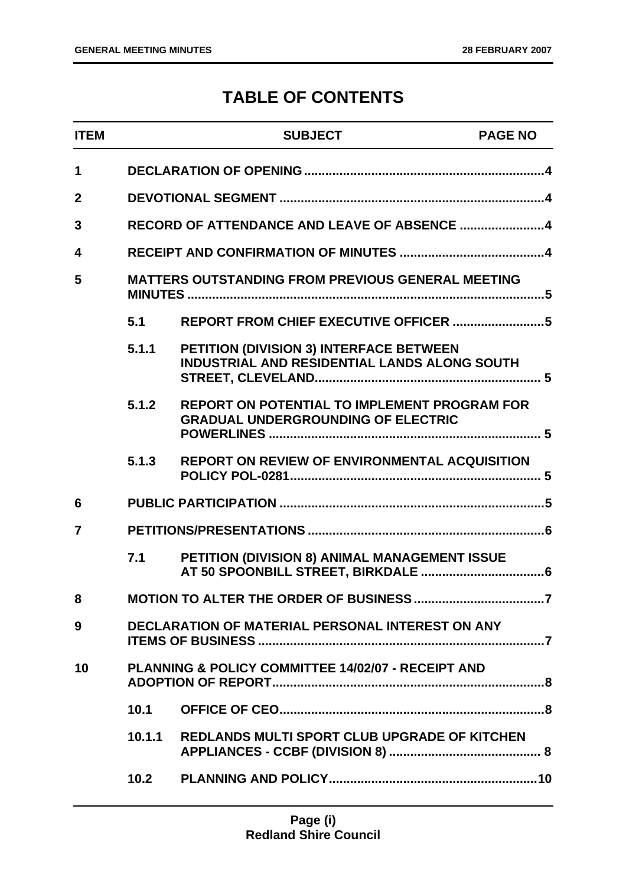# TABLE OF CONTENTS

| ITEM | | SUBJECT | PAGE NO |
|---|---|---|---|
| 1 | | DECLARATION OF OPENING | 4 |
| 2 | | DEVOTIONAL SEGMENT | 4 |
| 3 | | RECORD OF ATTENDANCE AND LEAVE OF ABSENCE | 4 |
| 4 | | RECEIPT AND CONFIRMATION OF MINUTES | 4 |
| 5 | | MATTERS OUTSTANDING FROM PREVIOUS GENERAL MEETING MINUTES | 5 |
| | 5.1 | REPORT FROM CHIEF EXECUTIVE OFFICER | 5 |
| | 5.1.1 | PETITION (DIVISION 3) INTERFACE BETWEEN INDUSTRIAL AND RESIDENTIAL LANDS ALONG SOUTH STREET, CLEVELAND | 5 |
| | 5.1.2 | REPORT ON POTENTIAL TO IMPLEMENT PROGRAM FOR GRADUAL UNDERGROUNDING OF ELECTRIC POWERLINES | 5 |
| | 5.1.3 | REPORT ON REVIEW OF ENVIRONMENTAL ACQUISITION POLICY POL-0281 | 5 |
| 6 | | PUBLIC PARTICIPATION | 5 |
| 7 | | PETITIONS/PRESENTATIONS | 6 |
| | 7.1 | PETITION (DIVISION 8) ANIMAL MANAGEMENT ISSUE AT 50 SPOONBILL STREET, BIRKDALE | 6 |
| 8 | | MOTION TO ALTER THE ORDER OF BUSINESS | 7 |
| 9 | | DECLARATION OF MATERIAL PERSONAL INTEREST ON ANY ITEMS OF BUSINESS | 7 |
| 10 | | PLANNING & POLICY COMMITTEE 14/02/07 - RECEIPT AND ADOPTION OF REPORT | 8 |
| | 10.1 | OFFICE OF CEO | 8 |
| | 10.1.1 | REDLANDS MULTI SPORT CLUB UPGRADE OF KITCHEN APPLIANCES - CCBF (DIVISION 8) | 8 |
| | 10.2 | PLANNING AND POLICY | 10 |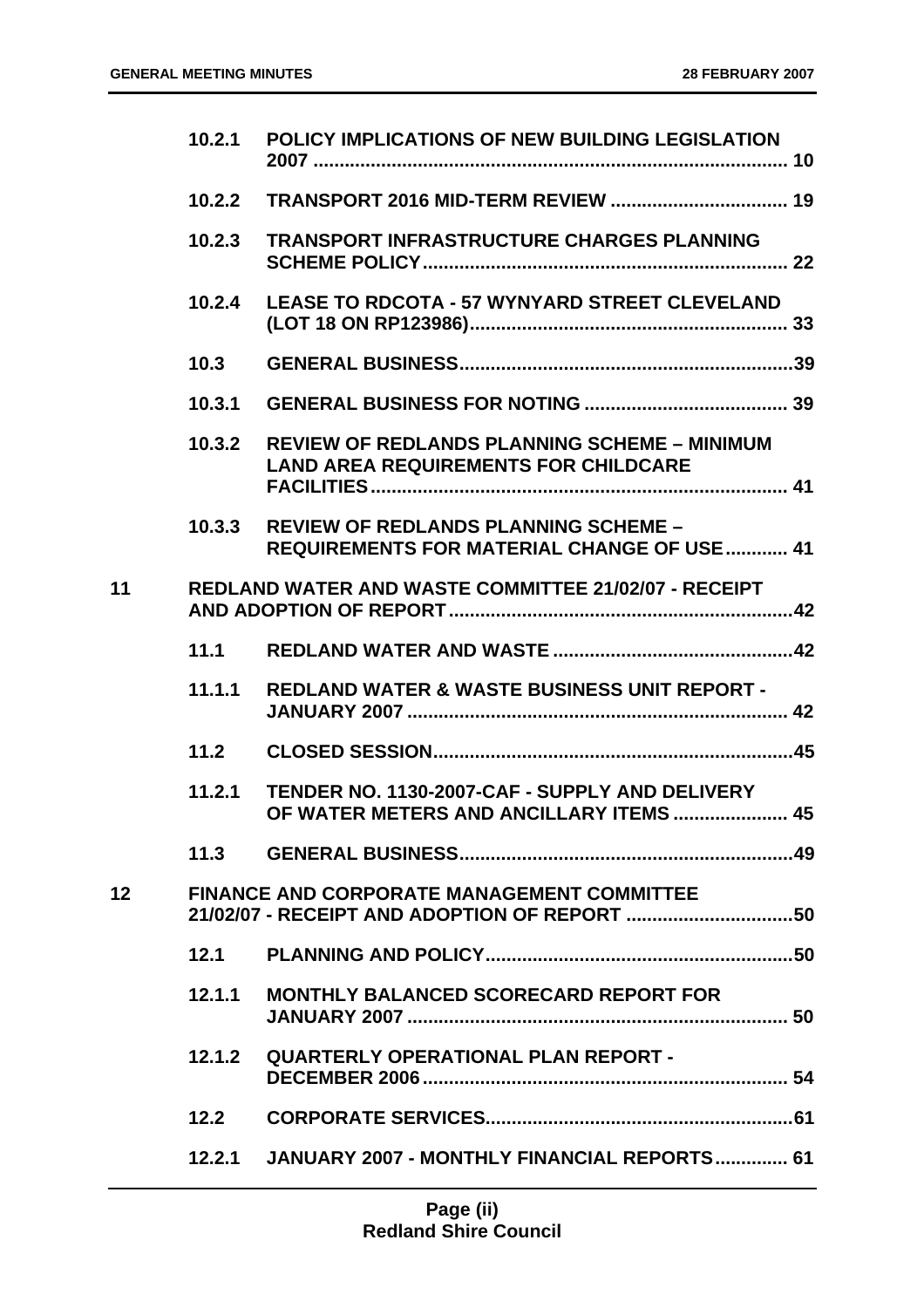| | | | |
|---|---|---|---|
| | 10.2.1 | POLICY IMPLICATIONS OF NEW BUILDING LEGISLATION 2007 | 10 |
| | 10.2.2 | TRANSPORT 2016 MID-TERM REVIEW | 19 |
| | 10.2.3 | TRANSPORT INFRASTRUCTURE CHARGES PLANNING SCHEME POLICY | 22 |
| | 10.2.4 | LEASE TO RDCOTA - 57 WYNYARD STREET CLEVELAND (LOT 18 ON RP123986) | 33 |
| | 10.3 | GENERAL BUSINESS | 39 |
| | 10.3.1 | GENERAL BUSINESS FOR NOTING | 39 |
| | 10.3.2 | REVIEW OF REDLANDS PLANNING SCHEME – MINIMUM LAND AREA REQUIREMENTS FOR CHILDCARE FACILITIES | 41 |
| | 10.3.3 | REVIEW OF REDLANDS PLANNING SCHEME – REQUIREMENTS FOR MATERIAL CHANGE OF USE | 41 |
| 11 | | REDLAND WATER AND WASTE COMMITTEE 21/02/07 - RECEIPT AND ADOPTION OF REPORT | 42 |
| | 11.1 | REDLAND WATER AND WASTE | 42 |
| | 11.1.1 | REDLAND WATER & WASTE BUSINESS UNIT REPORT - JANUARY 2007 | 42 |
| | 11.2 | CLOSED SESSION | 45 |
| | 11.2.1 | TENDER NO. 1130-2007-CAF - SUPPLY AND DELIVERY OF WATER METERS AND ANCILLARY ITEMS | 45 |
| | 11.3 | GENERAL BUSINESS | 49 |
| 12 | | FINANCE AND CORPORATE MANAGEMENT COMMITTEE 21/02/07 - RECEIPT AND ADOPTION OF REPORT | 50 |
| | 12.1 | PLANNING AND POLICY | 50 |
| | 12.1.1 | MONTHLY BALANCED SCORECARD REPORT FOR JANUARY 2007 | 50 |
| | 12.1.2 | QUARTERLY OPERATIONAL PLAN REPORT - DECEMBER 2006 | 54 |
| | 12.2 | CORPORATE SERVICES | 61 |
| | 12.2.1 | JANUARY 2007 - MONTHLY FINANCIAL REPORTS | 61 |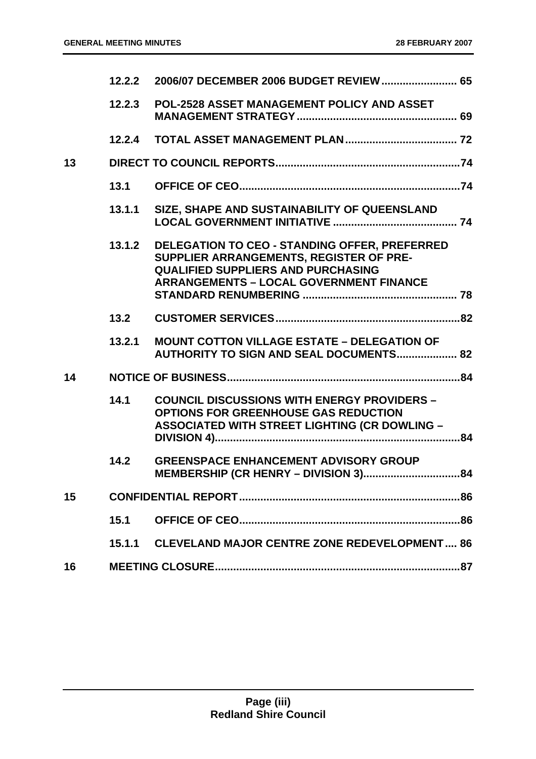| | | | |
|---|---|---|---|
| | 12.2.2 | 2006/07 DECEMBER 2006 BUDGET REVIEW | 65 |
| | 12.2.3 | POL-2528 ASSET MANAGEMENT POLICY AND ASSET MANAGEMENT STRATEGY | 69 |
| | 12.2.4 | TOTAL ASSET MANAGEMENT PLAN | 72 |
| 13 | | DIRECT TO COUNCIL REPORTS | 74 |
| | 13.1 | OFFICE OF CEO | 74 |
| | 13.1.1 | SIZE, SHAPE AND SUSTAINABILITY OF QUEENSLAND LOCAL GOVERNMENT INITIATIVE | 74 |
| | 13.1.2 | DELEGATION TO CEO - STANDING OFFER, PREFERRED SUPPLIER ARRANGEMENTS, REGISTER OF PRE-QUALIFIED SUPPLIERS AND PURCHASING ARRANGEMENTS – LOCAL GOVERNMENT FINANCE STANDARD RENUMBERING | 78 |
| | 13.2 | CUSTOMER SERVICES | 82 |
| | 13.2.1 | MOUNT COTTON VILLAGE ESTATE – DELEGATION OF AUTHORITY TO SIGN AND SEAL DOCUMENTS | 82 |
| 14 | | NOTICE OF BUSINESS | 84 |
| | 14.1 | COUNCIL DISCUSSIONS WITH ENERGY PROVIDERS – OPTIONS FOR GREENHOUSE GAS REDUCTION ASSOCIATED WITH STREET LIGHTING (CR DOWLING – DIVISION 4) | 84 |
| | 14.2 | GREENSPACE ENHANCEMENT ADVISORY GROUP MEMBERSHIP (CR HENRY – DIVISION 3) | 84 |
| 15 | | CONFIDENTIAL REPORT | 86 |
| | 15.1 | OFFICE OF CEO | 86 |
| | 15.1.1 | CLEVELAND MAJOR CENTRE ZONE REDEVELOPMENT | 86 |
| 16 | | MEETING CLOSURE | 87 |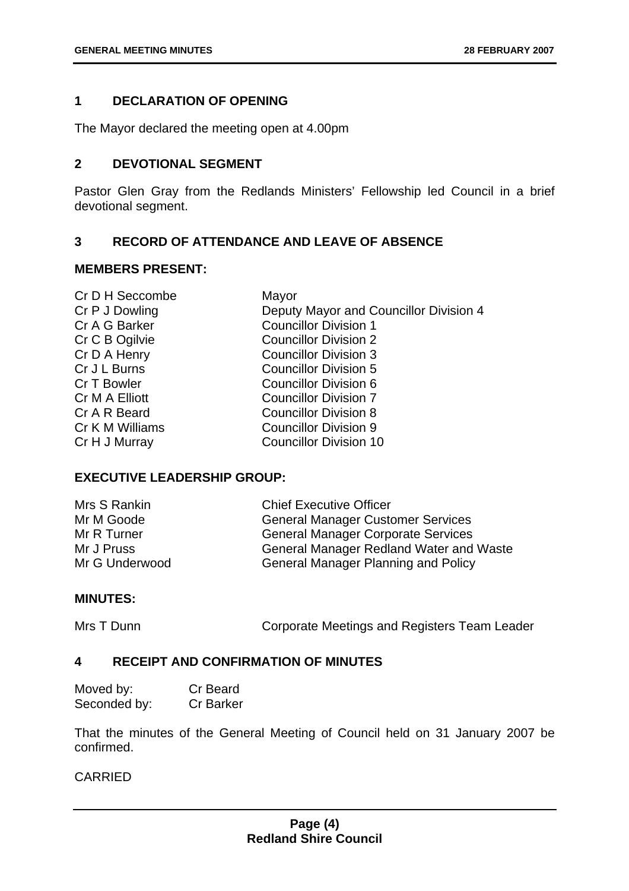## 1 DECLARATION OF OPENING

The Mayor declared the meeting open at 4.00pm

## 2 DEVOTIONAL SEGMENT

Pastor Glen Gray from the Redlands Ministers' Fellowship led Council in a brief devotional segment.

## 3 RECORD OF ATTENDANCE AND LEAVE OF ABSENCE

### MEMBERS PRESENT:

| | |
|---|---|
| Cr D H Seccombe | Mayor |
| Cr P J Dowling | Deputy Mayor and Councillor Division 4 |
| Cr A G Barker | Councillor Division 1 |
| Cr C B Ogilvie | Councillor Division 2 |
| Cr D A Henry | Councillor Division 3 |
| Cr J L Burns | Councillor Division 5 |
| Cr T Bowler | Councillor Division 6 |
| Cr M A Elliott | Councillor Division 7 |
| Cr A R Beard | Councillor Division 8 |
| Cr K M Williams | Councillor Division 9 |
| Cr H J Murray | Councillor Division 10 |

### EXECUTIVE LEADERSHIP GROUP:

| | |
|---|---|
| Mrs S Rankin | Chief Executive Officer |
| Mr M Goode | General Manager Customer Services |
| Mr R Turner | General Manager Corporate Services |
| Mr J Pruss | General Manager Redland Water and Waste |
| Mr G Underwood | General Manager Planning and Policy |

### MINUTES:

| | |
|---|---|
| Mrs T Dunn | Corporate Meetings and Registers Team Leader |

## 4 RECEIPT AND CONFIRMATION OF MINUTES

| | |
|---|---|
| Moved by: | Cr Beard |
| Seconded by: | Cr Barker |

That the minutes of the General Meeting of Council held on 31 January 2007 be confirmed.

CARRIED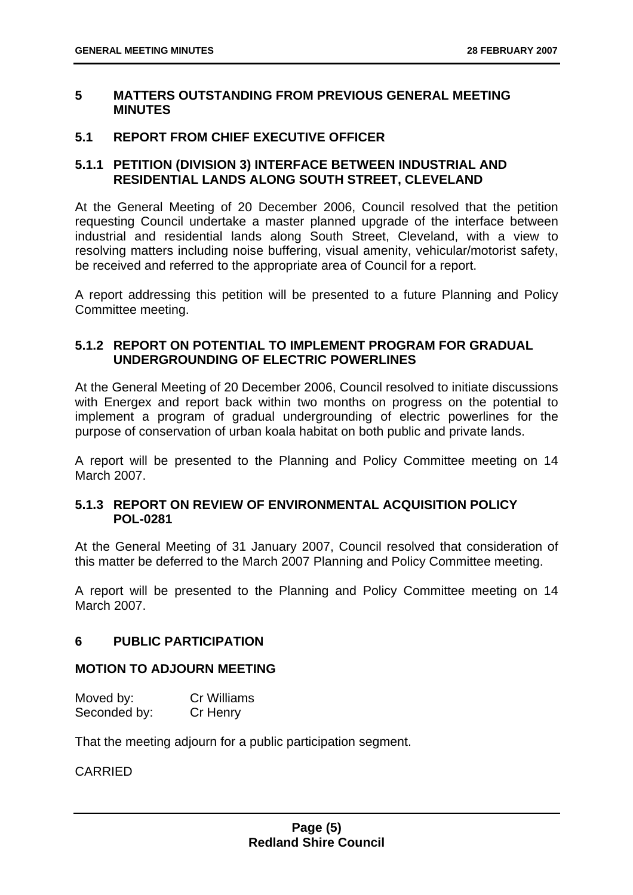## 5 MATTERS OUTSTANDING FROM PREVIOUS GENERAL MEETING MINUTES

### 5.1 REPORT FROM CHIEF EXECUTIVE OFFICER

#### 5.1.1 PETITION (DIVISION 3) INTERFACE BETWEEN INDUSTRIAL AND RESIDENTIAL LANDS ALONG SOUTH STREET, CLEVELAND

At the General Meeting of 20 December 2006, Council resolved that the petition requesting Council undertake a master planned upgrade of the interface between industrial and residential lands along South Street, Cleveland, with a view to resolving matters including noise buffering, visual amenity, vehicular/motorist safety, be received and referred to the appropriate area of Council for a report.

A report addressing this petition will be presented to a future Planning and Policy Committee meeting.

#### 5.1.2 REPORT ON POTENTIAL TO IMPLEMENT PROGRAM FOR GRADUAL UNDERGROUNDING OF ELECTRIC POWERLINES

At the General Meeting of 20 December 2006, Council resolved to initiate discussions with Energex and report back within two months on progress on the potential to implement a program of gradual undergrounding of electric powerlines for the purpose of conservation of urban koala habitat on both public and private lands.

A report will be presented to the Planning and Policy Committee meeting on 14 March 2007.

#### 5.1.3 REPORT ON REVIEW OF ENVIRONMENTAL ACQUISITION POLICY POL-0281

At the General Meeting of 31 January 2007, Council resolved that consideration of this matter be deferred to the March 2007 Planning and Policy Committee meeting.

A report will be presented to the Planning and Policy Committee meeting on 14 March 2007.

## 6 PUBLIC PARTICIPATION

**MOTION TO ADJOURN MEETING**

Moved by: Cr Williams
Seconded by: Cr Henry

That the meeting adjourn for a public participation segment.

CARRIED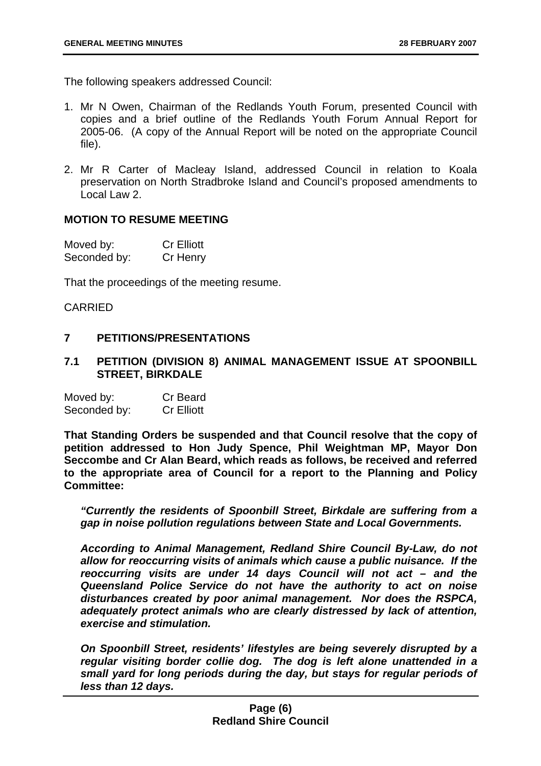The following speakers addressed Council:

1. Mr N Owen, Chairman of the Redlands Youth Forum, presented Council with copies and a brief outline of the Redlands Youth Forum Annual Report for 2005-06. (A copy of the Annual Report will be noted on the appropriate Council file).

2. Mr R Carter of Macleay Island, addressed Council in relation to Koala preservation on North Stradbroke Island and Council's proposed amendments to Local Law 2.

**MOTION TO RESUME MEETING**

Moved by: Cr Elliott
Seconded by: Cr Henry

That the proceedings of the meeting resume.

CARRIED

## 7 PETITIONS/PRESENTATIONS

### 7.1 PETITION (DIVISION 8) ANIMAL MANAGEMENT ISSUE AT SPOONBILL STREET, BIRKDALE

Moved by: Cr Beard
Seconded by: Cr Elliott

**That Standing Orders be suspended and that Council resolve that the copy of petition addressed to Hon Judy Spence, Phil Weightman MP, Mayor Don Seccombe and Cr Alan Beard, which reads as follows, be received and referred to the appropriate area of Council for a report to the Planning and Policy Committee:**

***"Currently the residents of Spoonbill Street, Birkdale are suffering from a gap in noise pollution regulations between State and Local Governments.***

***According to Animal Management, Redland Shire Council By-Law, do not allow for reoccurring visits of animals which cause a public nuisance. If the reoccurring visits are under 14 days Council will not act – and the Queensland Police Service do not have the authority to act on noise disturbances created by poor animal management. Nor does the RSPCA, adequately protect animals who are clearly distressed by lack of attention, exercise and stimulation.***

***On Spoonbill Street, residents' lifestyles are being severely disrupted by a regular visiting border collie dog. The dog is left alone unattended in a small yard for long periods during the day, but stays for regular periods of less than 12 days.***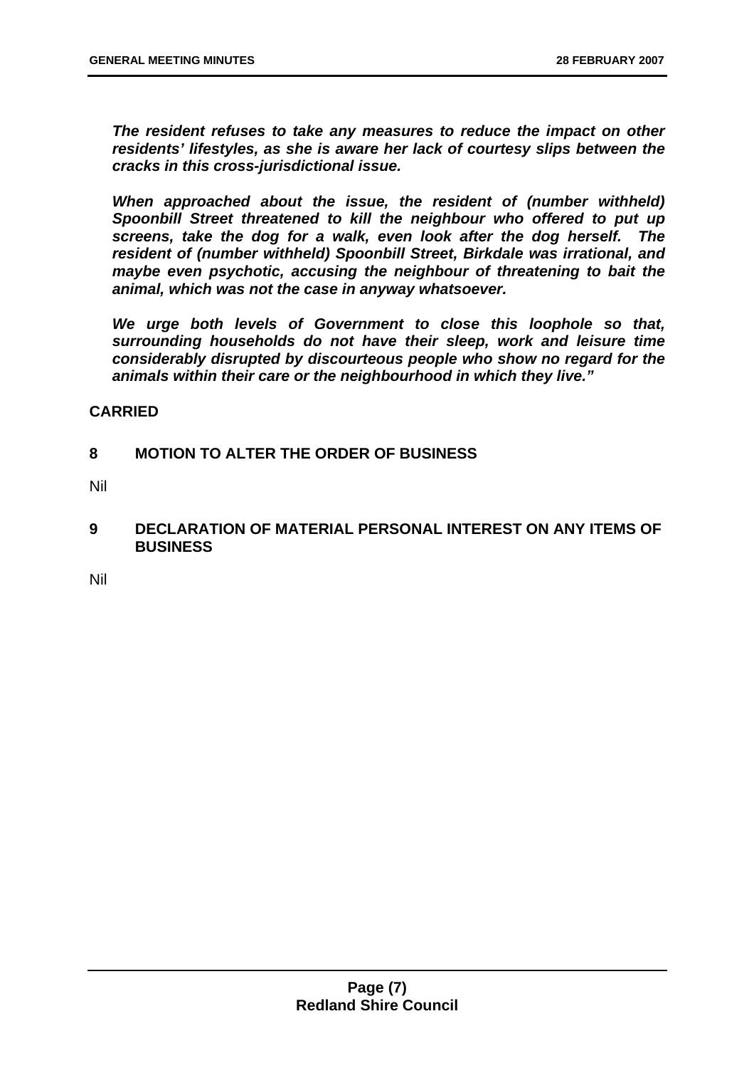***The resident refuses to take any measures to reduce the impact on other residents' lifestyles, as she is aware her lack of courtesy slips between the cracks in this cross-jurisdictional issue.***

***When approached about the issue, the resident of (number withheld) Spoonbill Street threatened to kill the neighbour who offered to put up screens, take the dog for a walk, even look after the dog herself. The resident of (number withheld) Spoonbill Street, Birkdale was irrational, and maybe even psychotic, accusing the neighbour of threatening to bait the animal, which was not the case in anyway whatsoever.***

***We urge both levels of Government to close this loophole so that, surrounding households do not have their sleep, work and leisure time considerably disrupted by discourteous people who show no regard for the animals within their care or the neighbourhood in which they live."***

**CARRIED**

## 8 MOTION TO ALTER THE ORDER OF BUSINESS

Nil

## 9 DECLARATION OF MATERIAL PERSONAL INTEREST ON ANY ITEMS OF BUSINESS

Nil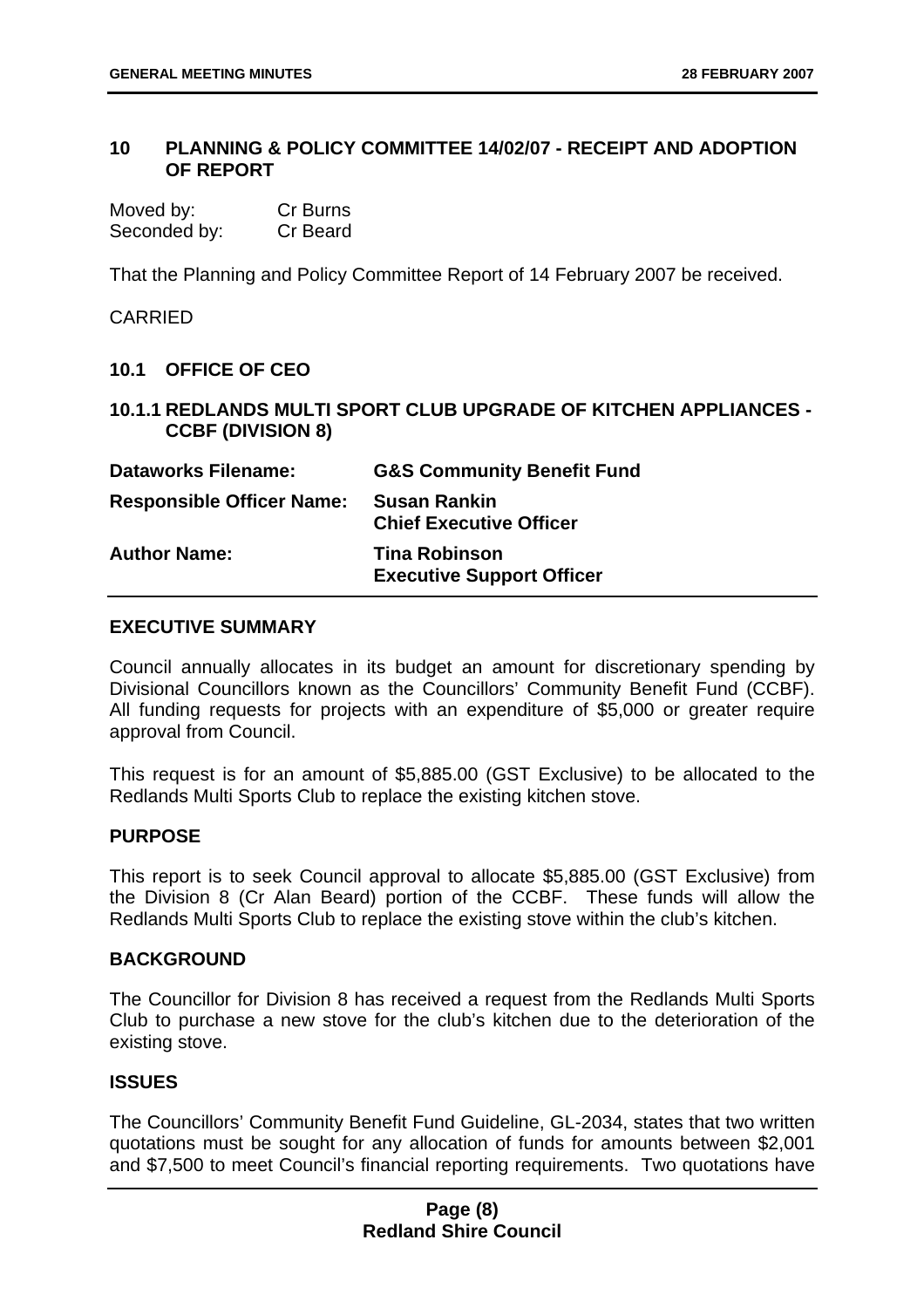## 10 PLANNING & POLICY COMMITTEE 14/02/07 - RECEIPT AND ADOPTION OF REPORT

Moved by: Cr Burns
Seconded by: Cr Beard

That the Planning and Policy Committee Report of 14 February 2007 be received.

CARRIED

### 10.1 OFFICE OF CEO

### 10.1.1 REDLANDS MULTI SPORT CLUB UPGRADE OF KITCHEN APPLIANCES - CCBF (DIVISION 8)

| | |
|---|---|
| **Dataworks Filename:** | **G&S Community Benefit Fund** |
| **Responsible Officer Name:** | **Susan Rankin**<br>**Chief Executive Officer** |
| **Author Name:** | **Tina Robinson**<br>**Executive Support Officer** |

**EXECUTIVE SUMMARY**

Council annually allocates in its budget an amount for discretionary spending by Divisional Councillors known as the Councillors' Community Benefit Fund (CCBF). All funding requests for projects with an expenditure of $5,000 or greater require approval from Council.

This request is for an amount of $5,885.00 (GST Exclusive) to be allocated to the Redlands Multi Sports Club to replace the existing kitchen stove.

**PURPOSE**

This report is to seek Council approval to allocate $5,885.00 (GST Exclusive) from the Division 8 (Cr Alan Beard) portion of the CCBF. These funds will allow the Redlands Multi Sports Club to replace the existing stove within the club's kitchen.

**BACKGROUND**

The Councillor for Division 8 has received a request from the Redlands Multi Sports Club to purchase a new stove for the club's kitchen due to the deterioration of the existing stove.

**ISSUES**

The Councillors' Community Benefit Fund Guideline, GL-2034, states that two written quotations must be sought for any allocation of funds for amounts between $2,001 and $7,500 to meet Council's financial reporting requirements. Two quotations have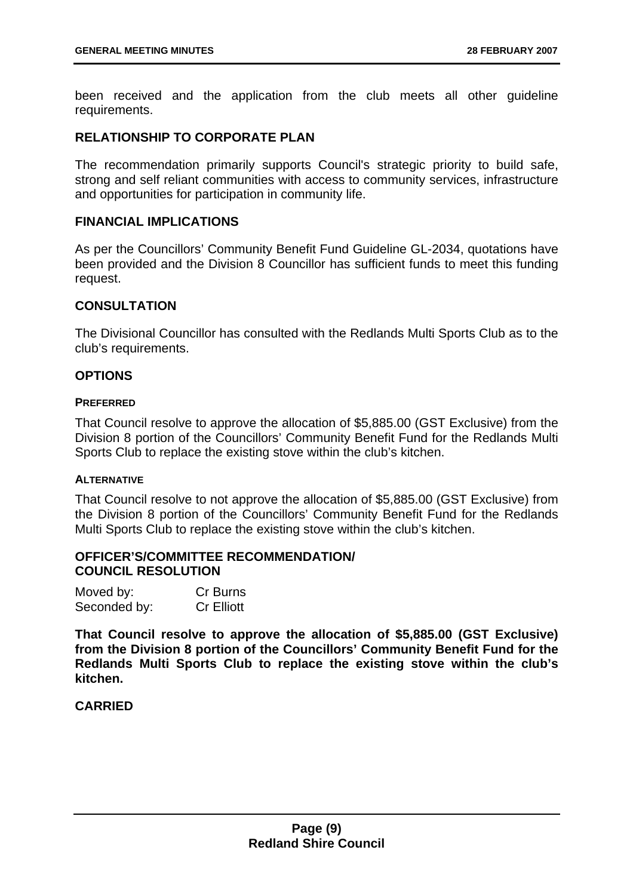been received and the application from the club meets all other guideline requirements.

## RELATIONSHIP TO CORPORATE PLAN

The recommendation primarily supports Council's strategic priority to build safe, strong and self reliant communities with access to community services, infrastructure and opportunities for participation in community life.

## FINANCIAL IMPLICATIONS

As per the Councillors' Community Benefit Fund Guideline GL-2034, quotations have been provided and the Division 8 Councillor has sufficient funds to meet this funding request.

## CONSULTATION

The Divisional Councillor has consulted with the Redlands Multi Sports Club as to the club's requirements.

## OPTIONS

### PREFERRED

That Council resolve to approve the allocation of $5,885.00 (GST Exclusive) from the Division 8 portion of the Councillors' Community Benefit Fund for the Redlands Multi Sports Club to replace the existing stove within the club's kitchen.

### ALTERNATIVE

That Council resolve to not approve the allocation of $5,885.00 (GST Exclusive) from the Division 8 portion of the Councillors' Community Benefit Fund for the Redlands Multi Sports Club to replace the existing stove within the club's kitchen.

## OFFICER'S/COMMITTEE RECOMMENDATION/ COUNCIL RESOLUTION

Moved by: Cr Burns
Seconded by: Cr Elliott

**That Council resolve to approve the allocation of $5,885.00 (GST Exclusive) from the Division 8 portion of the Councillors' Community Benefit Fund for the Redlands Multi Sports Club to replace the existing stove within the club's kitchen.**

**CARRIED**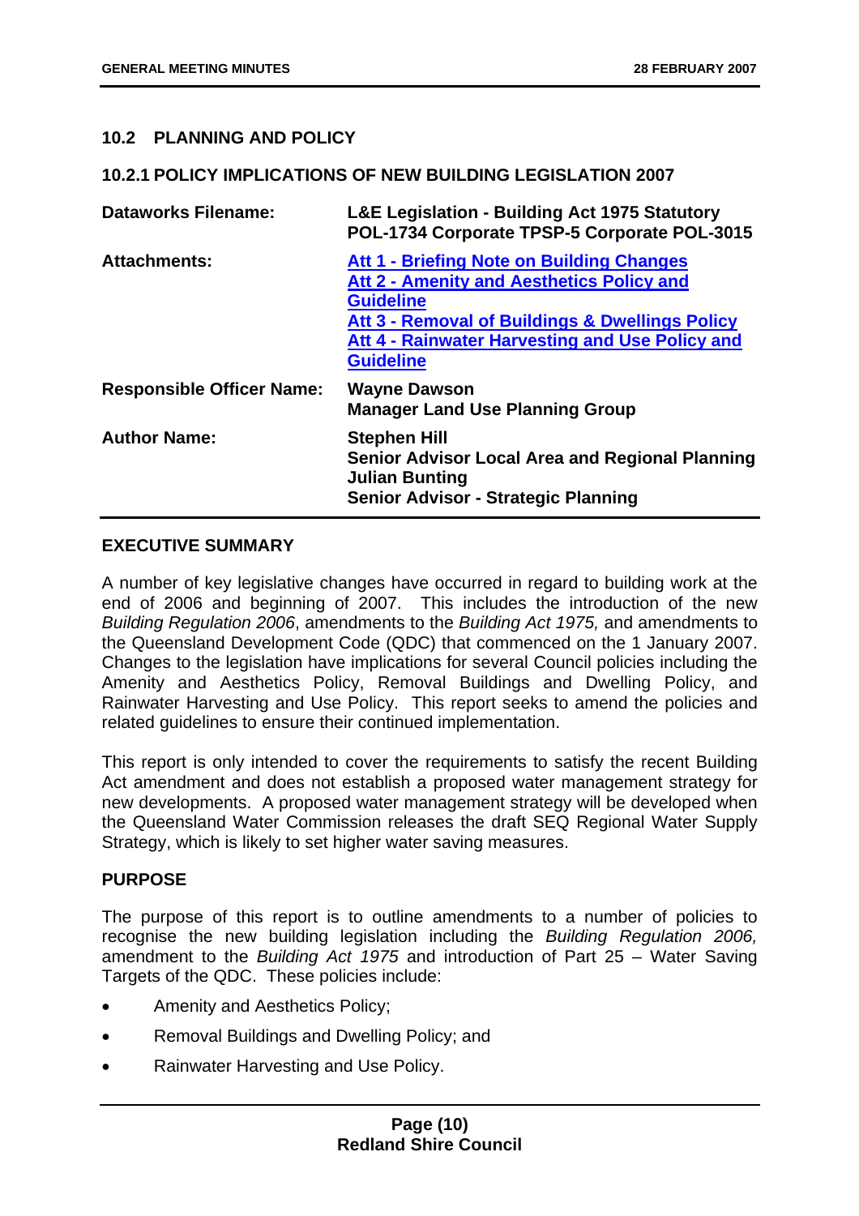## 10.2 PLANNING AND POLICY

### 10.2.1 POLICY IMPLICATIONS OF NEW BUILDING LEGISLATION 2007

| | |
|---|---|
| **Dataworks Filename:** | **L&E Legislation - Building Act 1975 Statutory POL-1734 Corporate TPSP-5 Corporate POL-3015** |
| **Attachments:** | **Att 1 - Briefing Note on Building Changes**<br>**Att 2 - Amenity and Aesthetics Policy and Guideline**<br>**Att 3 - Removal of Buildings & Dwellings Policy**<br>**Att 4 - Rainwater Harvesting and Use Policy and Guideline** |
| **Responsible Officer Name:** | **Wayne Dawson**<br>**Manager Land Use Planning Group** |
| **Author Name:** | **Stephen Hill**<br>**Senior Advisor Local Area and Regional Planning**<br>**Julian Bunting**<br>**Senior Advisor - Strategic Planning** |

**EXECUTIVE SUMMARY**

A number of key legislative changes have occurred in regard to building work at the end of 2006 and beginning of 2007. This includes the introduction of the new *Building Regulation 2006*, amendments to the *Building Act 1975,* and amendments to the Queensland Development Code (QDC) that commenced on the 1 January 2007. Changes to the legislation have implications for several Council policies including the Amenity and Aesthetics Policy, Removal Buildings and Dwelling Policy, and Rainwater Harvesting and Use Policy. This report seeks to amend the policies and related guidelines to ensure their continued implementation.

This report is only intended to cover the requirements to satisfy the recent Building Act amendment and does not establish a proposed water management strategy for new developments. A proposed water management strategy will be developed when the Queensland Water Commission releases the draft SEQ Regional Water Supply Strategy, which is likely to set higher water saving measures.

**PURPOSE**

The purpose of this report is to outline amendments to a number of policies to recognise the new building legislation including the *Building Regulation 2006,* amendment to the *Building Act 1975* and introduction of Part 25 – Water Saving Targets of the QDC. These policies include:

- Amenity and Aesthetics Policy;
- Removal Buildings and Dwelling Policy; and
- Rainwater Harvesting and Use Policy.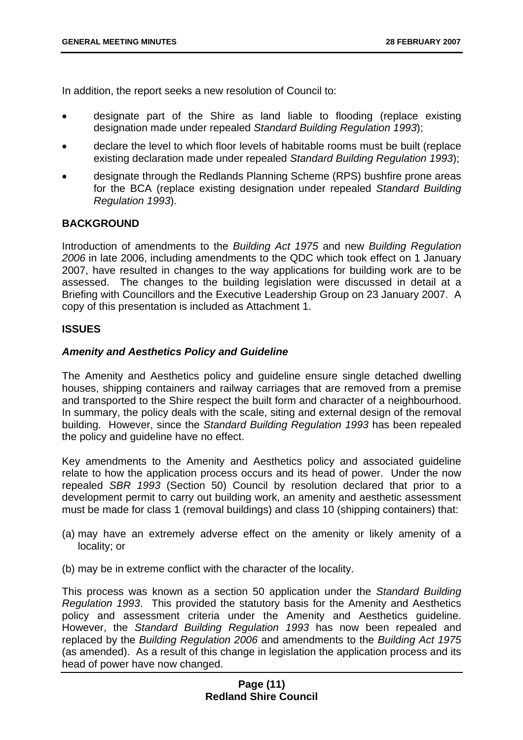In addition, the report seeks a new resolution of Council to:

- designate part of the Shire as land liable to flooding (replace existing designation made under repealed *Standard Building Regulation 1993*);
- declare the level to which floor levels of habitable rooms must be built (replace existing declaration made under repealed *Standard Building Regulation 1993*);
- designate through the Redlands Planning Scheme (RPS) bushfire prone areas for the BCA (replace existing designation under repealed *Standard Building Regulation 1993*).

**BACKGROUND**

Introduction of amendments to the *Building Act 1975* and new *Building Regulation 2006* in late 2006, including amendments to the QDC which took effect on 1 January 2007, have resulted in changes to the way applications for building work are to be assessed. The changes to the building legislation were discussed in detail at a Briefing with Councillors and the Executive Leadership Group on 23 January 2007. A copy of this presentation is included as Attachment 1.

**ISSUES**

***Amenity and Aesthetics Policy and Guideline***

The Amenity and Aesthetics policy and guideline ensure single detached dwelling houses, shipping containers and railway carriages that are removed from a premise and transported to the Shire respect the built form and character of a neighbourhood. In summary, the policy deals with the scale, siting and external design of the removal building. However, since the *Standard Building Regulation 1993* has been repealed the policy and guideline have no effect.

Key amendments to the Amenity and Aesthetics policy and associated guideline relate to how the application process occurs and its head of power. Under the now repealed *SBR 1993* (Section 50) Council by resolution declared that prior to a development permit to carry out building work, an amenity and aesthetic assessment must be made for class 1 (removal buildings) and class 10 (shipping containers) that:

(a) may have an extremely adverse effect on the amenity or likely amenity of a locality; or

(b) may be in extreme conflict with the character of the locality.

This process was known as a section 50 application under the *Standard Building Regulation 1993*. This provided the statutory basis for the Amenity and Aesthetics policy and assessment criteria under the Amenity and Aesthetics guideline. However, the *Standard Building Regulation 1993* has now been repealed and replaced by the *Building Regulation 2006* and amendments to the *Building Act 1975* (as amended). As a result of this change in legislation the application process and its head of power have now changed.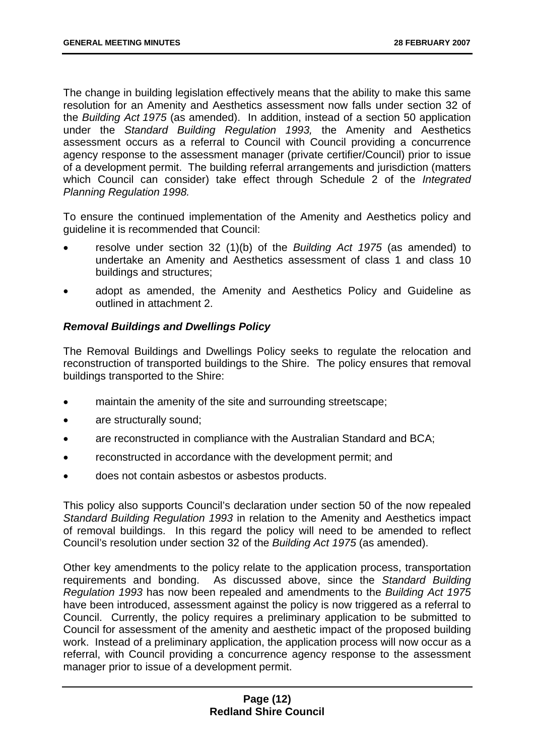The change in building legislation effectively means that the ability to make this same resolution for an Amenity and Aesthetics assessment now falls under section 32 of the *Building Act 1975* (as amended). In addition, instead of a section 50 application under the *Standard Building Regulation 1993,* the Amenity and Aesthetics assessment occurs as a referral to Council with Council providing a concurrence agency response to the assessment manager (private certifier/Council) prior to issue of a development permit. The building referral arrangements and jurisdiction (matters which Council can consider) take effect through Schedule 2 of the *Integrated Planning Regulation 1998.*

To ensure the continued implementation of the Amenity and Aesthetics policy and guideline it is recommended that Council:

- resolve under section 32 (1)(b) of the *Building Act 1975* (as amended) to undertake an Amenity and Aesthetics assessment of class 1 and class 10 buildings and structures;
- adopt as amended, the Amenity and Aesthetics Policy and Guideline as outlined in attachment 2.

***Removal Buildings and Dwellings Policy***

The Removal Buildings and Dwellings Policy seeks to regulate the relocation and reconstruction of transported buildings to the Shire. The policy ensures that removal buildings transported to the Shire:

- maintain the amenity of the site and surrounding streetscape;
- are structurally sound;
- are reconstructed in compliance with the Australian Standard and BCA;
- reconstructed in accordance with the development permit; and
- does not contain asbestos or asbestos products.

This policy also supports Council's declaration under section 50 of the now repealed *Standard Building Regulation 1993* in relation to the Amenity and Aesthetics impact of removal buildings. In this regard the policy will need to be amended to reflect Council's resolution under section 32 of the *Building Act 1975* (as amended).

Other key amendments to the policy relate to the application process, transportation requirements and bonding. As discussed above, since the *Standard Building Regulation 1993* has now been repealed and amendments to the *Building Act 1975* have been introduced, assessment against the policy is now triggered as a referral to Council. Currently, the policy requires a preliminary application to be submitted to Council for assessment of the amenity and aesthetic impact of the proposed building work. Instead of a preliminary application, the application process will now occur as a referral, with Council providing a concurrence agency response to the assessment manager prior to issue of a development permit.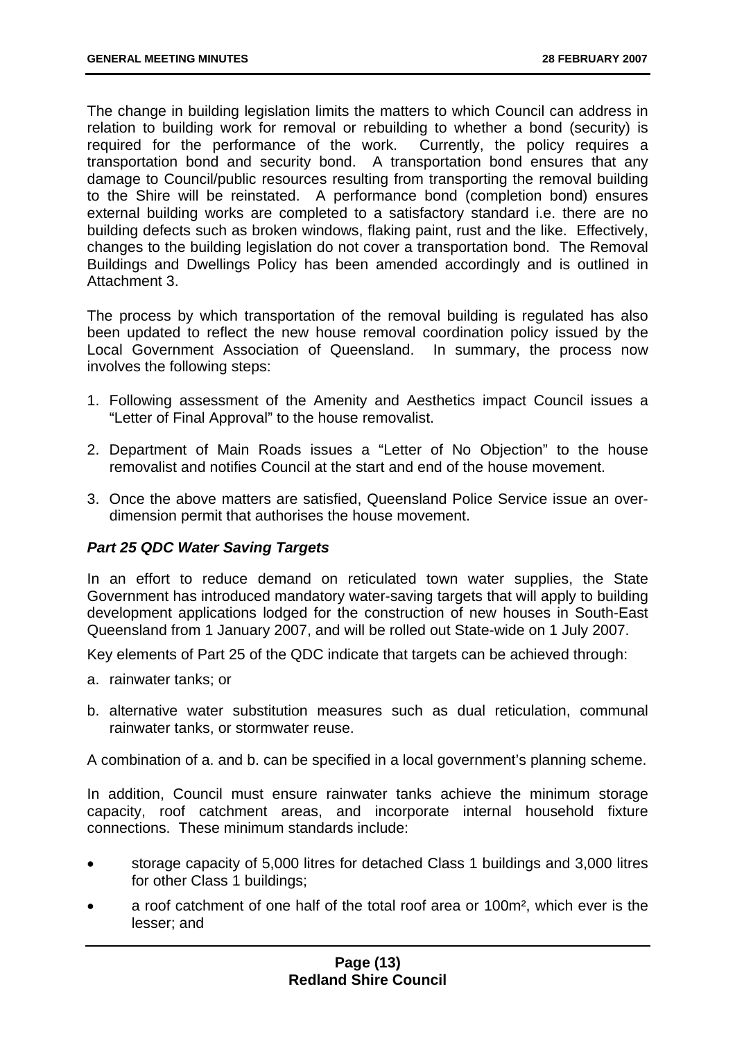The change in building legislation limits the matters to which Council can address in relation to building work for removal or rebuilding to whether a bond (security) is required for the performance of the work. Currently, the policy requires a transportation bond and security bond. A transportation bond ensures that any damage to Council/public resources resulting from transporting the removal building to the Shire will be reinstated. A performance bond (completion bond) ensures external building works are completed to a satisfactory standard i.e. there are no building defects such as broken windows, flaking paint, rust and the like. Effectively, changes to the building legislation do not cover a transportation bond. The Removal Buildings and Dwellings Policy has been amended accordingly and is outlined in Attachment 3.

The process by which transportation of the removal building is regulated has also been updated to reflect the new house removal coordination policy issued by the Local Government Association of Queensland. In summary, the process now involves the following steps:

1. Following assessment of the Amenity and Aesthetics impact Council issues a "Letter of Final Approval" to the house removalist.
2. Department of Main Roads issues a "Letter of No Objection" to the house removalist and notifies Council at the start and end of the house movement.
3. Once the above matters are satisfied, Queensland Police Service issue an over-dimension permit that authorises the house movement.

***Part 25 QDC Water Saving Targets***

In an effort to reduce demand on reticulated town water supplies, the State Government has introduced mandatory water-saving targets that will apply to building development applications lodged for the construction of new houses in South-East Queensland from 1 January 2007, and will be rolled out State-wide on 1 July 2007.

Key elements of Part 25 of the QDC indicate that targets can be achieved through:

a. rainwater tanks; or
b. alternative water substitution measures such as dual reticulation, communal rainwater tanks, or stormwater reuse.

A combination of a. and b. can be specified in a local government's planning scheme.

In addition, Council must ensure rainwater tanks achieve the minimum storage capacity, roof catchment areas, and incorporate internal household fixture connections. These minimum standards include:

- storage capacity of 5,000 litres for detached Class 1 buildings and 3,000 litres for other Class 1 buildings;
- a roof catchment of one half of the total roof area or 100m², which ever is the lesser; and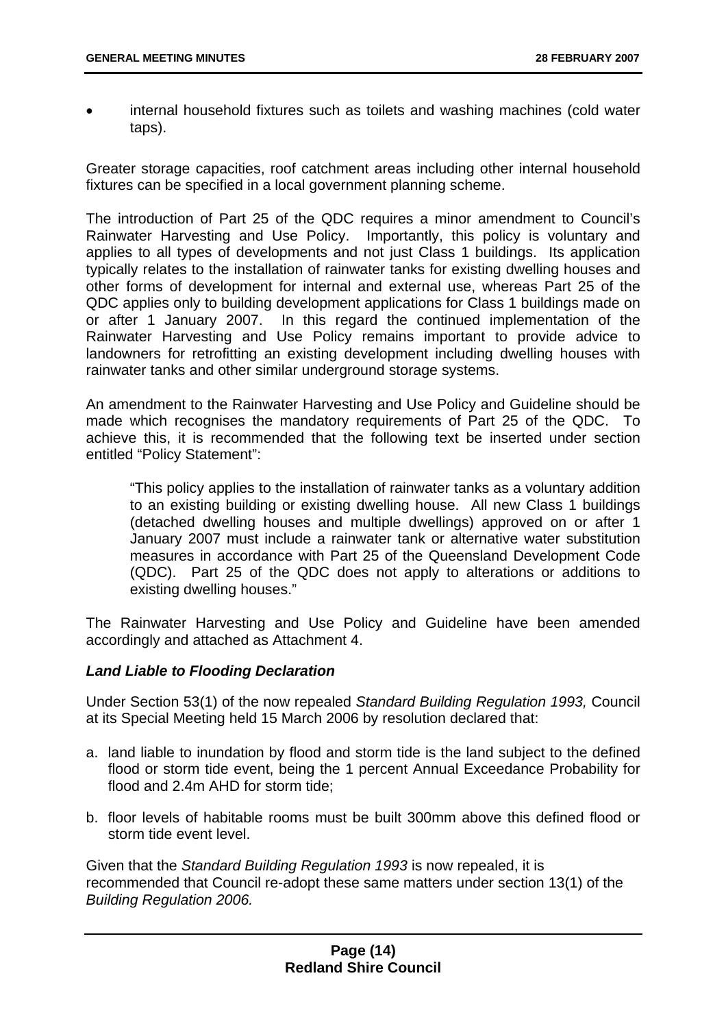- internal household fixtures such as toilets and washing machines (cold water taps).

Greater storage capacities, roof catchment areas including other internal household fixtures can be specified in a local government planning scheme.

The introduction of Part 25 of the QDC requires a minor amendment to Council's Rainwater Harvesting and Use Policy. Importantly, this policy is voluntary and applies to all types of developments and not just Class 1 buildings. Its application typically relates to the installation of rainwater tanks for existing dwelling houses and other forms of development for internal and external use, whereas Part 25 of the QDC applies only to building development applications for Class 1 buildings made on or after 1 January 2007. In this regard the continued implementation of the Rainwater Harvesting and Use Policy remains important to provide advice to landowners for retrofitting an existing development including dwelling houses with rainwater tanks and other similar underground storage systems.

An amendment to the Rainwater Harvesting and Use Policy and Guideline should be made which recognises the mandatory requirements of Part 25 of the QDC. To achieve this, it is recommended that the following text be inserted under section entitled "Policy Statement":

> "This policy applies to the installation of rainwater tanks as a voluntary addition to an existing building or existing dwelling house. All new Class 1 buildings (detached dwelling houses and multiple dwellings) approved on or after 1 January 2007 must include a rainwater tank or alternative water substitution measures in accordance with Part 25 of the Queensland Development Code (QDC). Part 25 of the QDC does not apply to alterations or additions to existing dwelling houses."

The Rainwater Harvesting and Use Policy and Guideline have been amended accordingly and attached as Attachment 4.

***Land Liable to Flooding Declaration***

Under Section 53(1) of the now repealed *Standard Building Regulation 1993,* Council at its Special Meeting held 15 March 2006 by resolution declared that:

a. land liable to inundation by flood and storm tide is the land subject to the defined flood or storm tide event, being the 1 percent Annual Exceedance Probability for flood and 2.4m AHD for storm tide;

b. floor levels of habitable rooms must be built 300mm above this defined flood or storm tide event level.

Given that the *Standard Building Regulation 1993* is now repealed, it is recommended that Council re-adopt these same matters under section 13(1) of the *Building Regulation 2006.*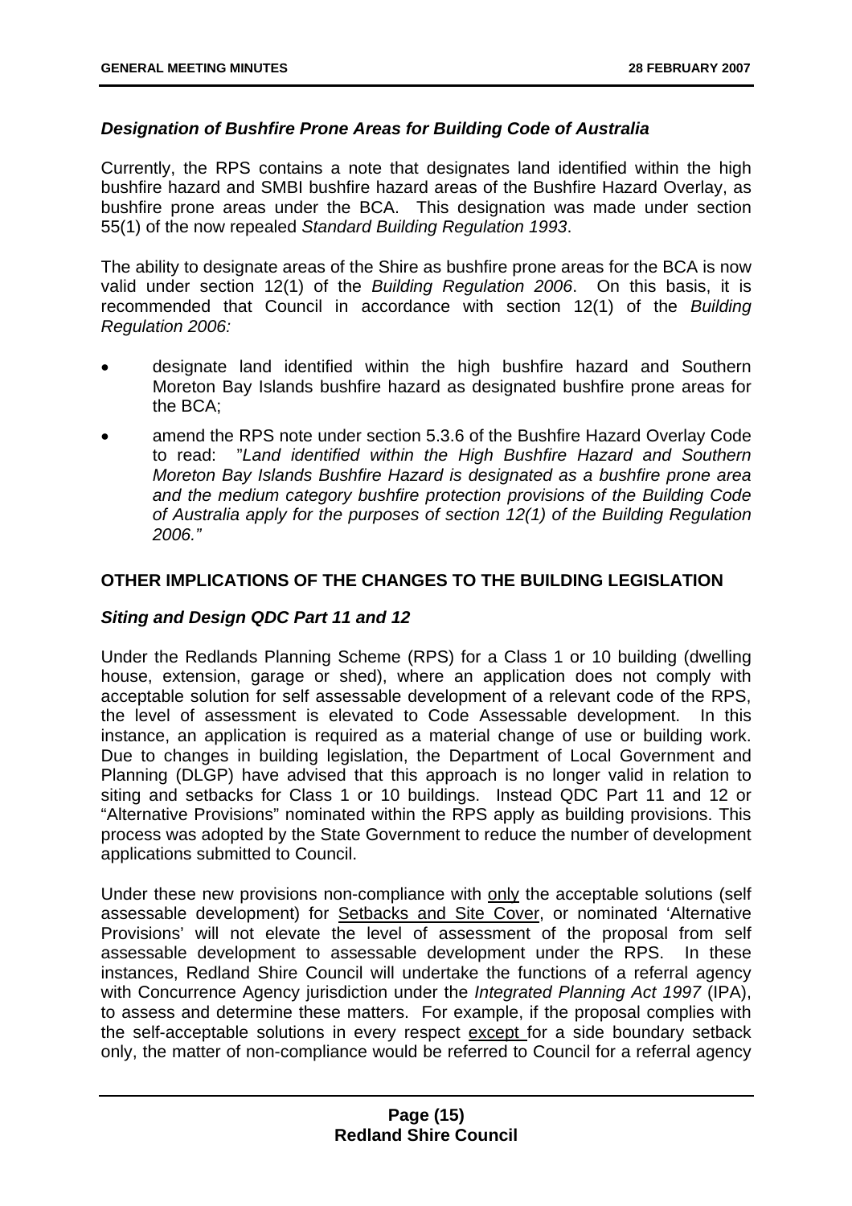### *Designation of Bushfire Prone Areas for Building Code of Australia*

Currently, the RPS contains a note that designates land identified within the high bushfire hazard and SMBI bushfire hazard areas of the Bushfire Hazard Overlay, as bushfire prone areas under the BCA. This designation was made under section 55(1) of the now repealed *Standard Building Regulation 1993*.

The ability to designate areas of the Shire as bushfire prone areas for the BCA is now valid under section 12(1) of the *Building Regulation 2006*. On this basis, it is recommended that Council in accordance with section 12(1) of the *Building Regulation 2006:*

- designate land identified within the high bushfire hazard and Southern Moreton Bay Islands bushfire hazard as designated bushfire prone areas for the BCA;
- amend the RPS note under section 5.3.6 of the Bushfire Hazard Overlay Code to read: "*Land identified within the High Bushfire Hazard and Southern Moreton Bay Islands Bushfire Hazard is designated as a bushfire prone area and the medium category bushfire protection provisions of the Building Code of Australia apply for the purposes of section 12(1) of the Building Regulation 2006."*

## OTHER IMPLICATIONS OF THE CHANGES TO THE BUILDING LEGISLATION

### *Siting and Design QDC Part 11 and 12*

Under the Redlands Planning Scheme (RPS) for a Class 1 or 10 building (dwelling house, extension, garage or shed), where an application does not comply with acceptable solution for self assessable development of a relevant code of the RPS, the level of assessment is elevated to Code Assessable development. In this instance, an application is required as a material change of use or building work. Due to changes in building legislation, the Department of Local Government and Planning (DLGP) have advised that this approach is no longer valid in relation to siting and setbacks for Class 1 or 10 buildings. Instead QDC Part 11 and 12 or "Alternative Provisions" nominated within the RPS apply as building provisions. This process was adopted by the State Government to reduce the number of development applications submitted to Council.

Under these new provisions non-compliance with only the acceptable solutions (self assessable development) for Setbacks and Site Cover, or nominated 'Alternative Provisions' will not elevate the level of assessment of the proposal from self assessable development to assessable development under the RPS. In these instances, Redland Shire Council will undertake the functions of a referral agency with Concurrence Agency jurisdiction under the *Integrated Planning Act 1997* (IPA), to assess and determine these matters. For example, if the proposal complies with the self-acceptable solutions in every respect except for a side boundary setback only, the matter of non-compliance would be referred to Council for a referral agency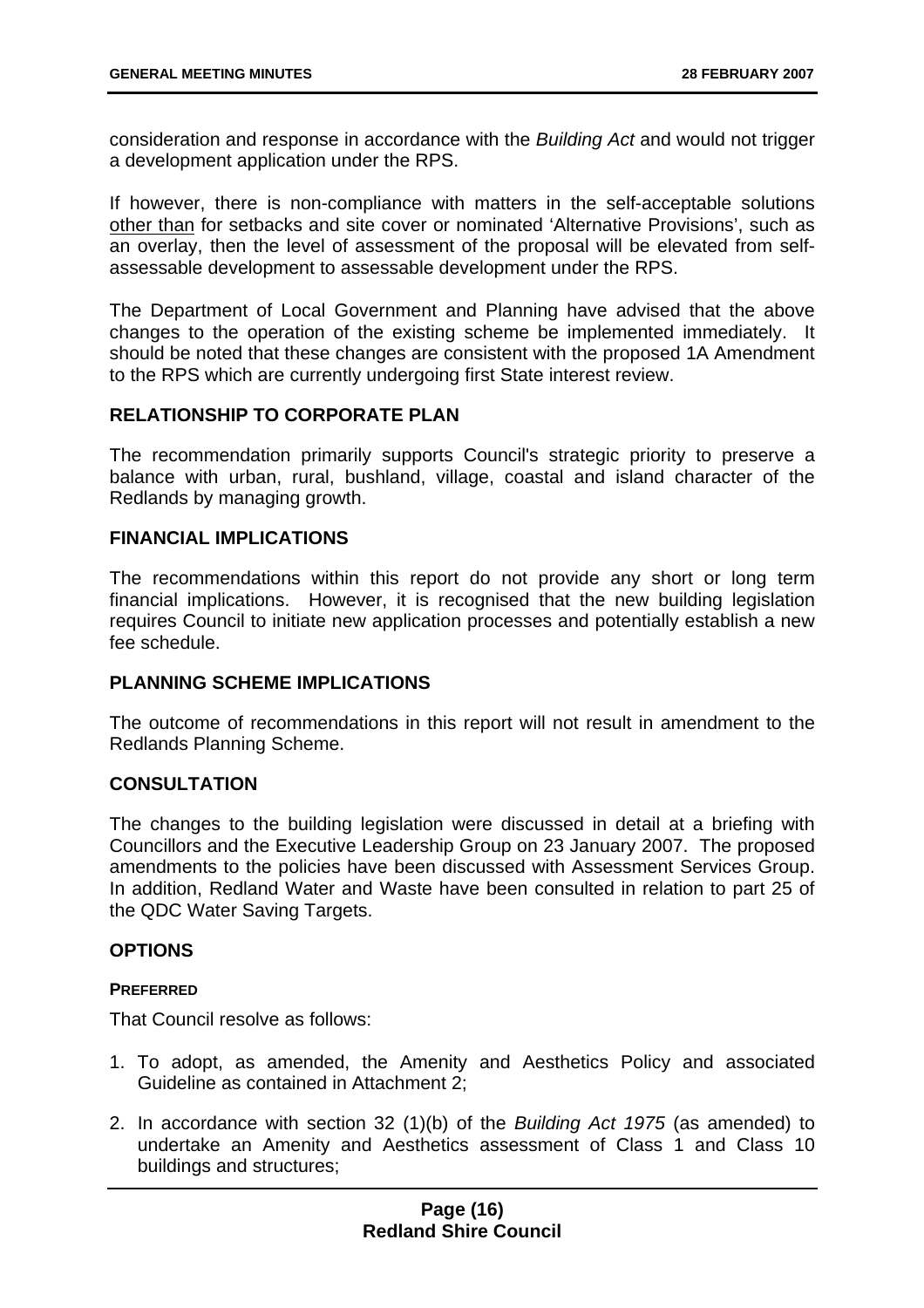consideration and response in accordance with the *Building Act* and would not trigger a development application under the RPS.

If however, there is non-compliance with matters in the self-acceptable solutions other than for setbacks and site cover or nominated 'Alternative Provisions', such as an overlay, then the level of assessment of the proposal will be elevated from self-assessable development to assessable development under the RPS.

The Department of Local Government and Planning have advised that the above changes to the operation of the existing scheme be implemented immediately. It should be noted that these changes are consistent with the proposed 1A Amendment to the RPS which are currently undergoing first State interest review.

## RELATIONSHIP TO CORPORATE PLAN

The recommendation primarily supports Council's strategic priority to preserve a balance with urban, rural, bushland, village, coastal and island character of the Redlands by managing growth.

## FINANCIAL IMPLICATIONS

The recommendations within this report do not provide any short or long term financial implications. However, it is recognised that the new building legislation requires Council to initiate new application processes and potentially establish a new fee schedule.

## PLANNING SCHEME IMPLICATIONS

The outcome of recommendations in this report will not result in amendment to the Redlands Planning Scheme.

## CONSULTATION

The changes to the building legislation were discussed in detail at a briefing with Councillors and the Executive Leadership Group on 23 January 2007. The proposed amendments to the policies have been discussed with Assessment Services Group. In addition, Redland Water and Waste have been consulted in relation to part 25 of the QDC Water Saving Targets.

## OPTIONS

### PREFERRED

That Council resolve as follows:

1. To adopt, as amended, the Amenity and Aesthetics Policy and associated Guideline as contained in Attachment 2;
2. In accordance with section 32 (1)(b) of the *Building Act 1975* (as amended) to undertake an Amenity and Aesthetics assessment of Class 1 and Class 10 buildings and structures;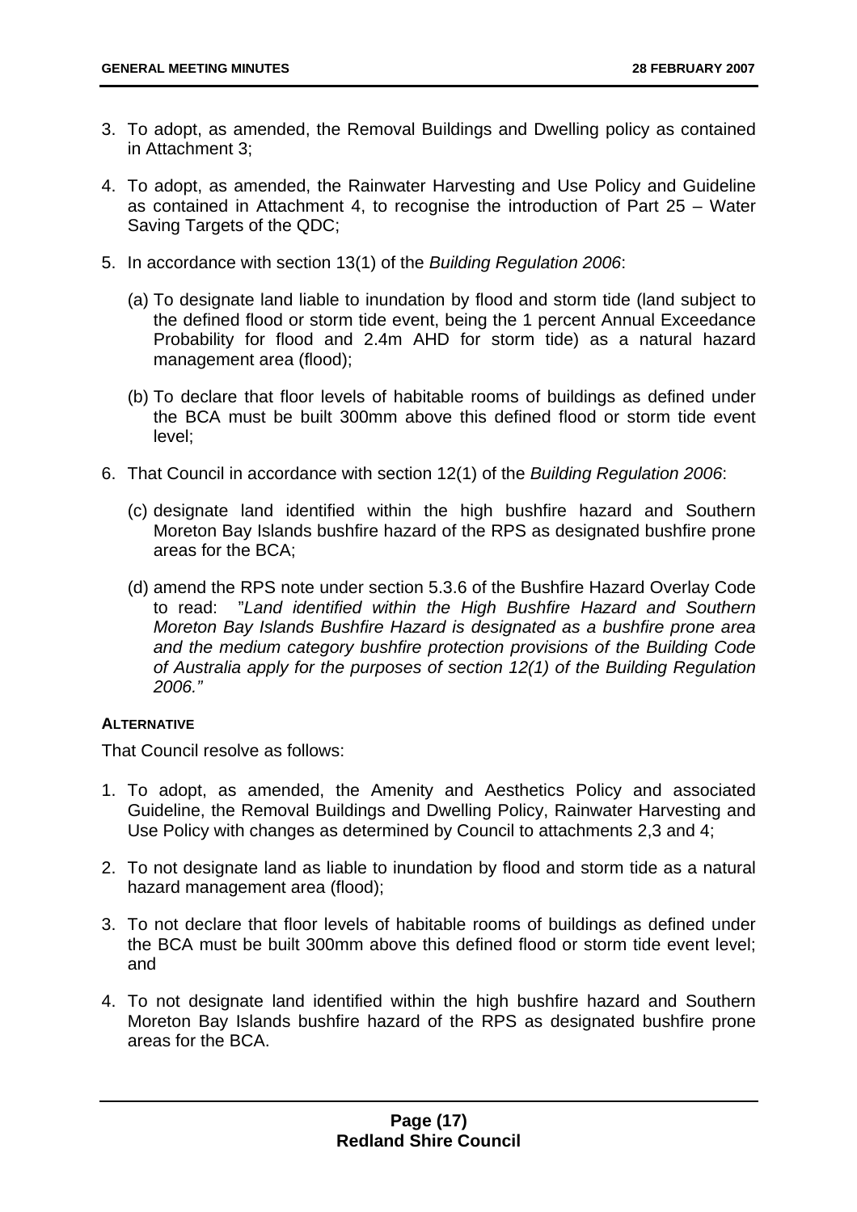3. To adopt, as amended, the Removal Buildings and Dwelling policy as contained in Attachment 3;

4. To adopt, as amended, the Rainwater Harvesting and Use Policy and Guideline as contained in Attachment 4, to recognise the introduction of Part 25 – Water Saving Targets of the QDC;

5. In accordance with section 13(1) of the *Building Regulation 2006*:

   (a) To designate land liable to inundation by flood and storm tide (land subject to the defined flood or storm tide event, being the 1 percent Annual Exceedance Probability for flood and 2.4m AHD for storm tide) as a natural hazard management area (flood);

   (b) To declare that floor levels of habitable rooms of buildings as defined under the BCA must be built 300mm above this defined flood or storm tide event level;

6. That Council in accordance with section 12(1) of the *Building Regulation 2006*:

   (c) designate land identified within the high bushfire hazard and Southern Moreton Bay Islands bushfire hazard of the RPS as designated bushfire prone areas for the BCA;

   (d) amend the RPS note under section 5.3.6 of the Bushfire Hazard Overlay Code to read: "*Land identified within the High Bushfire Hazard and Southern Moreton Bay Islands Bushfire Hazard is designated as a bushfire prone area and the medium category bushfire protection provisions of the Building Code of Australia apply for the purposes of section 12(1) of the Building Regulation 2006."*

**ALTERNATIVE**

That Council resolve as follows:

1. To adopt, as amended, the Amenity and Aesthetics Policy and associated Guideline, the Removal Buildings and Dwelling Policy, Rainwater Harvesting and Use Policy with changes as determined by Council to attachments 2,3 and 4;

2. To not designate land as liable to inundation by flood and storm tide as a natural hazard management area (flood);

3. To not declare that floor levels of habitable rooms of buildings as defined under the BCA must be built 300mm above this defined flood or storm tide event level; and

4. To not designate land identified within the high bushfire hazard and Southern Moreton Bay Islands bushfire hazard of the RPS as designated bushfire prone areas for the BCA.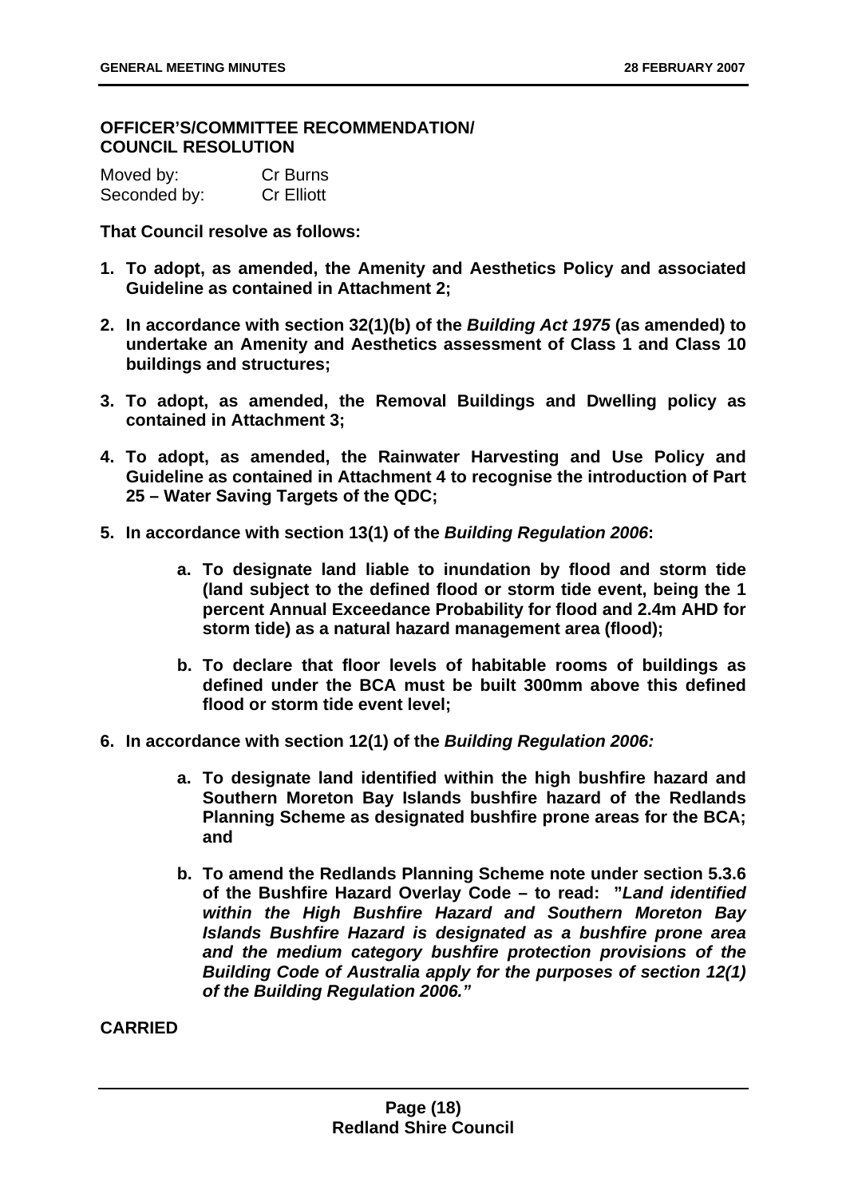**OFFICER'S/COMMITTEE RECOMMENDATION/ COUNCIL RESOLUTION**

Moved by: Cr Burns
Seconded by: Cr Elliott

**That Council resolve as follows:**

1. **To adopt, as amended, the Amenity and Aesthetics Policy and associated Guideline as contained in Attachment 2;**
2. **In accordance with section 32(1)(b) of the *Building Act 1975* (as amended) to undertake an Amenity and Aesthetics assessment of Class 1 and Class 10 buildings and structures;**
3. **To adopt, as amended, the Removal Buildings and Dwelling policy as contained in Attachment 3;**
4. **To adopt, as amended, the Rainwater Harvesting and Use Policy and Guideline as contained in Attachment 4 to recognise the introduction of Part 25 – Water Saving Targets of the QDC;**
5. **In accordance with section 13(1) of the *Building Regulation 2006*:**
   a. **To designate land liable to inundation by flood and storm tide (land subject to the defined flood or storm tide event, being the 1 percent Annual Exceedance Probability for flood and 2.4m AHD for storm tide) as a natural hazard management area (flood);**
   b. **To declare that floor levels of habitable rooms of buildings as defined under the BCA must be built 300mm above this defined flood or storm tide event level;**
6. **In accordance with section 12(1) of the *Building Regulation 2006:***
   a. **To designate land identified within the high bushfire hazard and Southern Moreton Bay Islands bushfire hazard of the Redlands Planning Scheme as designated bushfire prone areas for the BCA; and**
   b. **To amend the Redlands Planning Scheme note under section 5.3.6 of the Bushfire Hazard Overlay Code – to read: "*Land identified within the High Bushfire Hazard and Southern Moreton Bay Islands Bushfire Hazard is designated as a bushfire prone area and the medium category bushfire protection provisions of the Building Code of Australia apply for the purposes of section 12(1) of the Building Regulation 2006."***

**CARRIED**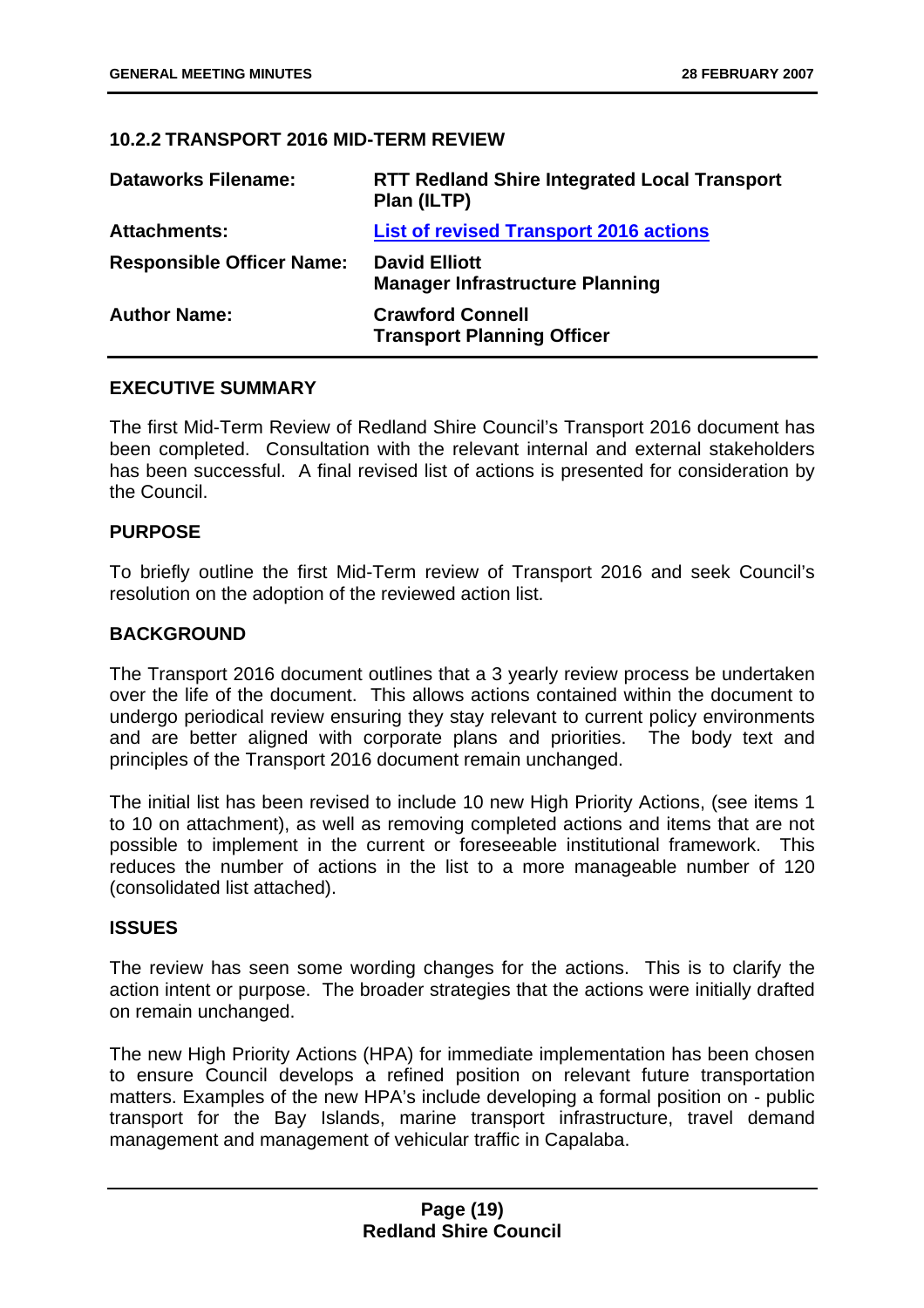### 10.2.2 TRANSPORT 2016 MID-TERM REVIEW

| | |
|---|---|
| **Dataworks Filename:** | **RTT Redland Shire Integrated Local Transport Plan (ILTP)** |
| **Attachments:** | **List of revised Transport 2016 actions** |
| **Responsible Officer Name:** | **David Elliott**<br>**Manager Infrastructure Planning** |
| **Author Name:** | **Crawford Connell**<br>**Transport Planning Officer** |

#### EXECUTIVE SUMMARY

The first Mid-Term Review of Redland Shire Council's Transport 2016 document has been completed. Consultation with the relevant internal and external stakeholders has been successful. A final revised list of actions is presented for consideration by the Council.

#### PURPOSE

To briefly outline the first Mid-Term review of Transport 2016 and seek Council's resolution on the adoption of the reviewed action list.

#### BACKGROUND

The Transport 2016 document outlines that a 3 yearly review process be undertaken over the life of the document. This allows actions contained within the document to undergo periodical review ensuring they stay relevant to current policy environments and are better aligned with corporate plans and priorities. The body text and principles of the Transport 2016 document remain unchanged.

The initial list has been revised to include 10 new High Priority Actions, (see items 1 to 10 on attachment), as well as removing completed actions and items that are not possible to implement in the current or foreseeable institutional framework. This reduces the number of actions in the list to a more manageable number of 120 (consolidated list attached).

#### ISSUES

The review has seen some wording changes for the actions. This is to clarify the action intent or purpose. The broader strategies that the actions were initially drafted on remain unchanged.

The new High Priority Actions (HPA) for immediate implementation has been chosen to ensure Council develops a refined position on relevant future transportation matters. Examples of the new HPA's include developing a formal position on - public transport for the Bay Islands, marine transport infrastructure, travel demand management and management of vehicular traffic in Capalaba.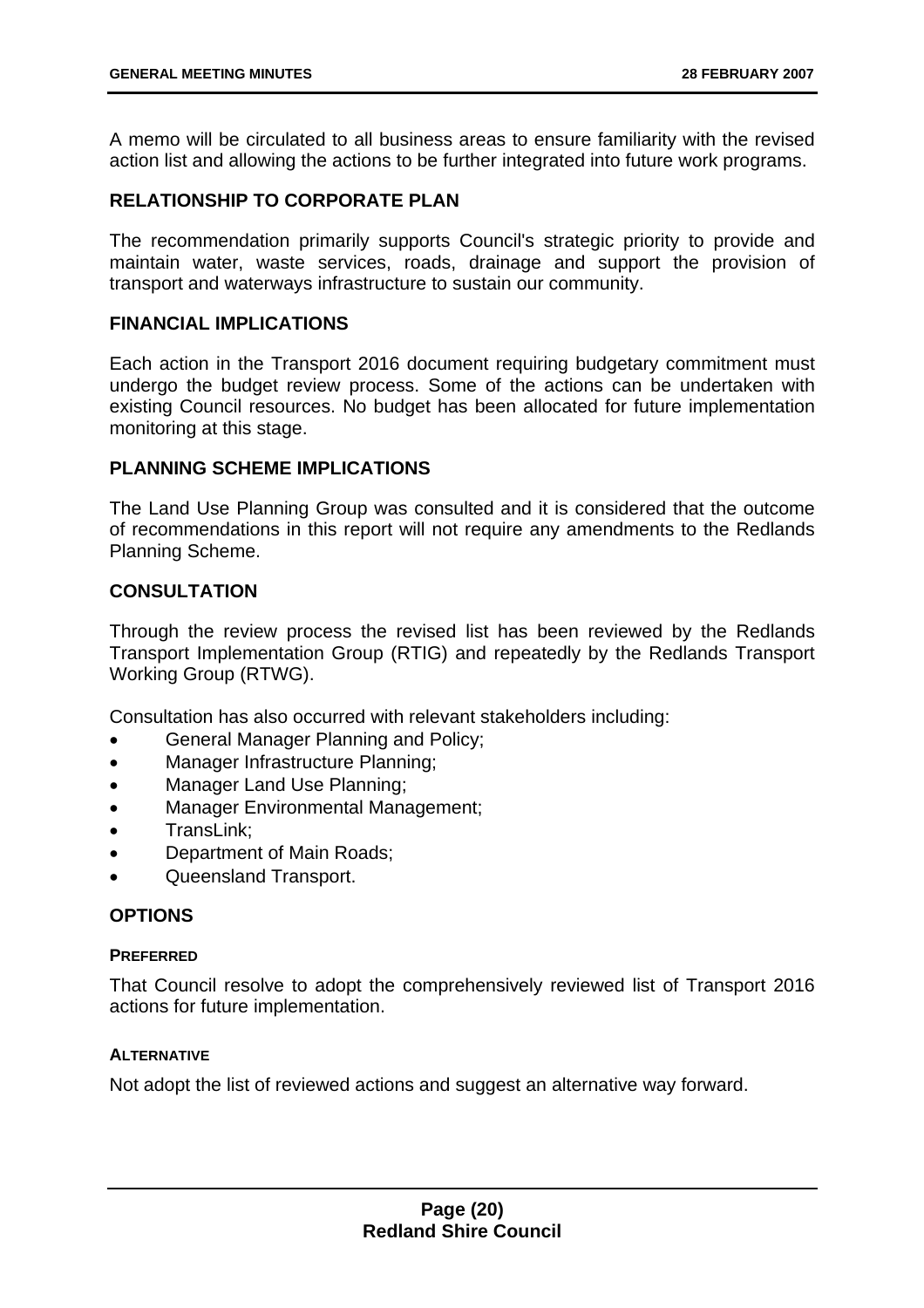A memo will be circulated to all business areas to ensure familiarity with the revised action list and allowing the actions to be further integrated into future work programs.

## RELATIONSHIP TO CORPORATE PLAN

The recommendation primarily supports Council's strategic priority to provide and maintain water, waste services, roads, drainage and support the provision of transport and waterways infrastructure to sustain our community.

## FINANCIAL IMPLICATIONS

Each action in the Transport 2016 document requiring budgetary commitment must undergo the budget review process. Some of the actions can be undertaken with existing Council resources. No budget has been allocated for future implementation monitoring at this stage.

## PLANNING SCHEME IMPLICATIONS

The Land Use Planning Group was consulted and it is considered that the outcome of recommendations in this report will not require any amendments to the Redlands Planning Scheme.

## CONSULTATION

Through the review process the revised list has been reviewed by the Redlands Transport Implementation Group (RTIG) and repeatedly by the Redlands Transport Working Group (RTWG).

Consultation has also occurred with relevant stakeholders including:

- General Manager Planning and Policy;
- Manager Infrastructure Planning;
- Manager Land Use Planning;
- Manager Environmental Management;
- TransLink;
- Department of Main Roads;
- Queensland Transport.

## OPTIONS

### PREFERRED

That Council resolve to adopt the comprehensively reviewed list of Transport 2016 actions for future implementation.

### ALTERNATIVE

Not adopt the list of reviewed actions and suggest an alternative way forward.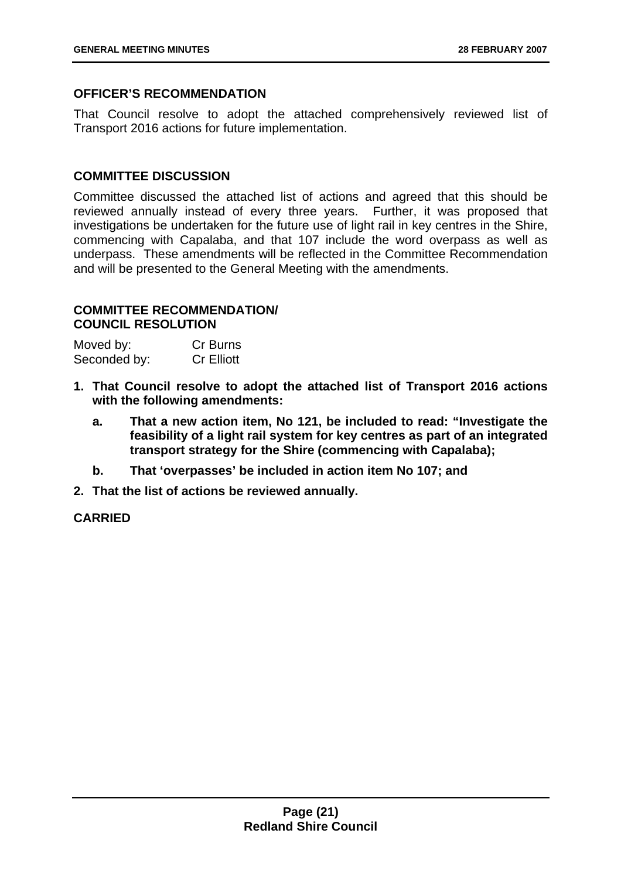**OFFICER'S RECOMMENDATION**

That Council resolve to adopt the attached comprehensively reviewed list of Transport 2016 actions for future implementation.

**COMMITTEE DISCUSSION**

Committee discussed the attached list of actions and agreed that this should be reviewed annually instead of every three years. Further, it was proposed that investigations be undertaken for the future use of light rail in key centres in the Shire, commencing with Capalaba, and that 107 include the word overpass as well as underpass. These amendments will be reflected in the Committee Recommendation and will be presented to the General Meeting with the amendments.

**COMMITTEE RECOMMENDATION/**
**COUNCIL RESOLUTION**

Moved by: Cr Burns
Seconded by: Cr Elliott

1. **That Council resolve to adopt the attached list of Transport 2016 actions with the following amendments:**
   - a. **That a new action item, No 121, be included to read: "Investigate the feasibility of a light rail system for key centres as part of an integrated transport strategy for the Shire (commencing with Capalaba);**
   - b. **That 'overpasses' be included in action item No 107; and**
2. **That the list of actions be reviewed annually.**

**CARRIED**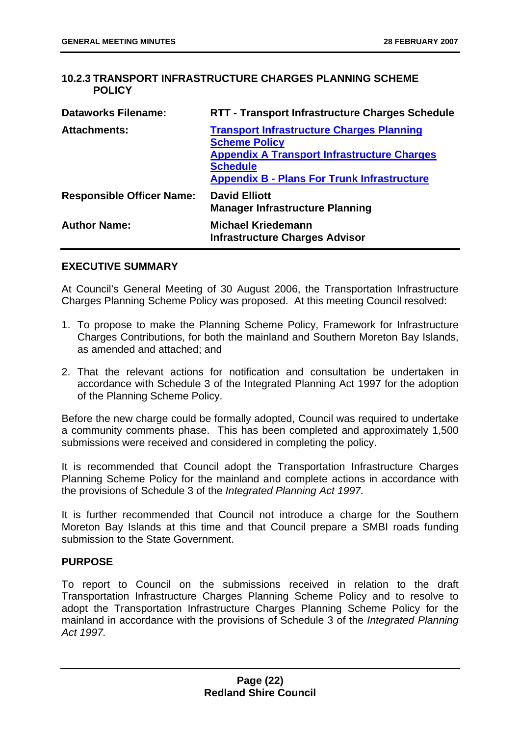## 10.2.3 TRANSPORT INFRASTRUCTURE CHARGES PLANNING SCHEME POLICY

| | |
|---|---|
| **Dataworks Filename:** | **RTT - Transport Infrastructure Charges Schedule** |
| **Attachments:** | **Transport Infrastructure Charges Planning Scheme Policy**<br>**Appendix A Transport Infrastructure Charges Schedule**<br>**Appendix B - Plans For Trunk Infrastructure** |
| **Responsible Officer Name:** | **David Elliott**<br>**Manager Infrastructure Planning** |
| **Author Name:** | **Michael Kriedemann**<br>**Infrastructure Charges Advisor** |

### EXECUTIVE SUMMARY

At Council's General Meeting of 30 August 2006, the Transportation Infrastructure Charges Planning Scheme Policy was proposed. At this meeting Council resolved:

1. To propose to make the Planning Scheme Policy, Framework for Infrastructure Charges Contributions, for both the mainland and Southern Moreton Bay Islands, as amended and attached; and
2. That the relevant actions for notification and consultation be undertaken in accordance with Schedule 3 of the Integrated Planning Act 1997 for the adoption of the Planning Scheme Policy.

Before the new charge could be formally adopted, Council was required to undertake a community comments phase. This has been completed and approximately 1,500 submissions were received and considered in completing the policy.

It is recommended that Council adopt the Transportation Infrastructure Charges Planning Scheme Policy for the mainland and complete actions in accordance with the provisions of Schedule 3 of the *Integrated Planning Act 1997.*

It is further recommended that Council not introduce a charge for the Southern Moreton Bay Islands at this time and that Council prepare a SMBI roads funding submission to the State Government.

### PURPOSE

To report to Council on the submissions received in relation to the draft Transportation Infrastructure Charges Planning Scheme Policy and to resolve to adopt the Transportation Infrastructure Charges Planning Scheme Policy for the mainland in accordance with the provisions of Schedule 3 of the *Integrated Planning Act 1997.*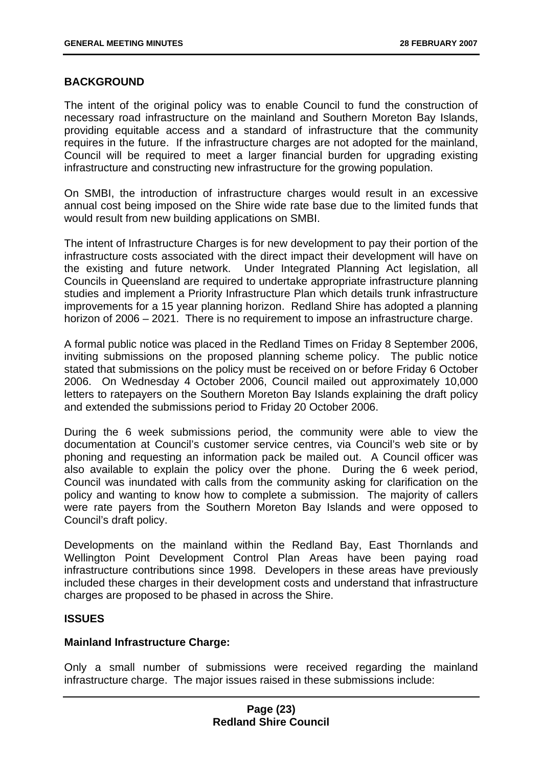## BACKGROUND

The intent of the original policy was to enable Council to fund the construction of necessary road infrastructure on the mainland and Southern Moreton Bay Islands, providing equitable access and a standard of infrastructure that the community requires in the future. If the infrastructure charges are not adopted for the mainland, Council will be required to meet a larger financial burden for upgrading existing infrastructure and constructing new infrastructure for the growing population.

On SMBI, the introduction of infrastructure charges would result in an excessive annual cost being imposed on the Shire wide rate base due to the limited funds that would result from new building applications on SMBI.

The intent of Infrastructure Charges is for new development to pay their portion of the infrastructure costs associated with the direct impact their development will have on the existing and future network. Under Integrated Planning Act legislation, all Councils in Queensland are required to undertake appropriate infrastructure planning studies and implement a Priority Infrastructure Plan which details trunk infrastructure improvements for a 15 year planning horizon. Redland Shire has adopted a planning horizon of 2006 – 2021. There is no requirement to impose an infrastructure charge.

A formal public notice was placed in the Redland Times on Friday 8 September 2006, inviting submissions on the proposed planning scheme policy. The public notice stated that submissions on the policy must be received on or before Friday 6 October 2006. On Wednesday 4 October 2006, Council mailed out approximately 10,000 letters to ratepayers on the Southern Moreton Bay Islands explaining the draft policy and extended the submissions period to Friday 20 October 2006.

During the 6 week submissions period, the community were able to view the documentation at Council's customer service centres, via Council's web site or by phoning and requesting an information pack be mailed out. A Council officer was also available to explain the policy over the phone. During the 6 week period, Council was inundated with calls from the community asking for clarification on the policy and wanting to know how to complete a submission. The majority of callers were rate payers from the Southern Moreton Bay Islands and were opposed to Council's draft policy.

Developments on the mainland within the Redland Bay, East Thornlands and Wellington Point Development Control Plan Areas have been paying road infrastructure contributions since 1998. Developers in these areas have previously included these charges in their development costs and understand that infrastructure charges are proposed to be phased in across the Shire.

## ISSUES

### Mainland Infrastructure Charge:

Only a small number of submissions were received regarding the mainland infrastructure charge. The major issues raised in these submissions include: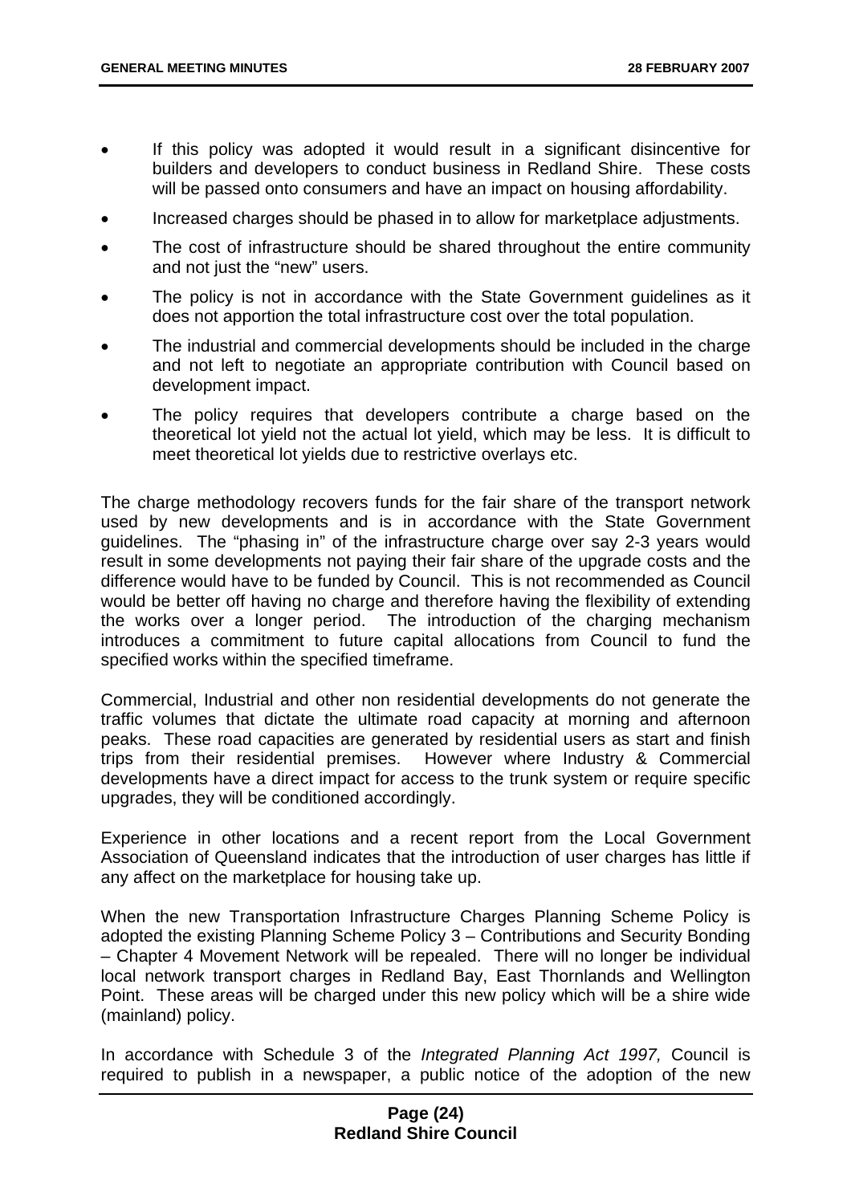- If this policy was adopted it would result in a significant disincentive for builders and developers to conduct business in Redland Shire. These costs will be passed onto consumers and have an impact on housing affordability.
- Increased charges should be phased in to allow for marketplace adjustments.
- The cost of infrastructure should be shared throughout the entire community and not just the "new" users.
- The policy is not in accordance with the State Government guidelines as it does not apportion the total infrastructure cost over the total population.
- The industrial and commercial developments should be included in the charge and not left to negotiate an appropriate contribution with Council based on development impact.
- The policy requires that developers contribute a charge based on the theoretical lot yield not the actual lot yield, which may be less. It is difficult to meet theoretical lot yields due to restrictive overlays etc.

The charge methodology recovers funds for the fair share of the transport network used by new developments and is in accordance with the State Government guidelines. The "phasing in" of the infrastructure charge over say 2-3 years would result in some developments not paying their fair share of the upgrade costs and the difference would have to be funded by Council. This is not recommended as Council would be better off having no charge and therefore having the flexibility of extending the works over a longer period. The introduction of the charging mechanism introduces a commitment to future capital allocations from Council to fund the specified works within the specified timeframe.

Commercial, Industrial and other non residential developments do not generate the traffic volumes that dictate the ultimate road capacity at morning and afternoon peaks. These road capacities are generated by residential users as start and finish trips from their residential premises. However where Industry & Commercial developments have a direct impact for access to the trunk system or require specific upgrades, they will be conditioned accordingly.

Experience in other locations and a recent report from the Local Government Association of Queensland indicates that the introduction of user charges has little if any affect on the marketplace for housing take up.

When the new Transportation Infrastructure Charges Planning Scheme Policy is adopted the existing Planning Scheme Policy 3 – Contributions and Security Bonding – Chapter 4 Movement Network will be repealed. There will no longer be individual local network transport charges in Redland Bay, East Thornlands and Wellington Point. These areas will be charged under this new policy which will be a shire wide (mainland) policy.

In accordance with Schedule 3 of the *Integrated Planning Act 1997,* Council is required to publish in a newspaper, a public notice of the adoption of the new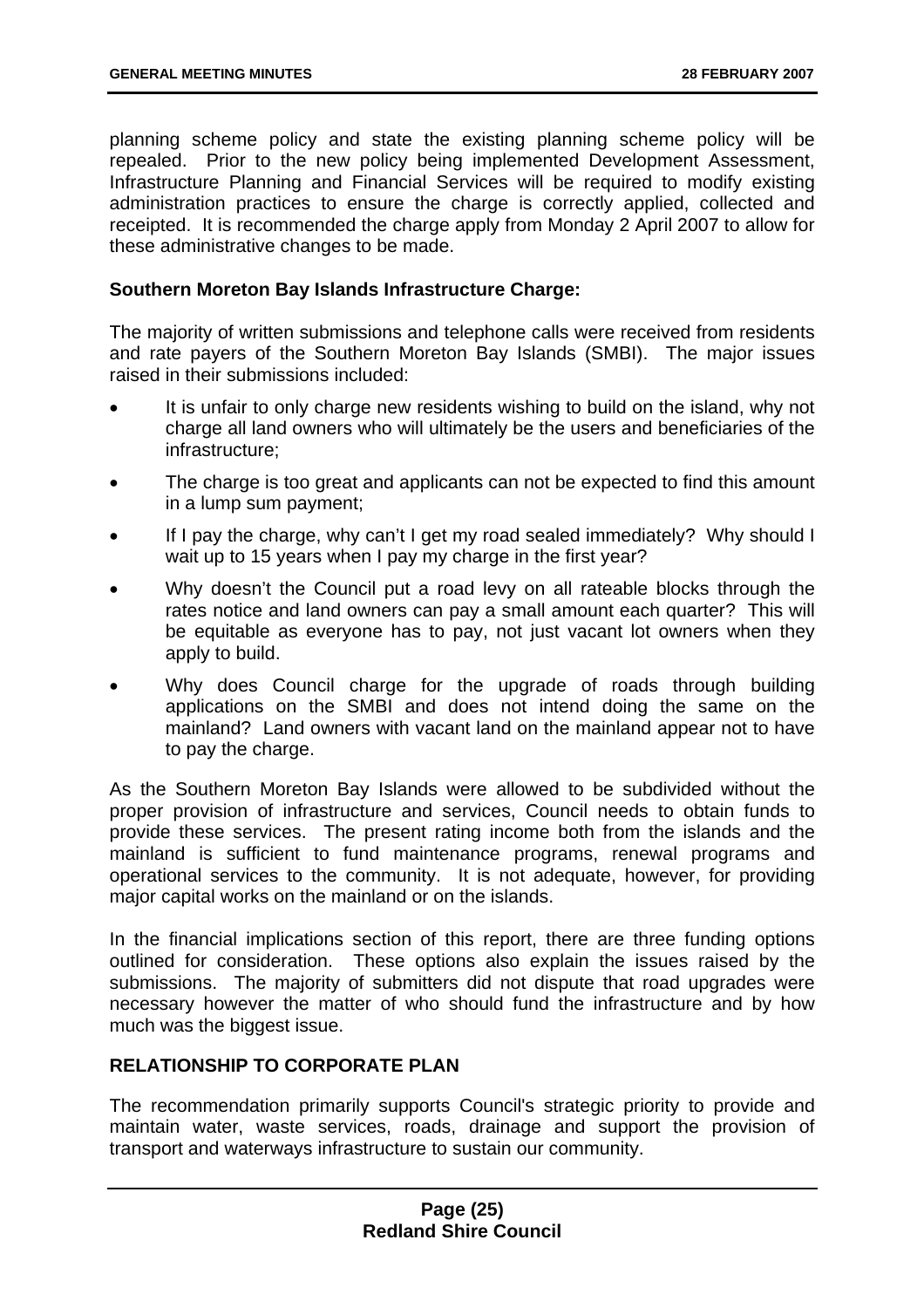planning scheme policy and state the existing planning scheme policy will be repealed. Prior to the new policy being implemented Development Assessment, Infrastructure Planning and Financial Services will be required to modify existing administration practices to ensure the charge is correctly applied, collected and receipted. It is recommended the charge apply from Monday 2 April 2007 to allow for these administrative changes to be made.

**Southern Moreton Bay Islands Infrastructure Charge:**

The majority of written submissions and telephone calls were received from residents and rate payers of the Southern Moreton Bay Islands (SMBI). The major issues raised in their submissions included:

- It is unfair to only charge new residents wishing to build on the island, why not charge all land owners who will ultimately be the users and beneficiaries of the infrastructure;
- The charge is too great and applicants can not be expected to find this amount in a lump sum payment;
- If I pay the charge, why can't I get my road sealed immediately? Why should I wait up to 15 years when I pay my charge in the first year?
- Why doesn't the Council put a road levy on all rateable blocks through the rates notice and land owners can pay a small amount each quarter? This will be equitable as everyone has to pay, not just vacant lot owners when they apply to build.
- Why does Council charge for the upgrade of roads through building applications on the SMBI and does not intend doing the same on the mainland? Land owners with vacant land on the mainland appear not to have to pay the charge.

As the Southern Moreton Bay Islands were allowed to be subdivided without the proper provision of infrastructure and services, Council needs to obtain funds to provide these services. The present rating income both from the islands and the mainland is sufficient to fund maintenance programs, renewal programs and operational services to the community. It is not adequate, however, for providing major capital works on the mainland or on the islands.

In the financial implications section of this report, there are three funding options outlined for consideration. These options also explain the issues raised by the submissions. The majority of submitters did not dispute that road upgrades were necessary however the matter of who should fund the infrastructure and by how much was the biggest issue.

**RELATIONSHIP TO CORPORATE PLAN**

The recommendation primarily supports Council's strategic priority to provide and maintain water, waste services, roads, drainage and support the provision of transport and waterways infrastructure to sustain our community.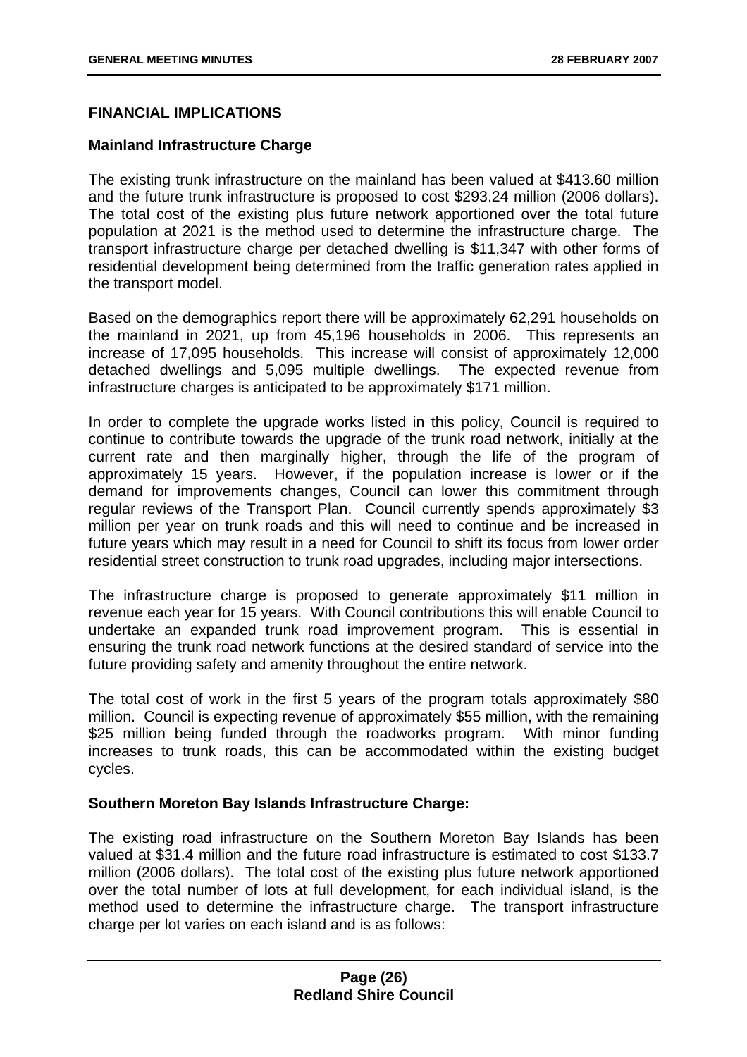## FINANCIAL IMPLICATIONS

### Mainland Infrastructure Charge

The existing trunk infrastructure on the mainland has been valued at $413.60 million and the future trunk infrastructure is proposed to cost $293.24 million (2006 dollars). The total cost of the existing plus future network apportioned over the total future population at 2021 is the method used to determine the infrastructure charge. The transport infrastructure charge per detached dwelling is $11,347 with other forms of residential development being determined from the traffic generation rates applied in the transport model.

Based on the demographics report there will be approximately 62,291 households on the mainland in 2021, up from 45,196 households in 2006. This represents an increase of 17,095 households. This increase will consist of approximately 12,000 detached dwellings and 5,095 multiple dwellings. The expected revenue from infrastructure charges is anticipated to be approximately $171 million.

In order to complete the upgrade works listed in this policy, Council is required to continue to contribute towards the upgrade of the trunk road network, initially at the current rate and then marginally higher, through the life of the program of approximately 15 years. However, if the population increase is lower or if the demand for improvements changes, Council can lower this commitment through regular reviews of the Transport Plan. Council currently spends approximately $3 million per year on trunk roads and this will need to continue and be increased in future years which may result in a need for Council to shift its focus from lower order residential street construction to trunk road upgrades, including major intersections.

The infrastructure charge is proposed to generate approximately $11 million in revenue each year for 15 years. With Council contributions this will enable Council to undertake an expanded trunk road improvement program. This is essential in ensuring the trunk road network functions at the desired standard of service into the future providing safety and amenity throughout the entire network.

The total cost of work in the first 5 years of the program totals approximately $80 million. Council is expecting revenue of approximately $55 million, with the remaining $25 million being funded through the roadworks program. With minor funding increases to trunk roads, this can be accommodated within the existing budget cycles.

### Southern Moreton Bay Islands Infrastructure Charge:

The existing road infrastructure on the Southern Moreton Bay Islands has been valued at $31.4 million and the future road infrastructure is estimated to cost $133.7 million (2006 dollars). The total cost of the existing plus future network apportioned over the total number of lots at full development, for each individual island, is the method used to determine the infrastructure charge. The transport infrastructure charge per lot varies on each island and is as follows: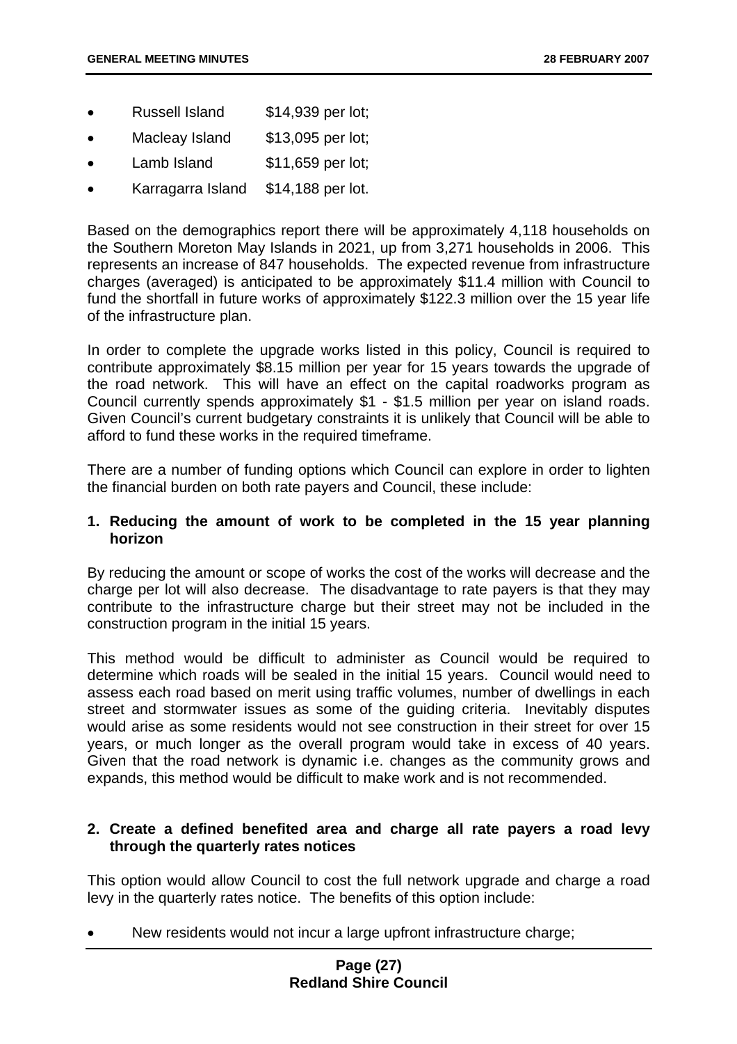- Russell Island $14,939 per lot;
- Macleay Island $13,095 per lot;
- Lamb Island $11,659 per lot;
- Karragarra Island $14,188 per lot.

Based on the demographics report there will be approximately 4,118 households on the Southern Moreton May Islands in 2021, up from 3,271 households in 2006. This represents an increase of 847 households. The expected revenue from infrastructure charges (averaged) is anticipated to be approximately $11.4 million with Council to fund the shortfall in future works of approximately $122.3 million over the 15 year life of the infrastructure plan.

In order to complete the upgrade works listed in this policy, Council is required to contribute approximately $8.15 million per year for 15 years towards the upgrade of the road network. This will have an effect on the capital roadworks program as Council currently spends approximately $1 - $1.5 million per year on island roads. Given Council's current budgetary constraints it is unlikely that Council will be able to afford to fund these works in the required timeframe.

There are a number of funding options which Council can explore in order to lighten the financial burden on both rate payers and Council, these include:

**1. Reducing the amount of work to be completed in the 15 year planning horizon**

By reducing the amount or scope of works the cost of the works will decrease and the charge per lot will also decrease. The disadvantage to rate payers is that they may contribute to the infrastructure charge but their street may not be included in the construction program in the initial 15 years.

This method would be difficult to administer as Council would be required to determine which roads will be sealed in the initial 15 years. Council would need to assess each road based on merit using traffic volumes, number of dwellings in each street and stormwater issues as some of the guiding criteria. Inevitably disputes would arise as some residents would not see construction in their street for over 15 years, or much longer as the overall program would take in excess of 40 years. Given that the road network is dynamic i.e. changes as the community grows and expands, this method would be difficult to make work and is not recommended.

**2. Create a defined benefited area and charge all rate payers a road levy through the quarterly rates notices**

This option would allow Council to cost the full network upgrade and charge a road levy in the quarterly rates notice. The benefits of this option include:

- New residents would not incur a large upfront infrastructure charge;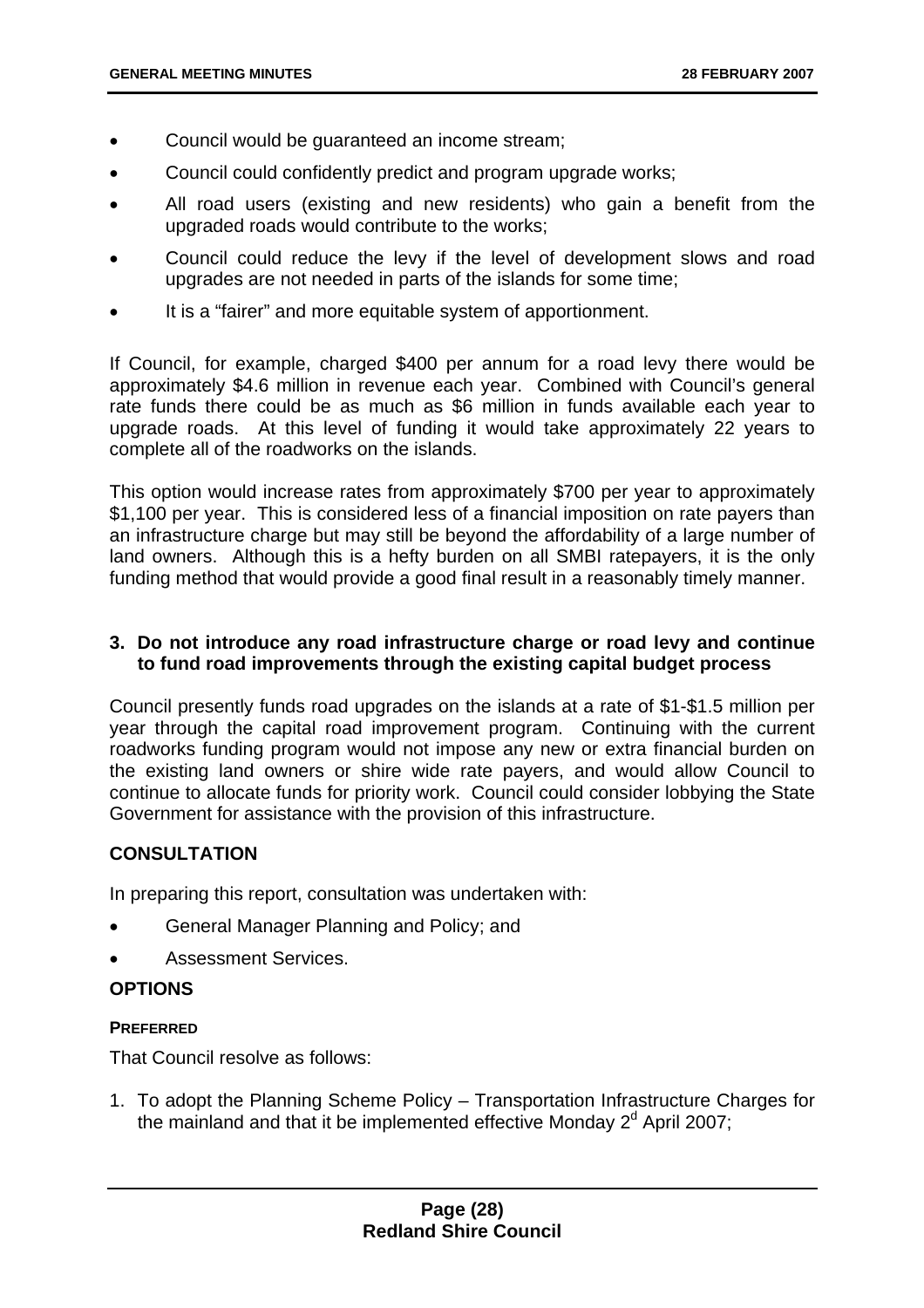- Council would be guaranteed an income stream;
- Council could confidently predict and program upgrade works;
- All road users (existing and new residents) who gain a benefit from the upgraded roads would contribute to the works;
- Council could reduce the levy if the level of development slows and road upgrades are not needed in parts of the islands for some time;
- It is a "fairer" and more equitable system of apportionment.

If Council, for example, charged $400 per annum for a road levy there would be approximately $4.6 million in revenue each year. Combined with Council's general rate funds there could be as much as $6 million in funds available each year to upgrade roads. At this level of funding it would take approximately 22 years to complete all of the roadworks on the islands.

This option would increase rates from approximately $700 per year to approximately $1,100 per year. This is considered less of a financial imposition on rate payers than an infrastructure charge but may still be beyond the affordability of a large number of land owners. Although this is a hefty burden on all SMBI ratepayers, it is the only funding method that would provide a good final result in a reasonably timely manner.

**3. Do not introduce any road infrastructure charge or road levy and continue to fund road improvements through the existing capital budget process**

Council presently funds road upgrades on the islands at a rate of $1-$1.5 million per year through the capital road improvement program. Continuing with the current roadworks funding program would not impose any new or extra financial burden on the existing land owners or shire wide rate payers, and would allow Council to continue to allocate funds for priority work. Council could consider lobbying the State Government for assistance with the provision of this infrastructure.

## CONSULTATION

In preparing this report, consultation was undertaken with:

- General Manager Planning and Policy; and
- Assessment Services.

## OPTIONS

### PREFERRED

That Council resolve as follows:

1. To adopt the Planning Scheme Policy – Transportation Infrastructure Charges for the mainland and that it be implemented effective Monday 2[d] April 2007;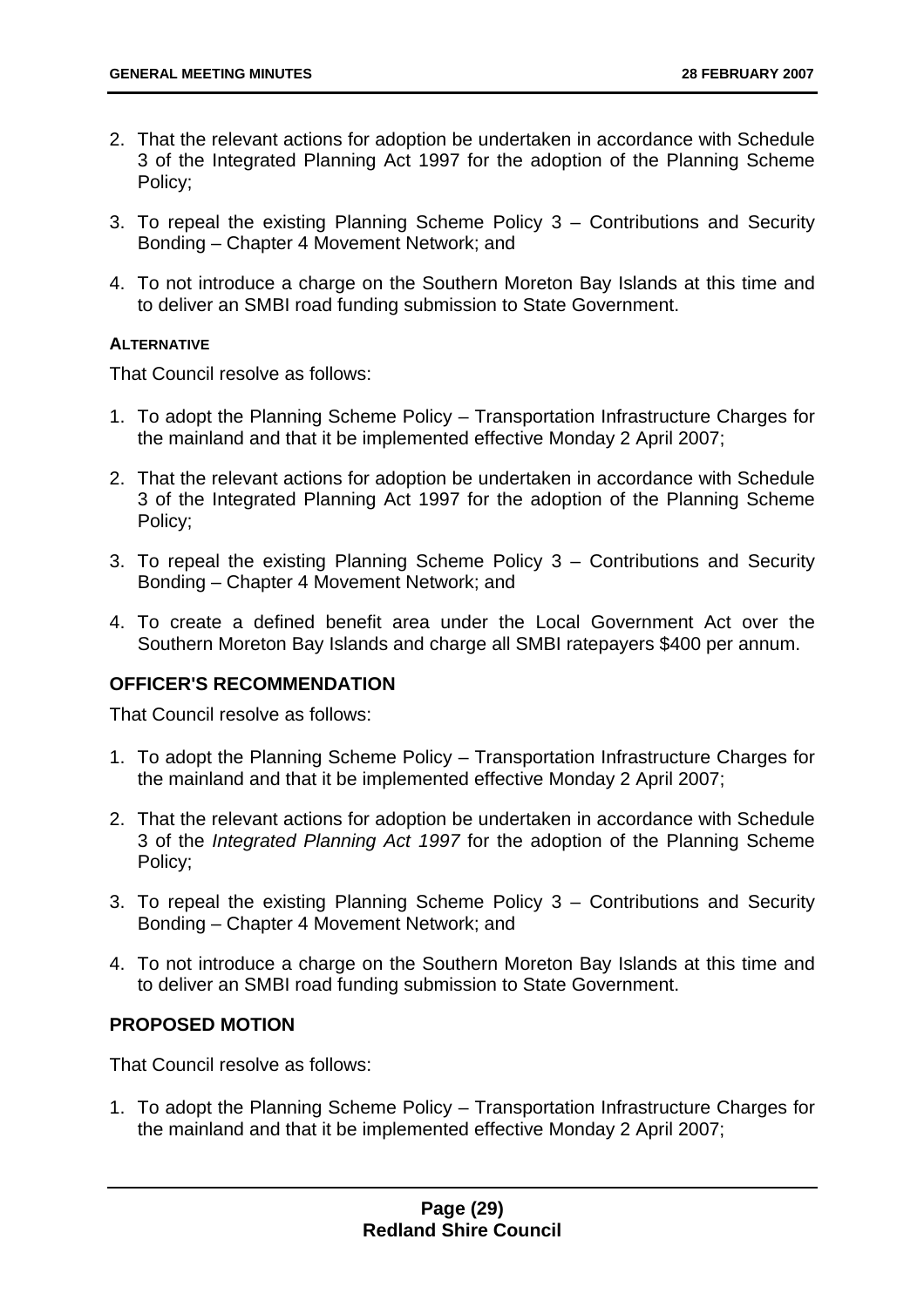2. That the relevant actions for adoption be undertaken in accordance with Schedule 3 of the Integrated Planning Act 1997 for the adoption of the Planning Scheme Policy;

3. To repeal the existing Planning Scheme Policy 3 – Contributions and Security Bonding – Chapter 4 Movement Network; and

4. To not introduce a charge on the Southern Moreton Bay Islands at this time and to deliver an SMBI road funding submission to State Government.

**ALTERNATIVE**

That Council resolve as follows:

1. To adopt the Planning Scheme Policy – Transportation Infrastructure Charges for the mainland and that it be implemented effective Monday 2 April 2007;

2. That the relevant actions for adoption be undertaken in accordance with Schedule 3 of the Integrated Planning Act 1997 for the adoption of the Planning Scheme Policy;

3. To repeal the existing Planning Scheme Policy 3 – Contributions and Security Bonding – Chapter 4 Movement Network; and

4. To create a defined benefit area under the Local Government Act over the Southern Moreton Bay Islands and charge all SMBI ratepayers $400 per annum.

## OFFICER'S RECOMMENDATION

That Council resolve as follows:

1. To adopt the Planning Scheme Policy – Transportation Infrastructure Charges for the mainland and that it be implemented effective Monday 2 April 2007;

2. That the relevant actions for adoption be undertaken in accordance with Schedule 3 of the *Integrated Planning Act 1997* for the adoption of the Planning Scheme Policy;

3. To repeal the existing Planning Scheme Policy 3 – Contributions and Security Bonding – Chapter 4 Movement Network; and

4. To not introduce a charge on the Southern Moreton Bay Islands at this time and to deliver an SMBI road funding submission to State Government.

## PROPOSED MOTION

That Council resolve as follows:

1. To adopt the Planning Scheme Policy – Transportation Infrastructure Charges for the mainland and that it be implemented effective Monday 2 April 2007;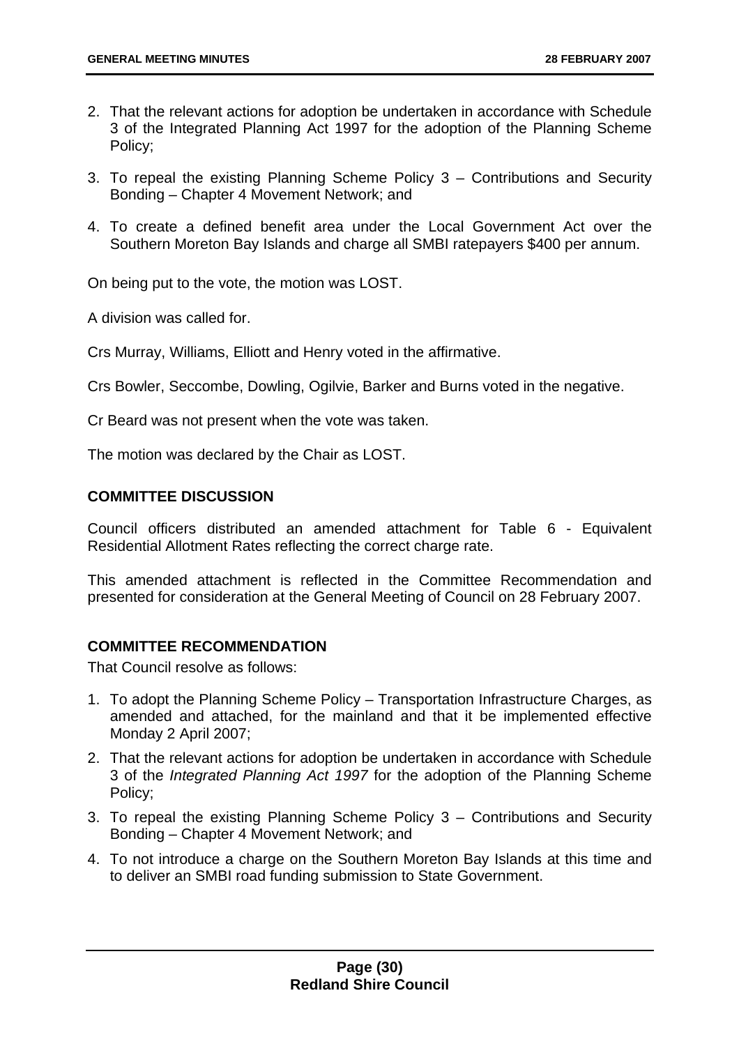2. That the relevant actions for adoption be undertaken in accordance with Schedule 3 of the Integrated Planning Act 1997 for the adoption of the Planning Scheme Policy;
3. To repeal the existing Planning Scheme Policy 3 – Contributions and Security Bonding – Chapter 4 Movement Network; and
4. To create a defined benefit area under the Local Government Act over the Southern Moreton Bay Islands and charge all SMBI ratepayers $400 per annum.

On being put to the vote, the motion was LOST.

A division was called for.

Crs Murray, Williams, Elliott and Henry voted in the affirmative.

Crs Bowler, Seccombe, Dowling, Ogilvie, Barker and Burns voted in the negative.

Cr Beard was not present when the vote was taken.

The motion was declared by the Chair as LOST.

## COMMITTEE DISCUSSION

Council officers distributed an amended attachment for Table 6 - Equivalent Residential Allotment Rates reflecting the correct charge rate.

This amended attachment is reflected in the Committee Recommendation and presented for consideration at the General Meeting of Council on 28 February 2007.

## COMMITTEE RECOMMENDATION

That Council resolve as follows:

1. To adopt the Planning Scheme Policy – Transportation Infrastructure Charges, as amended and attached, for the mainland and that it be implemented effective Monday 2 April 2007;
2. That the relevant actions for adoption be undertaken in accordance with Schedule 3 of the *Integrated Planning Act 1997* for the adoption of the Planning Scheme Policy;
3. To repeal the existing Planning Scheme Policy 3 – Contributions and Security Bonding – Chapter 4 Movement Network; and
4. To not introduce a charge on the Southern Moreton Bay Islands at this time and to deliver an SMBI road funding submission to State Government.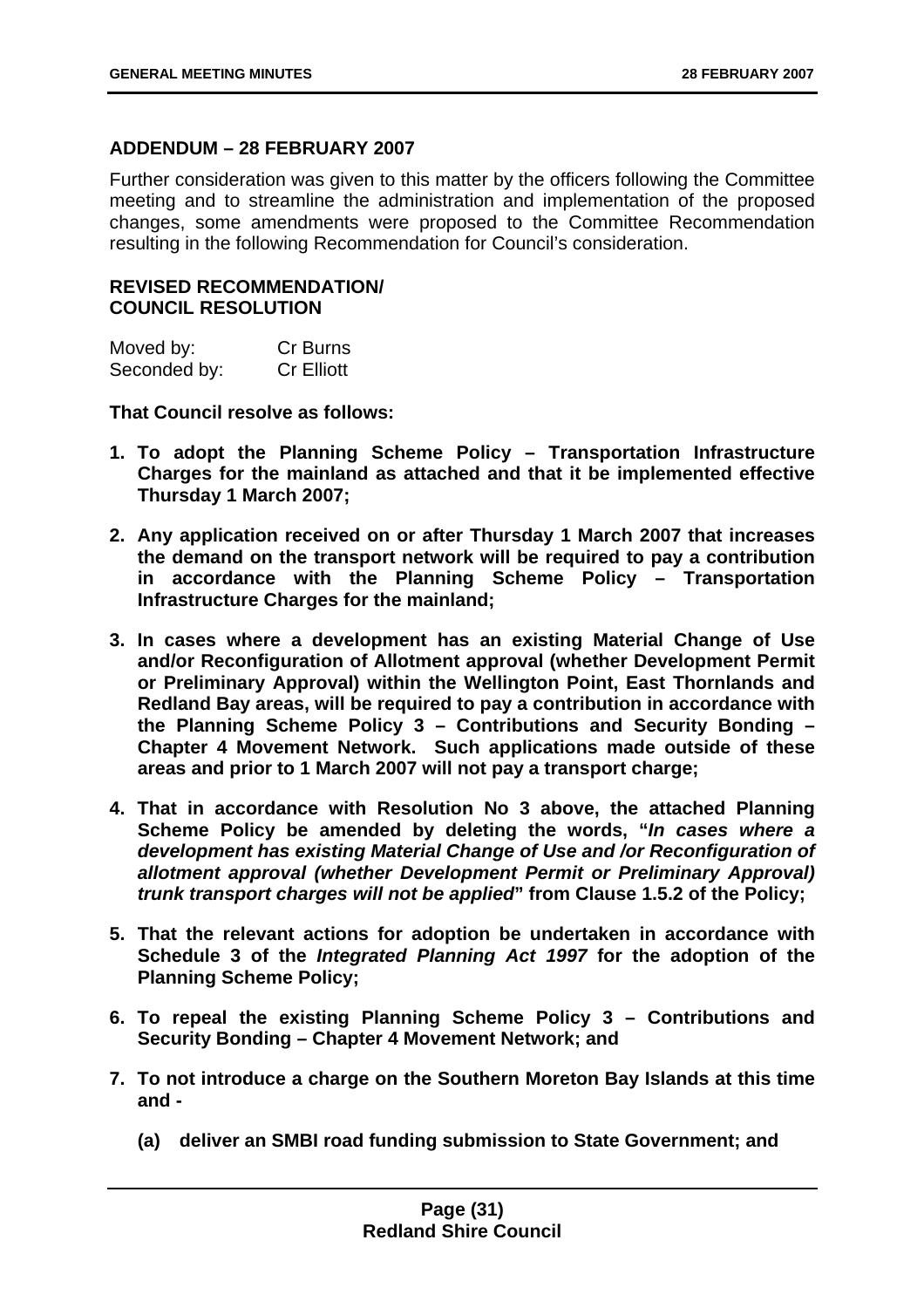**ADDENDUM – 28 FEBRUARY 2007**

Further consideration was given to this matter by the officers following the Committee meeting and to streamline the administration and implementation of the proposed changes, some amendments were proposed to the Committee Recommendation resulting in the following Recommendation for Council's consideration.

**REVISED RECOMMENDATION/ COUNCIL RESOLUTION**

| Moved by: | Cr Burns |
|---|---|
| Seconded by: | Cr Elliott |

**That Council resolve as follows:**

1. **To adopt the Planning Scheme Policy – Transportation Infrastructure Charges for the mainland as attached and that it be implemented effective Thursday 1 March 2007;**

2. **Any application received on or after Thursday 1 March 2007 that increases the demand on the transport network will be required to pay a contribution in accordance with the Planning Scheme Policy – Transportation Infrastructure Charges for the mainland;**

3. **In cases where a development has an existing Material Change of Use and/or Reconfiguration of Allotment approval (whether Development Permit or Preliminary Approval) within the Wellington Point, East Thornlands and Redland Bay areas, will be required to pay a contribution in accordance with the Planning Scheme Policy 3 – Contributions and Security Bonding – Chapter 4 Movement Network. Such applications made outside of these areas and prior to 1 March 2007 will not pay a transport charge;**

4. **That in accordance with Resolution No 3 above, the attached Planning Scheme Policy be amended by deleting the words, "*In cases where a development has existing Material Change of Use and /or Reconfiguration of allotment approval (whether Development Permit or Preliminary Approval) trunk transport charges will not be applied*" from Clause 1.5.2 of the Policy;**

5. **That the relevant actions for adoption be undertaken in accordance with Schedule 3 of the *Integrated Planning Act 1997* for the adoption of the Planning Scheme Policy;**

6. **To repeal the existing Planning Scheme Policy 3 – Contributions and Security Bonding – Chapter 4 Movement Network; and**

7. **To not introduce a charge on the Southern Moreton Bay Islands at this time and -**

   **(a) deliver an SMBI road funding submission to State Government; and**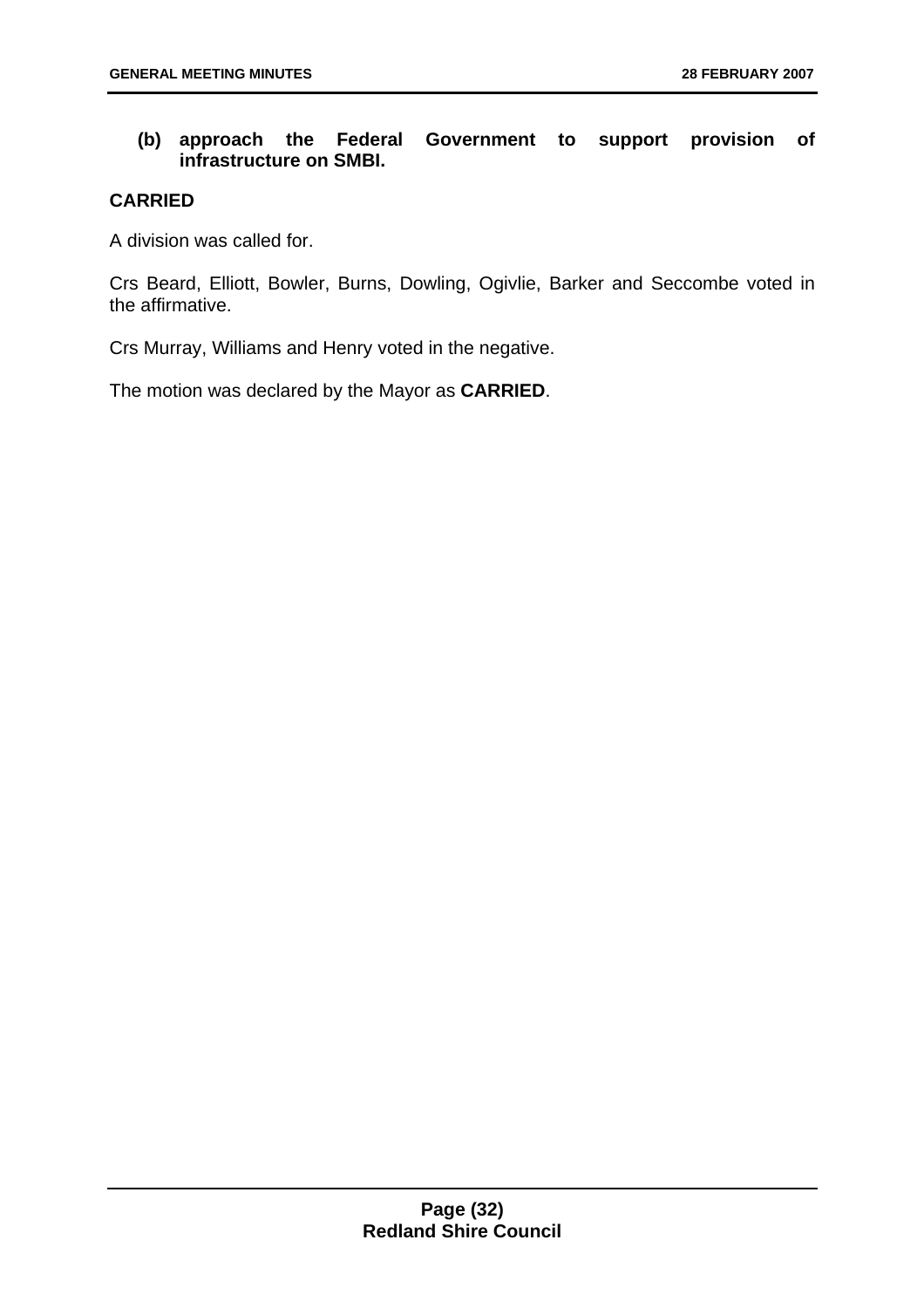**(b) approach the Federal Government to support provision of infrastructure on SMBI.**

**CARRIED**

A division was called for.

Crs Beard, Elliott, Bowler, Burns, Dowling, Ogivlie, Barker and Seccombe voted in the affirmative.

Crs Murray, Williams and Henry voted in the negative.

The motion was declared by the Mayor as **CARRIED**.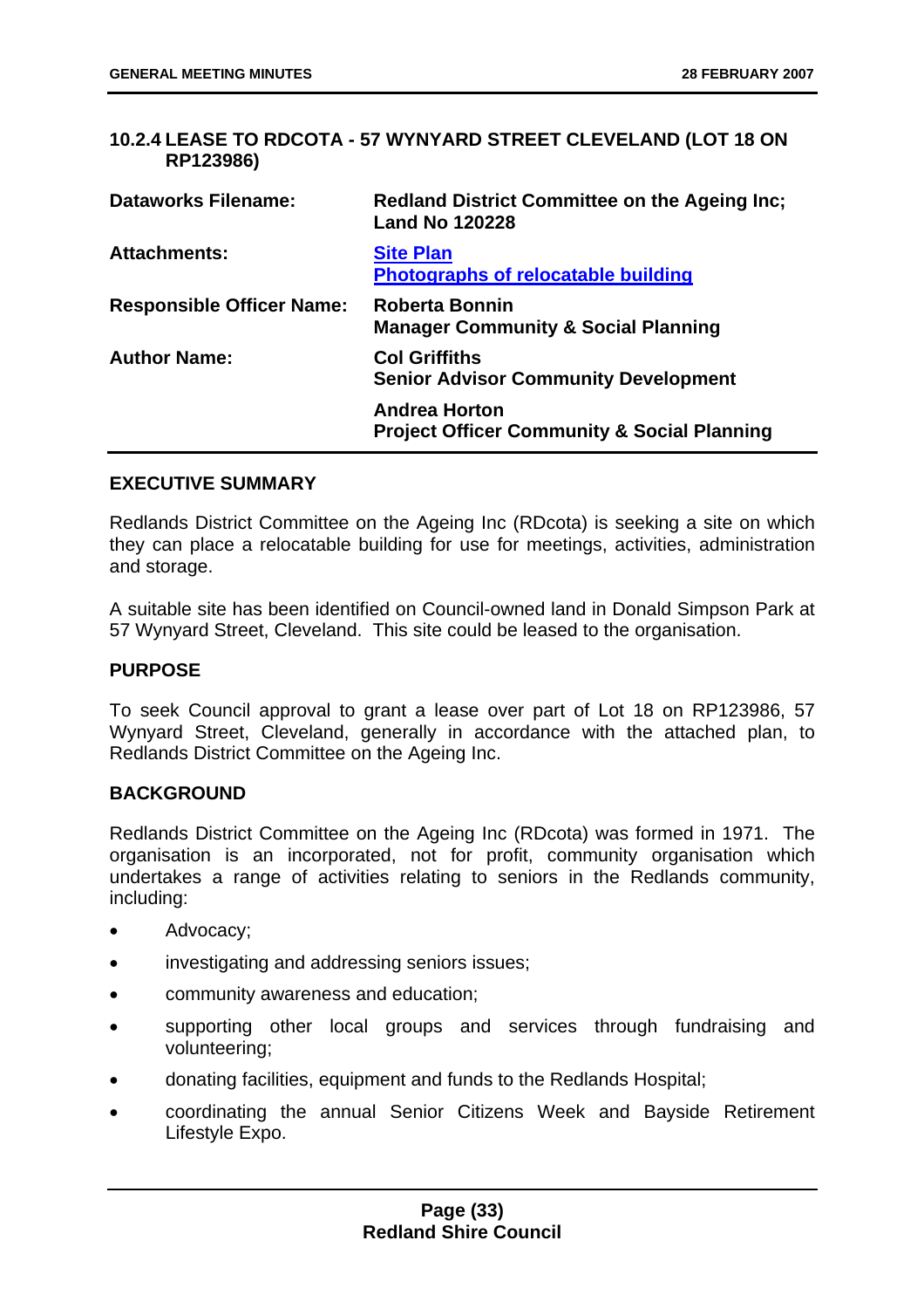## 10.2.4 LEASE TO RDCOTA - 57 WYNYARD STREET CLEVELAND (LOT 18 ON RP123986)

| | |
|---|---|
| **Dataworks Filename:** | **Redland District Committee on the Ageing Inc; Land No 120228** |
| **Attachments:** | **Site Plan**<br>**Photographs of relocatable building** |
| **Responsible Officer Name:** | **Roberta Bonnin**<br>**Manager Community & Social Planning** |
| **Author Name:** | **Col Griffiths**<br>**Senior Advisor Community Development** |
| | **Andrea Horton**<br>**Project Officer Community & Social Planning** |

### EXECUTIVE SUMMARY

Redlands District Committee on the Ageing Inc (RDcota) is seeking a site on which they can place a relocatable building for use for meetings, activities, administration and storage.

A suitable site has been identified on Council-owned land in Donald Simpson Park at 57 Wynyard Street, Cleveland. This site could be leased to the organisation.

### PURPOSE

To seek Council approval to grant a lease over part of Lot 18 on RP123986, 57 Wynyard Street, Cleveland, generally in accordance with the attached plan, to Redlands District Committee on the Ageing Inc.

### BACKGROUND

Redlands District Committee on the Ageing Inc (RDcota) was formed in 1971. The organisation is an incorporated, not for profit, community organisation which undertakes a range of activities relating to seniors in the Redlands community, including:

- Advocacy;
- investigating and addressing seniors issues;
- community awareness and education;
- supporting other local groups and services through fundraising and volunteering;
- donating facilities, equipment and funds to the Redlands Hospital;
- coordinating the annual Senior Citizens Week and Bayside Retirement Lifestyle Expo.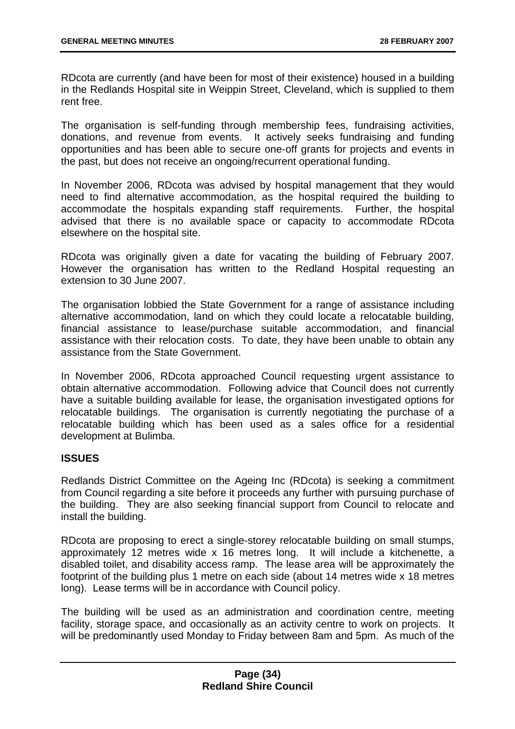RDcota are currently (and have been for most of their existence) housed in a building in the Redlands Hospital site in Weippin Street, Cleveland, which is supplied to them rent free.

The organisation is self-funding through membership fees, fundraising activities, donations, and revenue from events. It actively seeks fundraising and funding opportunities and has been able to secure one-off grants for projects and events in the past, but does not receive an ongoing/recurrent operational funding.

In November 2006, RDcota was advised by hospital management that they would need to find alternative accommodation, as the hospital required the building to accommodate the hospitals expanding staff requirements. Further, the hospital advised that there is no available space or capacity to accommodate RDcota elsewhere on the hospital site.

RDcota was originally given a date for vacating the building of February 2007. However the organisation has written to the Redland Hospital requesting an extension to 30 June 2007.

The organisation lobbied the State Government for a range of assistance including alternative accommodation, land on which they could locate a relocatable building, financial assistance to lease/purchase suitable accommodation, and financial assistance with their relocation costs. To date, they have been unable to obtain any assistance from the State Government.

In November 2006, RDcota approached Council requesting urgent assistance to obtain alternative accommodation. Following advice that Council does not currently have a suitable building available for lease, the organisation investigated options for relocatable buildings. The organisation is currently negotiating the purchase of a relocatable building which has been used as a sales office for a residential development at Bulimba.

## ISSUES

Redlands District Committee on the Ageing Inc (RDcota) is seeking a commitment from Council regarding a site before it proceeds any further with pursuing purchase of the building. They are also seeking financial support from Council to relocate and install the building.

RDcota are proposing to erect a single-storey relocatable building on small stumps, approximately 12 metres wide x 16 metres long. It will include a kitchenette, a disabled toilet, and disability access ramp. The lease area will be approximately the footprint of the building plus 1 metre on each side (about 14 metres wide x 18 metres long). Lease terms will be in accordance with Council policy.

The building will be used as an administration and coordination centre, meeting facility, storage space, and occasionally as an activity centre to work on projects. It will be predominantly used Monday to Friday between 8am and 5pm. As much of the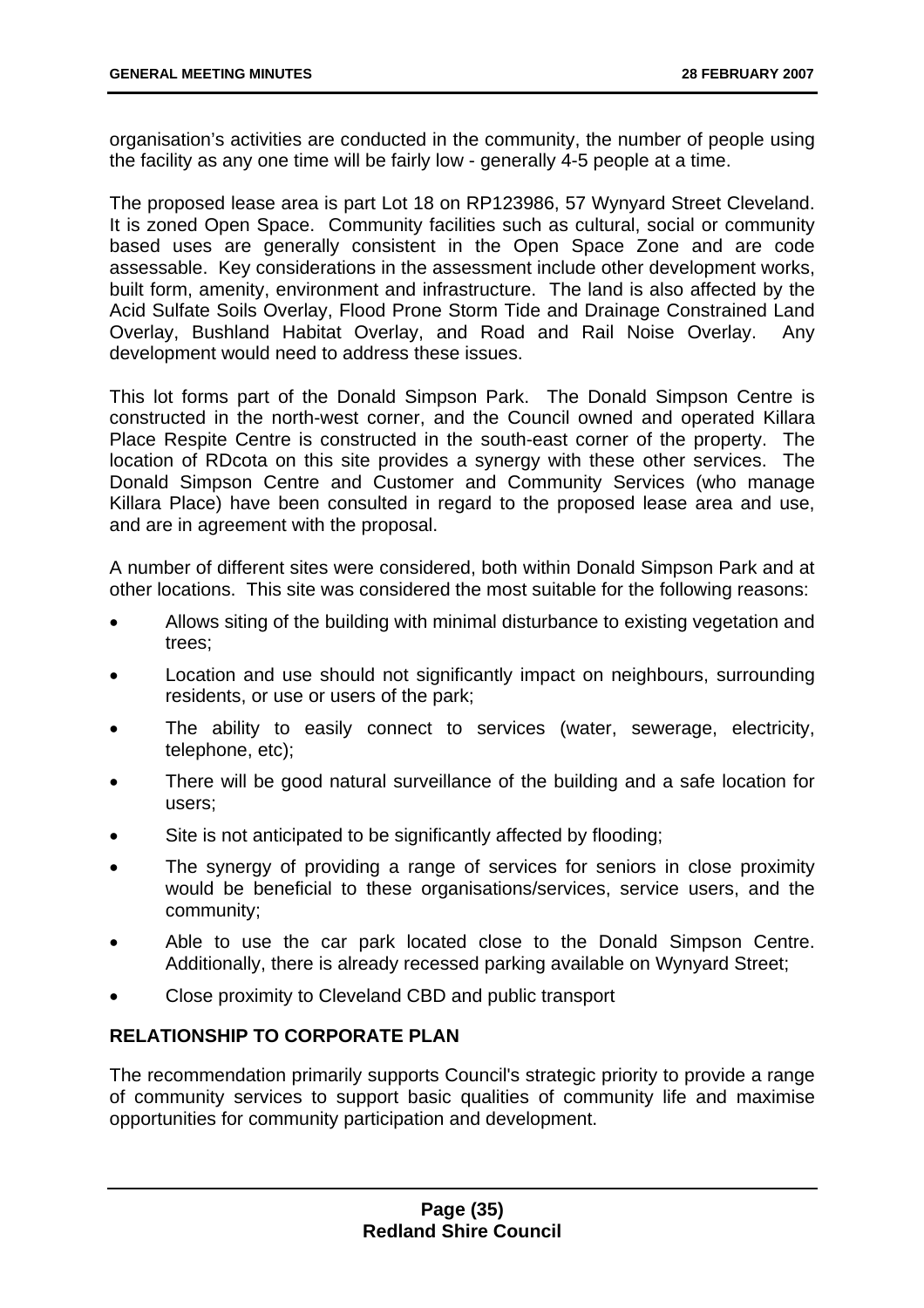organisation's activities are conducted in the community, the number of people using the facility as any one time will be fairly low - generally 4-5 people at a time.

The proposed lease area is part Lot 18 on RP123986, 57 Wynyard Street Cleveland. It is zoned Open Space. Community facilities such as cultural, social or community based uses are generally consistent in the Open Space Zone and are code assessable. Key considerations in the assessment include other development works, built form, amenity, environment and infrastructure. The land is also affected by the Acid Sulfate Soils Overlay, Flood Prone Storm Tide and Drainage Constrained Land Overlay, Bushland Habitat Overlay, and Road and Rail Noise Overlay. Any development would need to address these issues.

This lot forms part of the Donald Simpson Park. The Donald Simpson Centre is constructed in the north-west corner, and the Council owned and operated Killara Place Respite Centre is constructed in the south-east corner of the property. The location of RDcota on this site provides a synergy with these other services. The Donald Simpson Centre and Customer and Community Services (who manage Killara Place) have been consulted in regard to the proposed lease area and use, and are in agreement with the proposal.

A number of different sites were considered, both within Donald Simpson Park and at other locations. This site was considered the most suitable for the following reasons:

- Allows siting of the building with minimal disturbance to existing vegetation and trees;
- Location and use should not significantly impact on neighbours, surrounding residents, or use or users of the park;
- The ability to easily connect to services (water, sewerage, electricity, telephone, etc);
- There will be good natural surveillance of the building and a safe location for users;
- Site is not anticipated to be significantly affected by flooding;
- The synergy of providing a range of services for seniors in close proximity would be beneficial to these organisations/services, service users, and the community;
- Able to use the car park located close to the Donald Simpson Centre. Additionally, there is already recessed parking available on Wynyard Street;
- Close proximity to Cleveland CBD and public transport

## RELATIONSHIP TO CORPORATE PLAN

The recommendation primarily supports Council's strategic priority to provide a range of community services to support basic qualities of community life and maximise opportunities for community participation and development.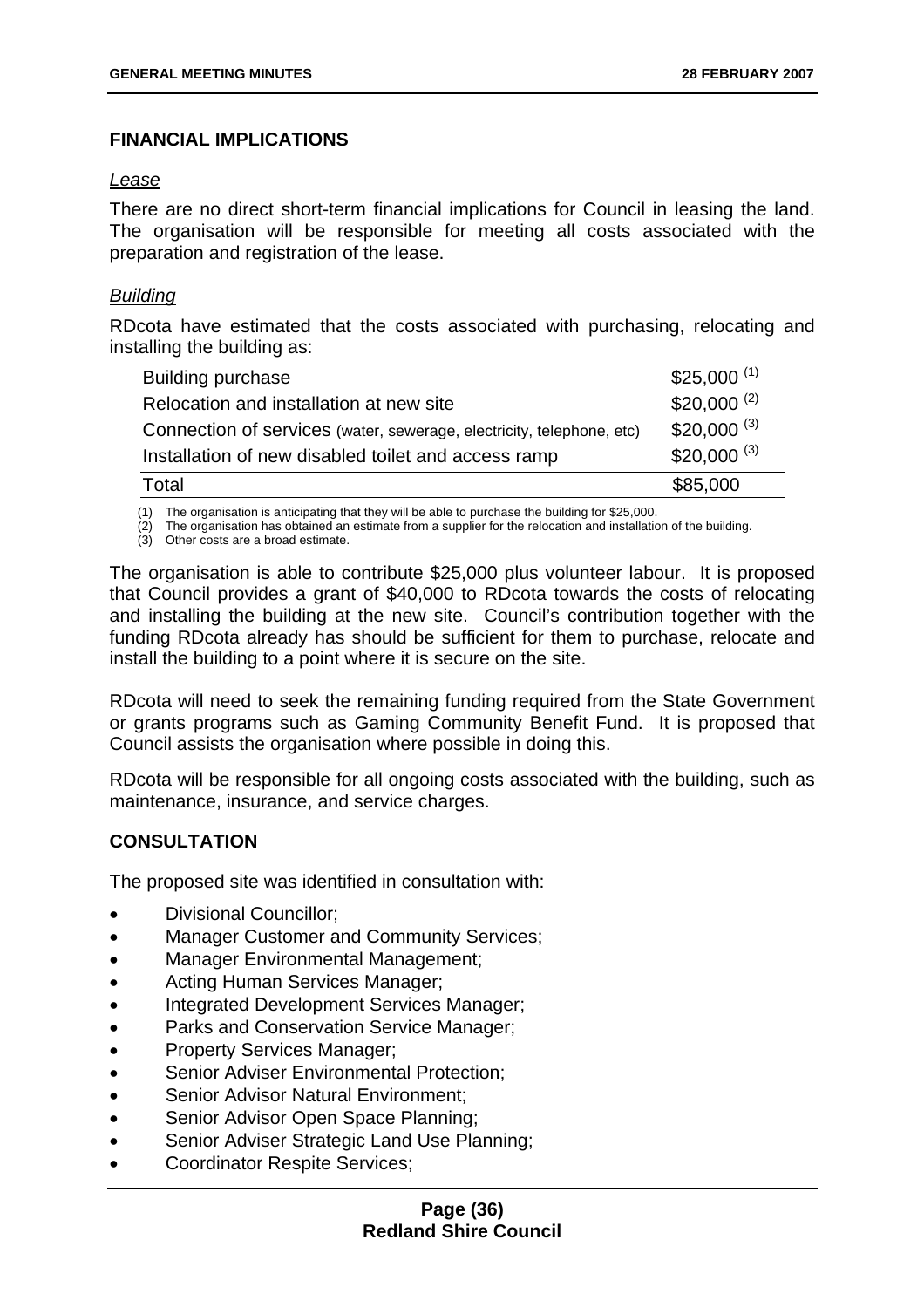## FINANCIAL IMPLICATIONS

*Lease*

There are no direct short-term financial implications for Council in leasing the land. The organisation will be responsible for meeting all costs associated with the preparation and registration of the lease.

*Building*

RDcota have estimated that the costs associated with purchasing, relocating and installing the building as:

| | |
|---|---|
| Building purchase | $25,000 [1] |
| Relocation and installation at new site | $20,000 [2] |
| Connection of services (water, sewerage, electricity, telephone, etc) | $20,000 [3] |
| Installation of new disabled toilet and access ramp | $20,000 [3] |
| Total | $85,000 |

(1) The organisation is anticipating that they will be able to purchase the building for $25,000.
(2) The organisation has obtained an estimate from a supplier for the relocation and installation of the building.
(3) Other costs are a broad estimate.

The organisation is able to contribute $25,000 plus volunteer labour. It is proposed that Council provides a grant of $40,000 to RDcota towards the costs of relocating and installing the building at the new site. Council's contribution together with the funding RDcota already has should be sufficient for them to purchase, relocate and install the building to a point where it is secure on the site.

RDcota will need to seek the remaining funding required from the State Government or grants programs such as Gaming Community Benefit Fund. It is proposed that Council assists the organisation where possible in doing this.

RDcota will be responsible for all ongoing costs associated with the building, such as maintenance, insurance, and service charges.

## CONSULTATION

The proposed site was identified in consultation with:

- Divisional Councillor;
- Manager Customer and Community Services;
- Manager Environmental Management;
- Acting Human Services Manager;
- Integrated Development Services Manager;
- Parks and Conservation Service Manager;
- Property Services Manager;
- Senior Adviser Environmental Protection;
- Senior Advisor Natural Environment;
- Senior Advisor Open Space Planning;
- Senior Adviser Strategic Land Use Planning;
- Coordinator Respite Services;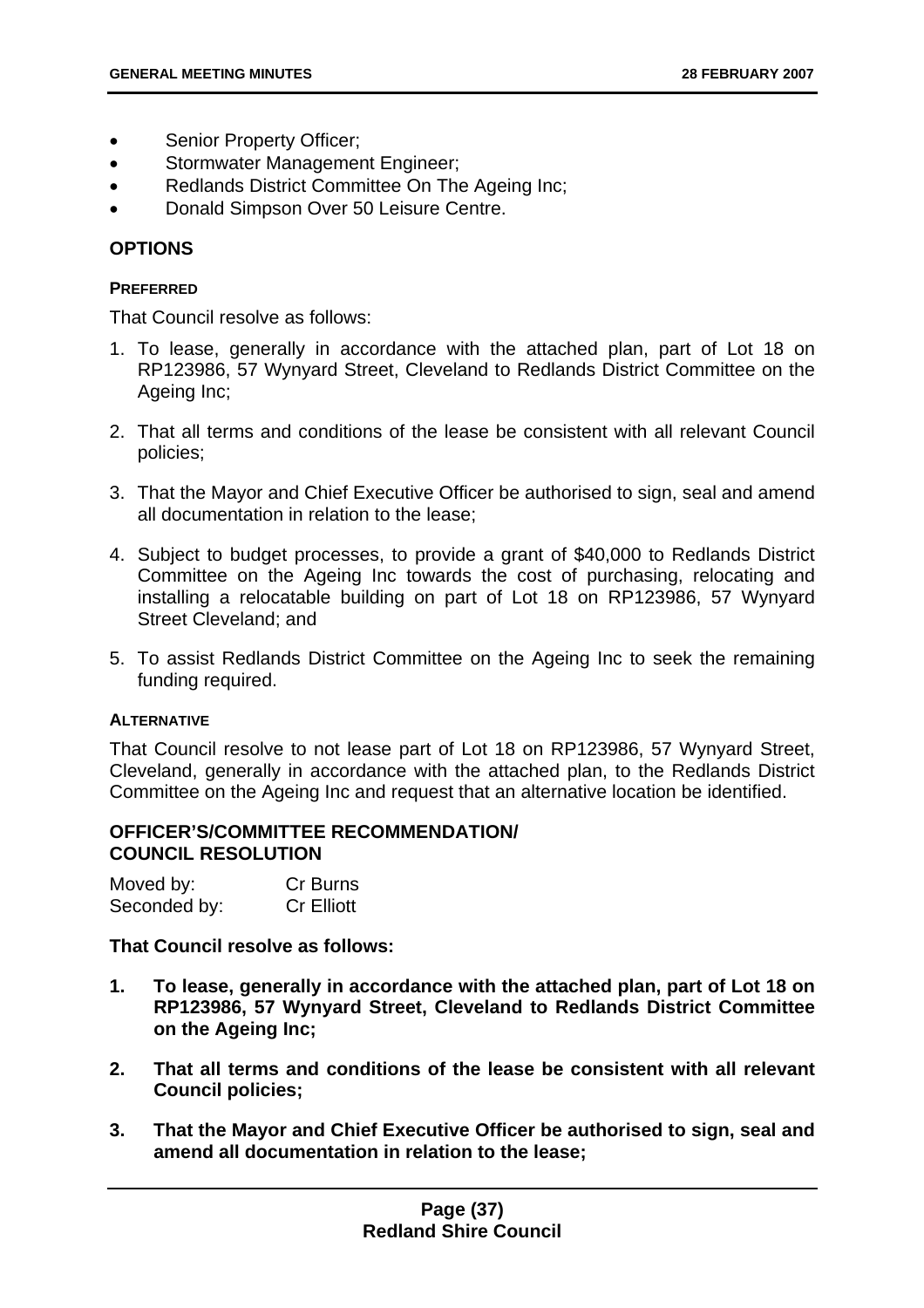- Senior Property Officer;
- Stormwater Management Engineer;
- Redlands District Committee On The Ageing Inc;
- Donald Simpson Over 50 Leisure Centre.

## OPTIONS

### PREFERRED

That Council resolve as follows:

1. To lease, generally in accordance with the attached plan, part of Lot 18 on RP123986, 57 Wynyard Street, Cleveland to Redlands District Committee on the Ageing Inc;

2. That all terms and conditions of the lease be consistent with all relevant Council policies;

3. That the Mayor and Chief Executive Officer be authorised to sign, seal and amend all documentation in relation to the lease;

4. Subject to budget processes, to provide a grant of $40,000 to Redlands District Committee on the Ageing Inc towards the cost of purchasing, relocating and installing a relocatable building on part of Lot 18 on RP123986, 57 Wynyard Street Cleveland; and

5. To assist Redlands District Committee on the Ageing Inc to seek the remaining funding required.

### ALTERNATIVE

That Council resolve to not lease part of Lot 18 on RP123986, 57 Wynyard Street, Cleveland, generally in accordance with the attached plan, to the Redlands District Committee on the Ageing Inc and request that an alternative location be identified.

## OFFICER'S/COMMITTEE RECOMMENDATION/ COUNCIL RESOLUTION

| Moved by: | Cr Burns |
|---|---|
| Seconded by: | Cr Elliott |

**That Council resolve as follows:**

1. **To lease, generally in accordance with the attached plan, part of Lot 18 on RP123986, 57 Wynyard Street, Cleveland to Redlands District Committee on the Ageing Inc;**

2. **That all terms and conditions of the lease be consistent with all relevant Council policies;**

3. **That the Mayor and Chief Executive Officer be authorised to sign, seal and amend all documentation in relation to the lease;**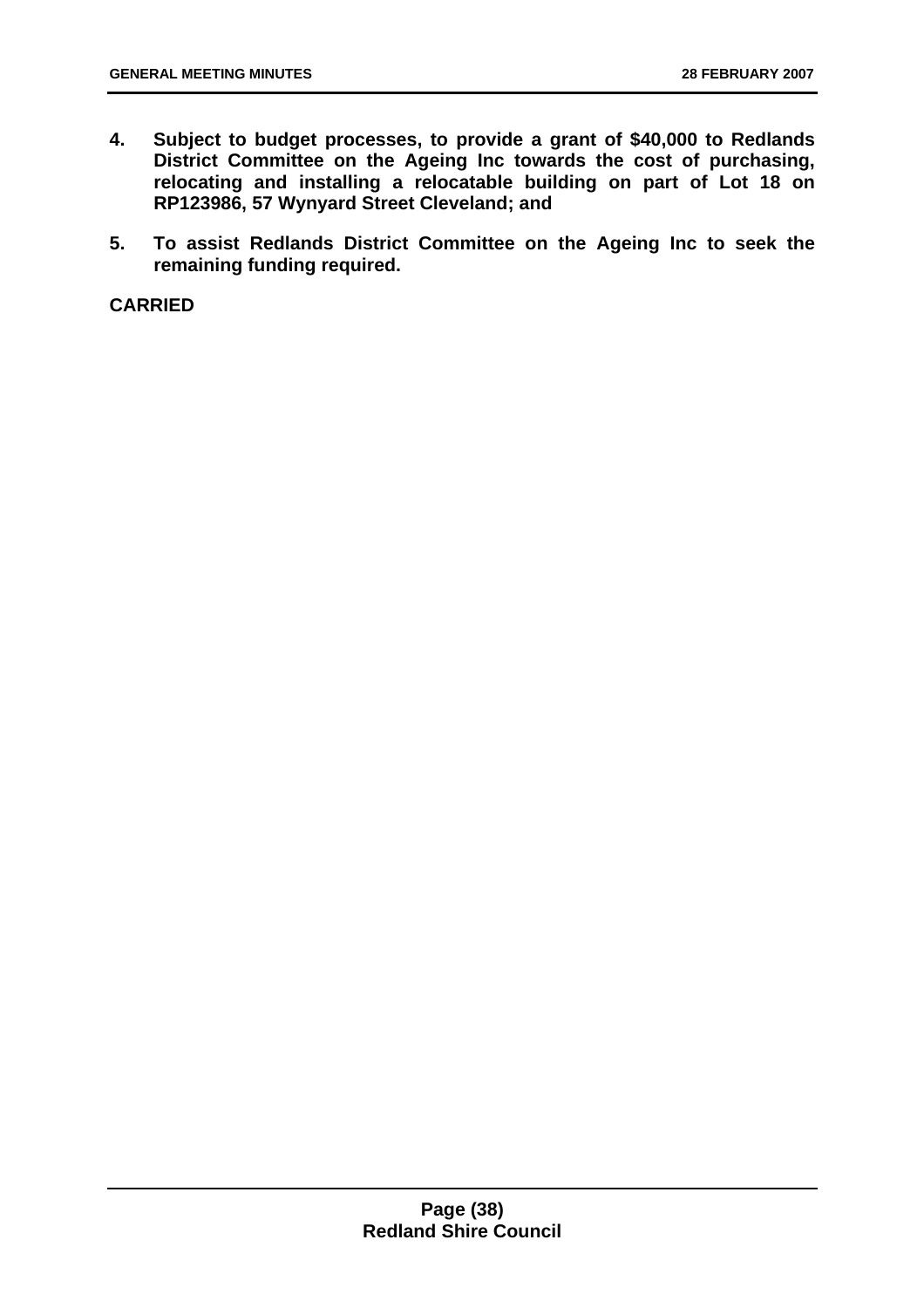4. **Subject to budget processes, to provide a grant of $40,000 to Redlands District Committee on the Ageing Inc towards the cost of purchasing, relocating and installing a relocatable building on part of Lot 18 on RP123986, 57 Wynyard Street Cleveland; and**

5. **To assist Redlands District Committee on the Ageing Inc to seek the remaining funding required.**

**CARRIED**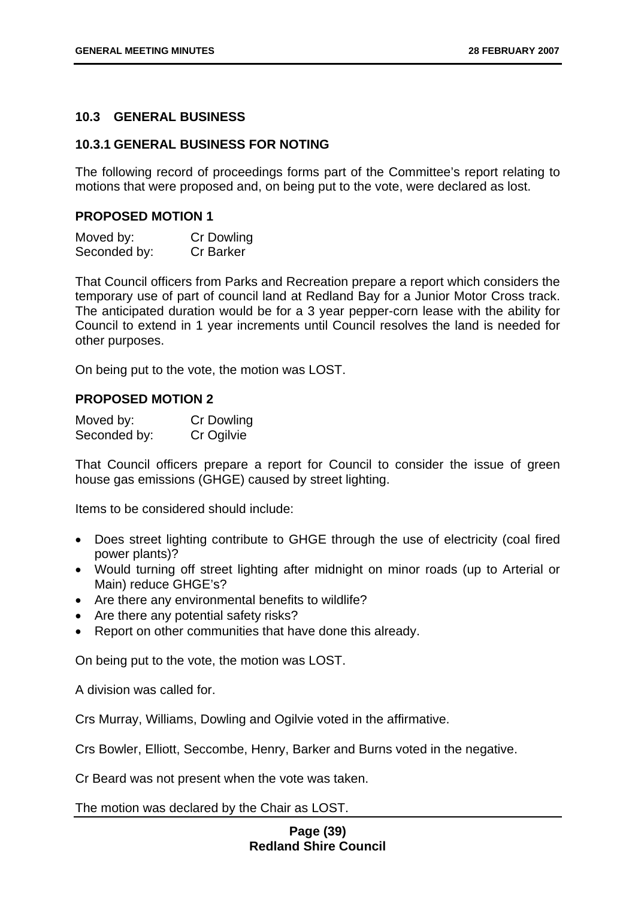## 10.3 GENERAL BUSINESS

### 10.3.1 GENERAL BUSINESS FOR NOTING

The following record of proceedings forms part of the Committee's report relating to motions that were proposed and, on being put to the vote, were declared as lost.

#### PROPOSED MOTION 1

Moved by: Cr Dowling
Seconded by: Cr Barker

That Council officers from Parks and Recreation prepare a report which considers the temporary use of part of council land at Redland Bay for a Junior Motor Cross track. The anticipated duration would be for a 3 year pepper-corn lease with the ability for Council to extend in 1 year increments until Council resolves the land is needed for other purposes.

On being put to the vote, the motion was LOST.

#### PROPOSED MOTION 2

Moved by: Cr Dowling
Seconded by: Cr Ogilvie

That Council officers prepare a report for Council to consider the issue of green house gas emissions (GHGE) caused by street lighting.

Items to be considered should include:

- Does street lighting contribute to GHGE through the use of electricity (coal fired power plants)?
- Would turning off street lighting after midnight on minor roads (up to Arterial or Main) reduce GHGE's?
- Are there any environmental benefits to wildlife?
- Are there any potential safety risks?
- Report on other communities that have done this already.

On being put to the vote, the motion was LOST.

A division was called for.

Crs Murray, Williams, Dowling and Ogilvie voted in the affirmative.

Crs Bowler, Elliott, Seccombe, Henry, Barker and Burns voted in the negative.

Cr Beard was not present when the vote was taken.

The motion was declared by the Chair as LOST.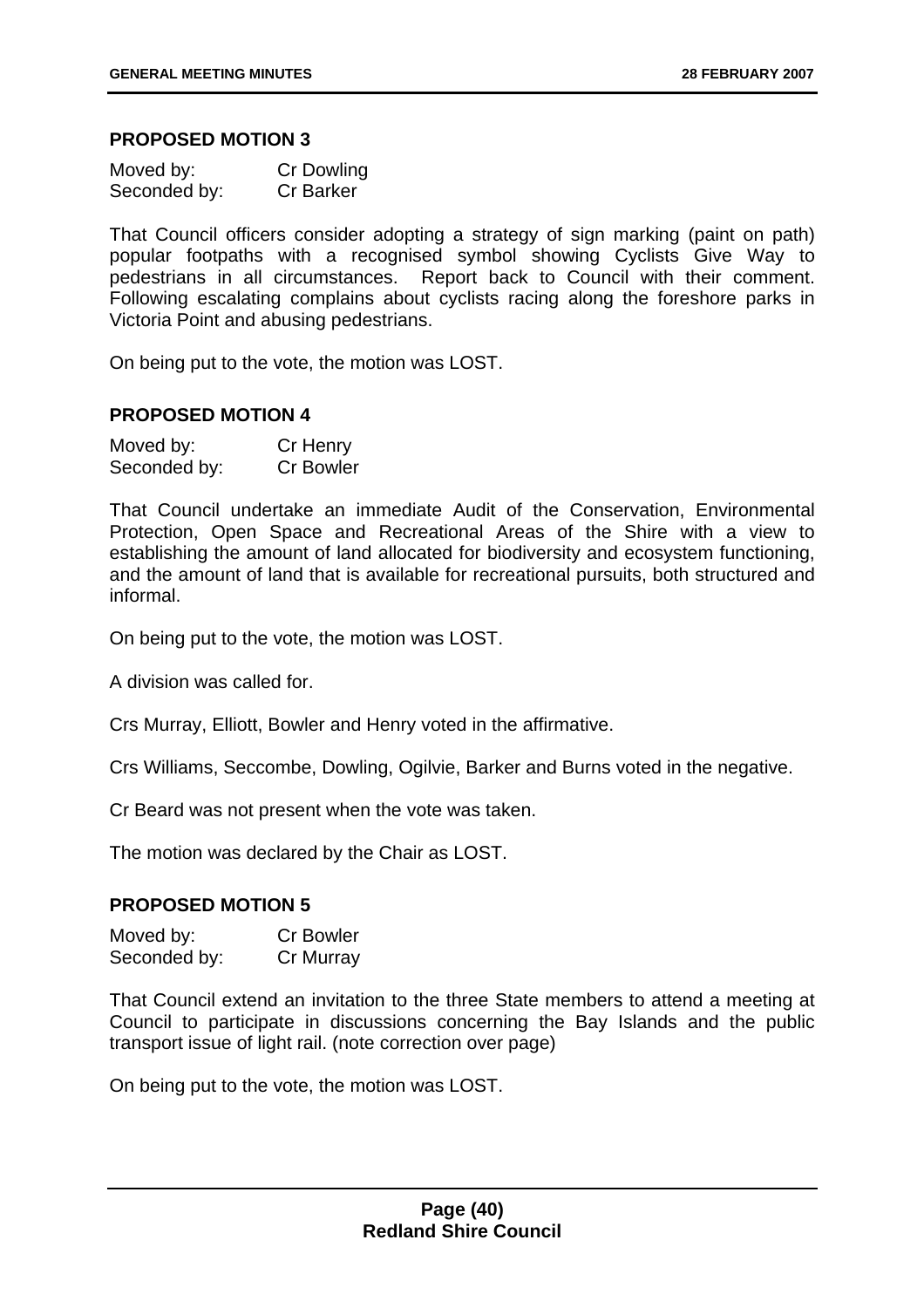**PROPOSED MOTION 3**

Moved by: Cr Dowling
Seconded by: Cr Barker

That Council officers consider adopting a strategy of sign marking (paint on path) popular footpaths with a recognised symbol showing Cyclists Give Way to pedestrians in all circumstances. Report back to Council with their comment. Following escalating complains about cyclists racing along the foreshore parks in Victoria Point and abusing pedestrians.

On being put to the vote, the motion was LOST.

**PROPOSED MOTION 4**

Moved by: Cr Henry
Seconded by: Cr Bowler

That Council undertake an immediate Audit of the Conservation, Environmental Protection, Open Space and Recreational Areas of the Shire with a view to establishing the amount of land allocated for biodiversity and ecosystem functioning, and the amount of land that is available for recreational pursuits, both structured and informal.

On being put to the vote, the motion was LOST.

A division was called for.

Crs Murray, Elliott, Bowler and Henry voted in the affirmative.

Crs Williams, Seccombe, Dowling, Ogilvie, Barker and Burns voted in the negative.

Cr Beard was not present when the vote was taken.

The motion was declared by the Chair as LOST.

**PROPOSED MOTION 5**

Moved by: Cr Bowler
Seconded by: Cr Murray

That Council extend an invitation to the three State members to attend a meeting at Council to participate in discussions concerning the Bay Islands and the public transport issue of light rail. (note correction over page)

On being put to the vote, the motion was LOST.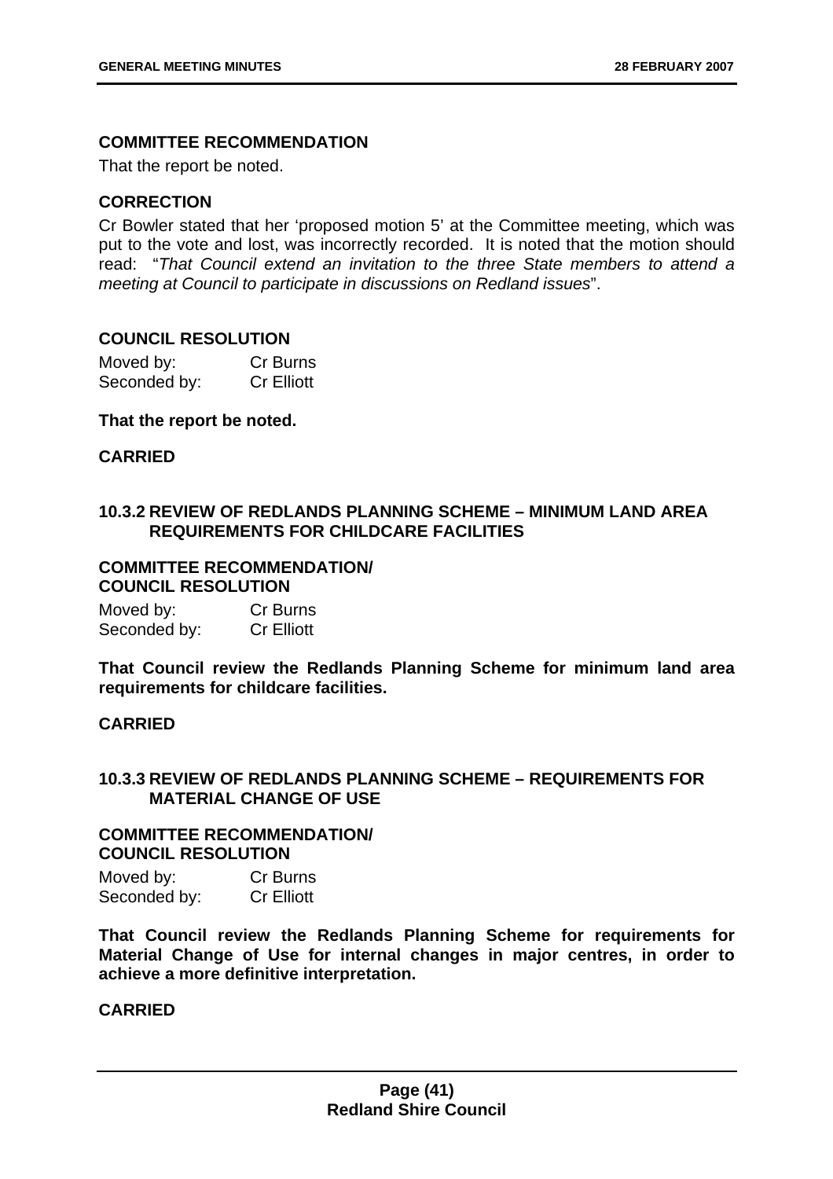### COMMITTEE RECOMMENDATION

That the report be noted.

### CORRECTION

Cr Bowler stated that her 'proposed motion 5' at the Committee meeting, which was put to the vote and lost, was incorrectly recorded. It is noted that the motion should read: "*That Council extend an invitation to the three State members to attend a meeting at Council to participate in discussions on Redland issues*".

### COUNCIL RESOLUTION

Moved by: Cr Burns
Seconded by: Cr Elliott

**That the report be noted.**

**CARRIED**

## 10.3.2 REVIEW OF REDLANDS PLANNING SCHEME – MINIMUM LAND AREA REQUIREMENTS FOR CHILDCARE FACILITIES

### COMMITTEE RECOMMENDATION/ COUNCIL RESOLUTION

Moved by: Cr Burns
Seconded by: Cr Elliott

**That Council review the Redlands Planning Scheme for minimum land area requirements for childcare facilities.**

**CARRIED**

## 10.3.3 REVIEW OF REDLANDS PLANNING SCHEME – REQUIREMENTS FOR MATERIAL CHANGE OF USE

### COMMITTEE RECOMMENDATION/ COUNCIL RESOLUTION

Moved by: Cr Burns
Seconded by: Cr Elliott

**That Council review the Redlands Planning Scheme for requirements for Material Change of Use for internal changes in major centres, in order to achieve a more definitive interpretation.**

**CARRIED**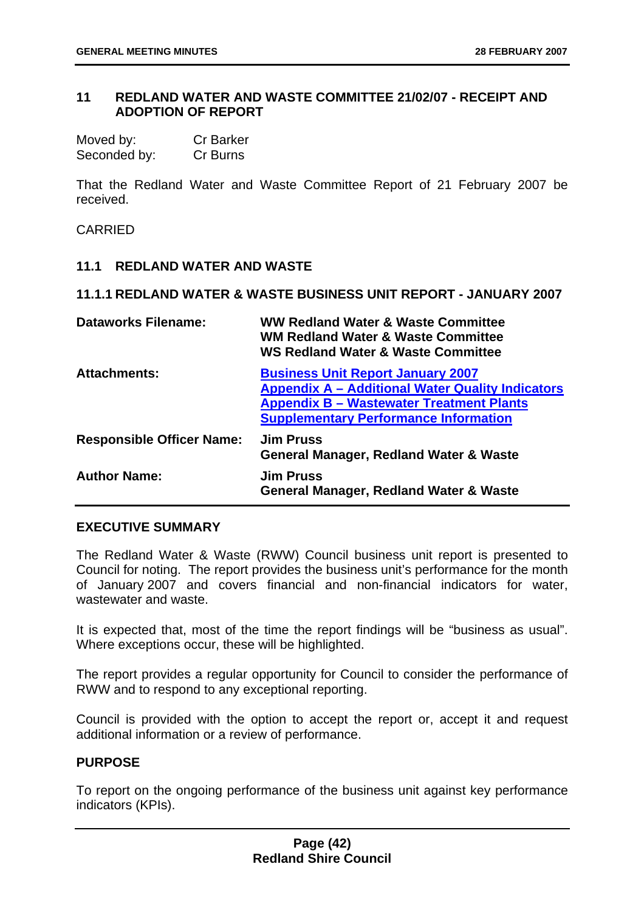## 11 REDLAND WATER AND WASTE COMMITTEE 21/02/07 - RECEIPT AND ADOPTION OF REPORT

Moved by: Cr Barker
Seconded by: Cr Burns

That the Redland Water and Waste Committee Report of 21 February 2007 be received.

CARRIED

### 11.1 REDLAND WATER AND WASTE

#### 11.1.1 REDLAND WATER & WASTE BUSINESS UNIT REPORT - JANUARY 2007

| | |
|---|---|
| **Dataworks Filename:** | **WW Redland Water & Waste Committee**<br>**WM Redland Water & Waste Committee**<br>**WS Redland Water & Waste Committee** |
| **Attachments:** | **Business Unit Report January 2007**<br>**Appendix A – Additional Water Quality Indicators**<br>**Appendix B – Wastewater Treatment Plants Supplementary Performance Information** |
| **Responsible Officer Name:** | **Jim Pruss**<br>**General Manager, Redland Water & Waste** |
| **Author Name:** | **Jim Pruss**<br>**General Manager, Redland Water & Waste** |

**EXECUTIVE SUMMARY**

The Redland Water & Waste (RWW) Council business unit report is presented to Council for noting. The report provides the business unit's performance for the month of January 2007 and covers financial and non-financial indicators for water, wastewater and waste.

It is expected that, most of the time the report findings will be "business as usual". Where exceptions occur, these will be highlighted.

The report provides a regular opportunity for Council to consider the performance of RWW and to respond to any exceptional reporting.

Council is provided with the option to accept the report or, accept it and request additional information or a review of performance.

**PURPOSE**

To report on the ongoing performance of the business unit against key performance indicators (KPIs).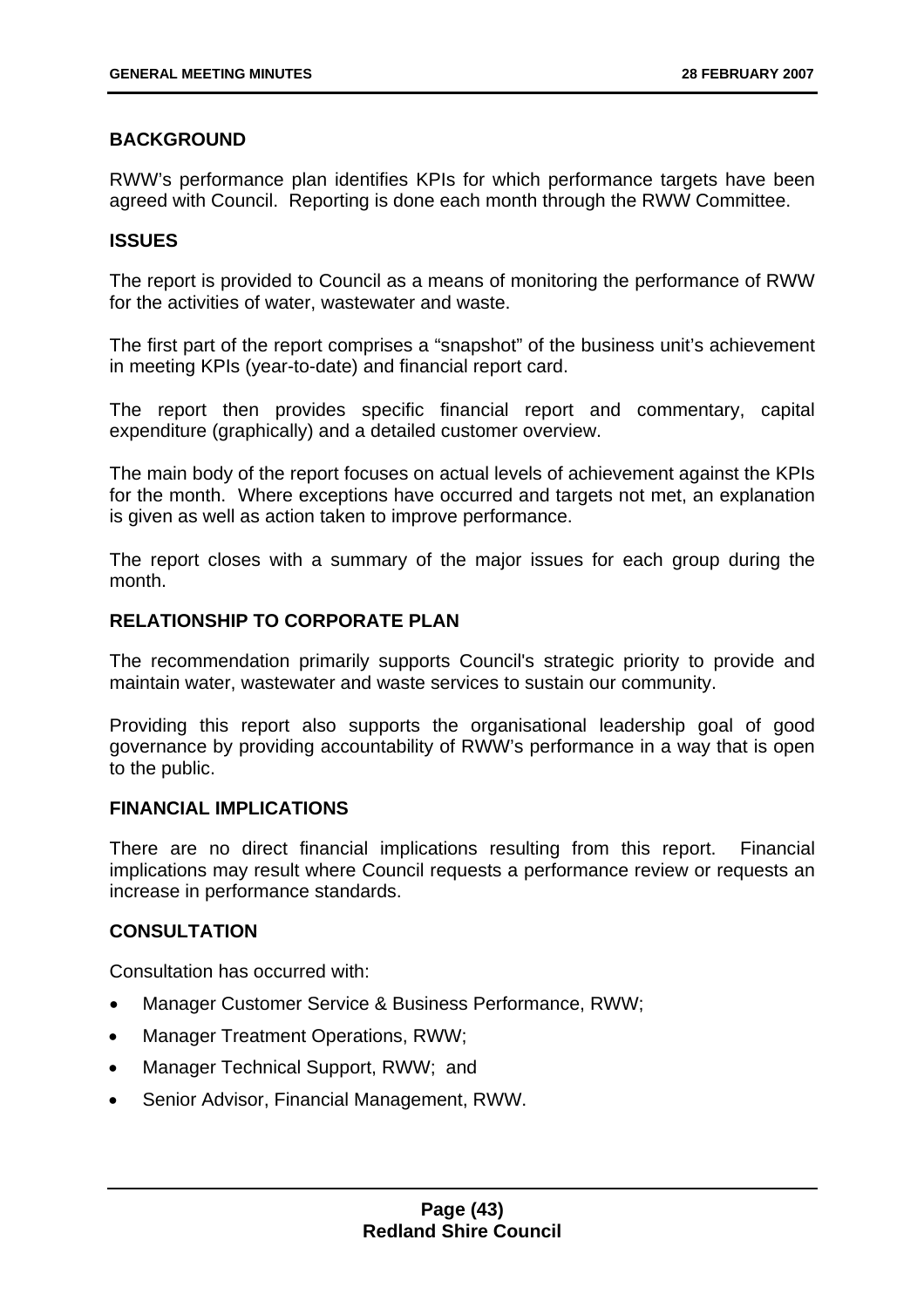## BACKGROUND

RWW's performance plan identifies KPIs for which performance targets have been agreed with Council. Reporting is done each month through the RWW Committee.

## ISSUES

The report is provided to Council as a means of monitoring the performance of RWW for the activities of water, wastewater and waste.

The first part of the report comprises a "snapshot" of the business unit's achievement in meeting KPIs (year-to-date) and financial report card.

The report then provides specific financial report and commentary, capital expenditure (graphically) and a detailed customer overview.

The main body of the report focuses on actual levels of achievement against the KPIs for the month. Where exceptions have occurred and targets not met, an explanation is given as well as action taken to improve performance.

The report closes with a summary of the major issues for each group during the month.

## RELATIONSHIP TO CORPORATE PLAN

The recommendation primarily supports Council's strategic priority to provide and maintain water, wastewater and waste services to sustain our community.

Providing this report also supports the organisational leadership goal of good governance by providing accountability of RWW's performance in a way that is open to the public.

## FINANCIAL IMPLICATIONS

There are no direct financial implications resulting from this report. Financial implications may result where Council requests a performance review or requests an increase in performance standards.

## CONSULTATION

Consultation has occurred with:

- Manager Customer Service & Business Performance, RWW;
- Manager Treatment Operations, RWW;
- Manager Technical Support, RWW; and
- Senior Advisor, Financial Management, RWW.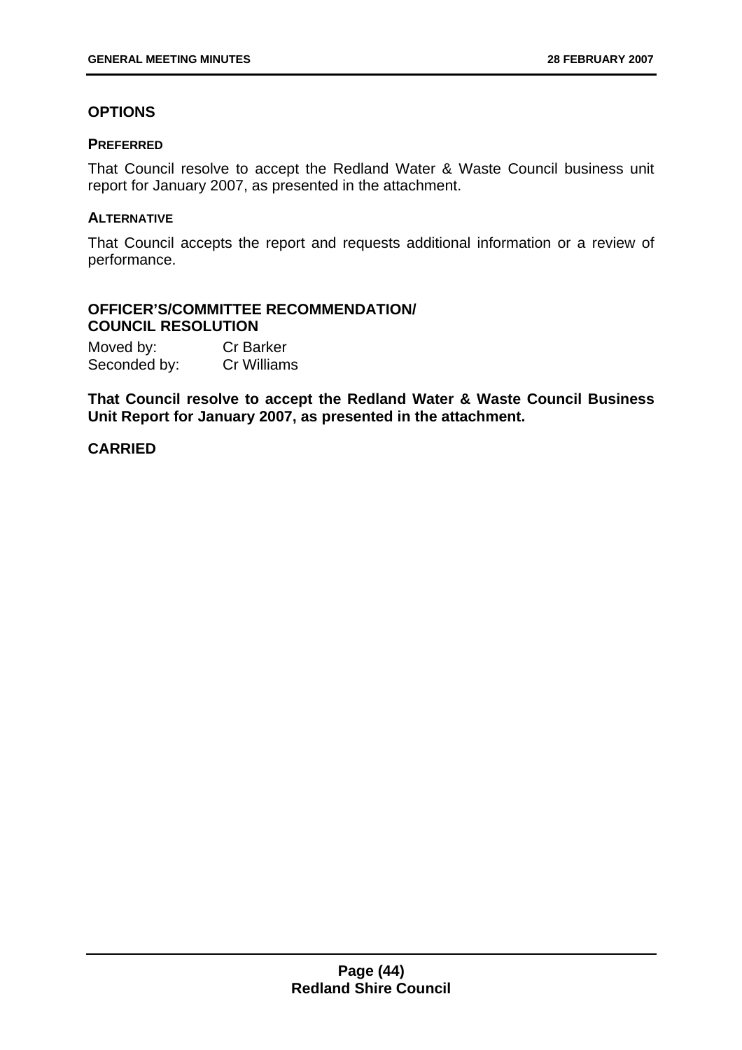## OPTIONS

### PREFERRED

That Council resolve to accept the Redland Water & Waste Council business unit report for January 2007, as presented in the attachment.

### ALTERNATIVE

That Council accepts the report and requests additional information or a review of performance.

## OFFICER'S/COMMITTEE RECOMMENDATION/ COUNCIL RESOLUTION

Moved by: Cr Barker
Seconded by: Cr Williams

**That Council resolve to accept the Redland Water & Waste Council Business Unit Report for January 2007, as presented in the attachment.**

**CARRIED**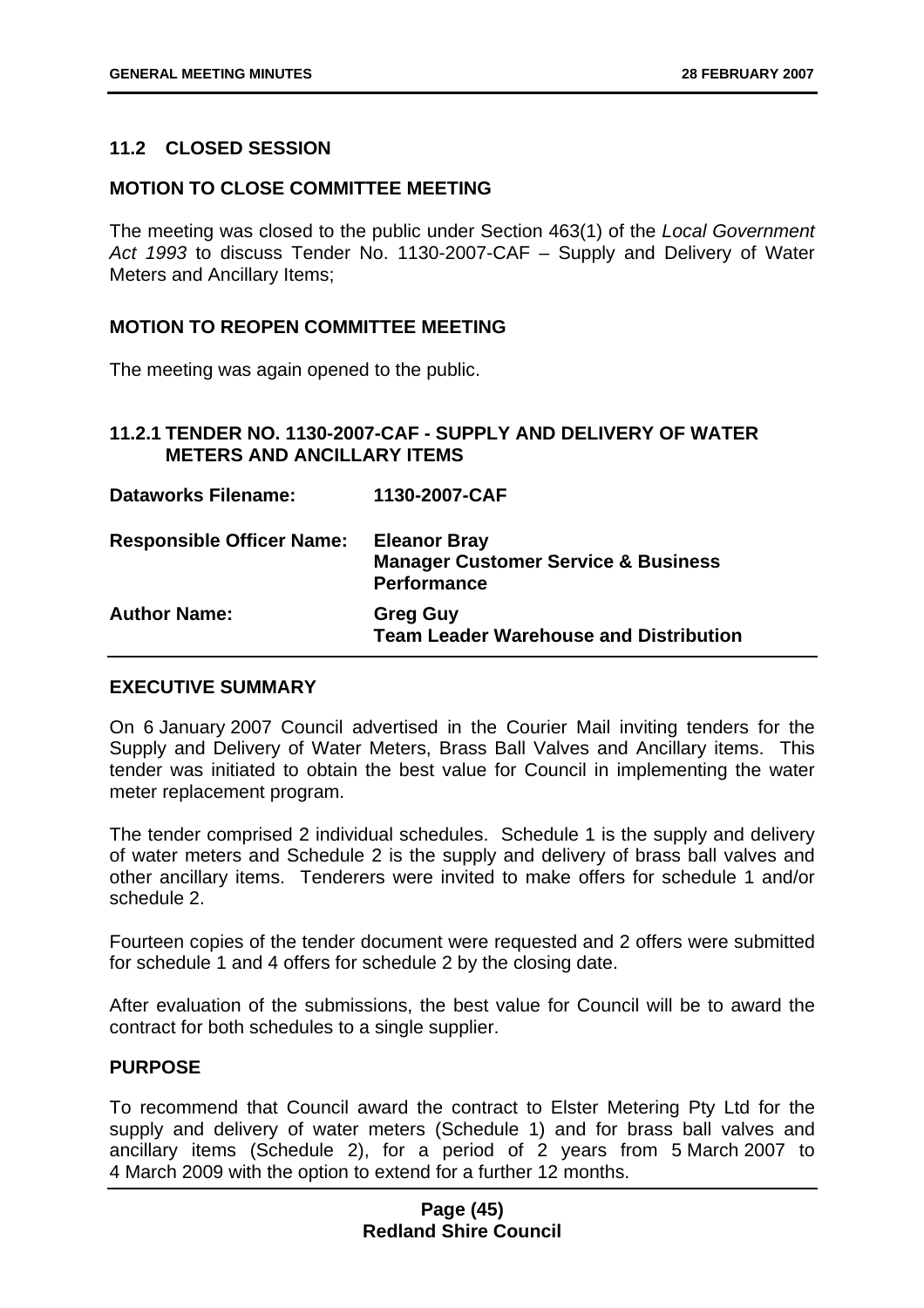### 11.2 CLOSED SESSION

**MOTION TO CLOSE COMMITTEE MEETING**

The meeting was closed to the public under Section 463(1) of the *Local Government Act 1993* to discuss Tender No. 1130-2007-CAF – Supply and Delivery of Water Meters and Ancillary Items;

**MOTION TO REOPEN COMMITTEE MEETING**

The meeting was again opened to the public.

#### 11.2.1 TENDER NO. 1130-2007-CAF - SUPPLY AND DELIVERY OF WATER METERS AND ANCILLARY ITEMS

| | |
|---|---|
| **Dataworks Filename:** | **1130-2007-CAF** |
| **Responsible Officer Name:** | **Eleanor Bray**<br>**Manager Customer Service & Business Performance** |
| **Author Name:** | **Greg Guy**<br>**Team Leader Warehouse and Distribution** |

**EXECUTIVE SUMMARY**

On 6 January 2007 Council advertised in the Courier Mail inviting tenders for the Supply and Delivery of Water Meters, Brass Ball Valves and Ancillary items. This tender was initiated to obtain the best value for Council in implementing the water meter replacement program.

The tender comprised 2 individual schedules. Schedule 1 is the supply and delivery of water meters and Schedule 2 is the supply and delivery of brass ball valves and other ancillary items. Tenderers were invited to make offers for schedule 1 and/or schedule 2.

Fourteen copies of the tender document were requested and 2 offers were submitted for schedule 1 and 4 offers for schedule 2 by the closing date.

After evaluation of the submissions, the best value for Council will be to award the contract for both schedules to a single supplier.

**PURPOSE**

To recommend that Council award the contract to Elster Metering Pty Ltd for the supply and delivery of water meters (Schedule 1) and for brass ball valves and ancillary items (Schedule 2), for a period of 2 years from 5 March 2007 to 4 March 2009 with the option to extend for a further 12 months.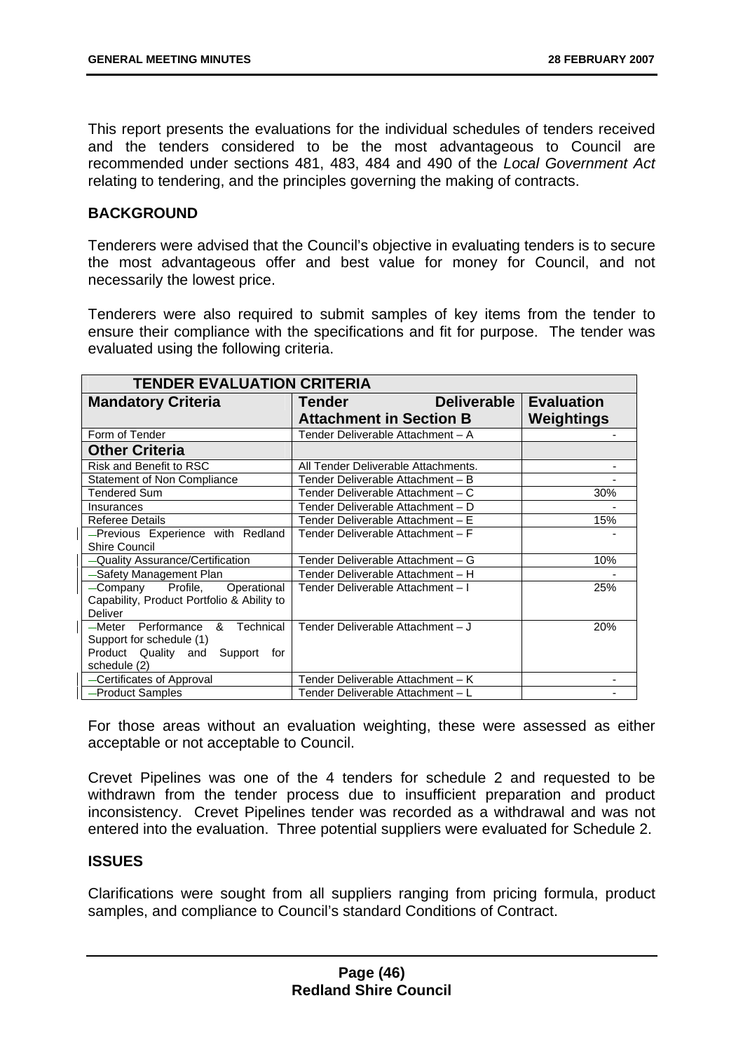This report presents the evaluations for the individual schedules of tenders received and the tenders considered to be the most advantageous to Council are recommended under sections 481, 483, 484 and 490 of the *Local Government Act* relating to tendering, and the principles governing the making of contracts.

**BACKGROUND**

Tenderers were advised that the Council's objective in evaluating tenders is to secure the most advantageous offer and best value for money for Council, and not necessarily the lowest price.

Tenderers were also required to submit samples of key items from the tender to ensure their compliance with the specifications and fit for purpose. The tender was evaluated using the following criteria.

| **TENDER EVALUATION CRITERIA** | | |
|---|---|---|
| **Mandatory Criteria** | **Tender Deliverable Attachment in Section B** | **Evaluation Weightings** |
| Form of Tender | Tender Deliverable Attachment – A | - |
| **Other Criteria** | | |
| Risk and Benefit to RSC | All Tender Deliverable Attachments. | - |
| Statement of Non Compliance | Tender Deliverable Attachment – B | - |
| Tendered Sum | Tender Deliverable Attachment – C | 30% |
| Insurances | Tender Deliverable Attachment – D | - |
| Referee Details | Tender Deliverable Attachment – E | 15% |
| Previous Experience with Redland Shire Council | Tender Deliverable Attachment – F | - |
| Quality Assurance/Certification | Tender Deliverable Attachment – G | 10% |
| Safety Management Plan | Tender Deliverable Attachment – H | - |
| Company Profile, Operational Capability, Product Portfolio & Ability to Deliver | Tender Deliverable Attachment – I | 25% |
| Meter Performance & Technical Support for schedule (1) Product Quality and Support for schedule (2) | Tender Deliverable Attachment – J | 20% |
| Certificates of Approval | Tender Deliverable Attachment – K | - |
| Product Samples | Tender Deliverable Attachment – L | - |

For those areas without an evaluation weighting, these were assessed as either acceptable or not acceptable to Council.

Crevet Pipelines was one of the 4 tenders for schedule 2 and requested to be withdrawn from the tender process due to insufficient preparation and product inconsistency. Crevet Pipelines tender was recorded as a withdrawal and was not entered into the evaluation. Three potential suppliers were evaluated for Schedule 2.

**ISSUES**

Clarifications were sought from all suppliers ranging from pricing formula, product samples, and compliance to Council's standard Conditions of Contract.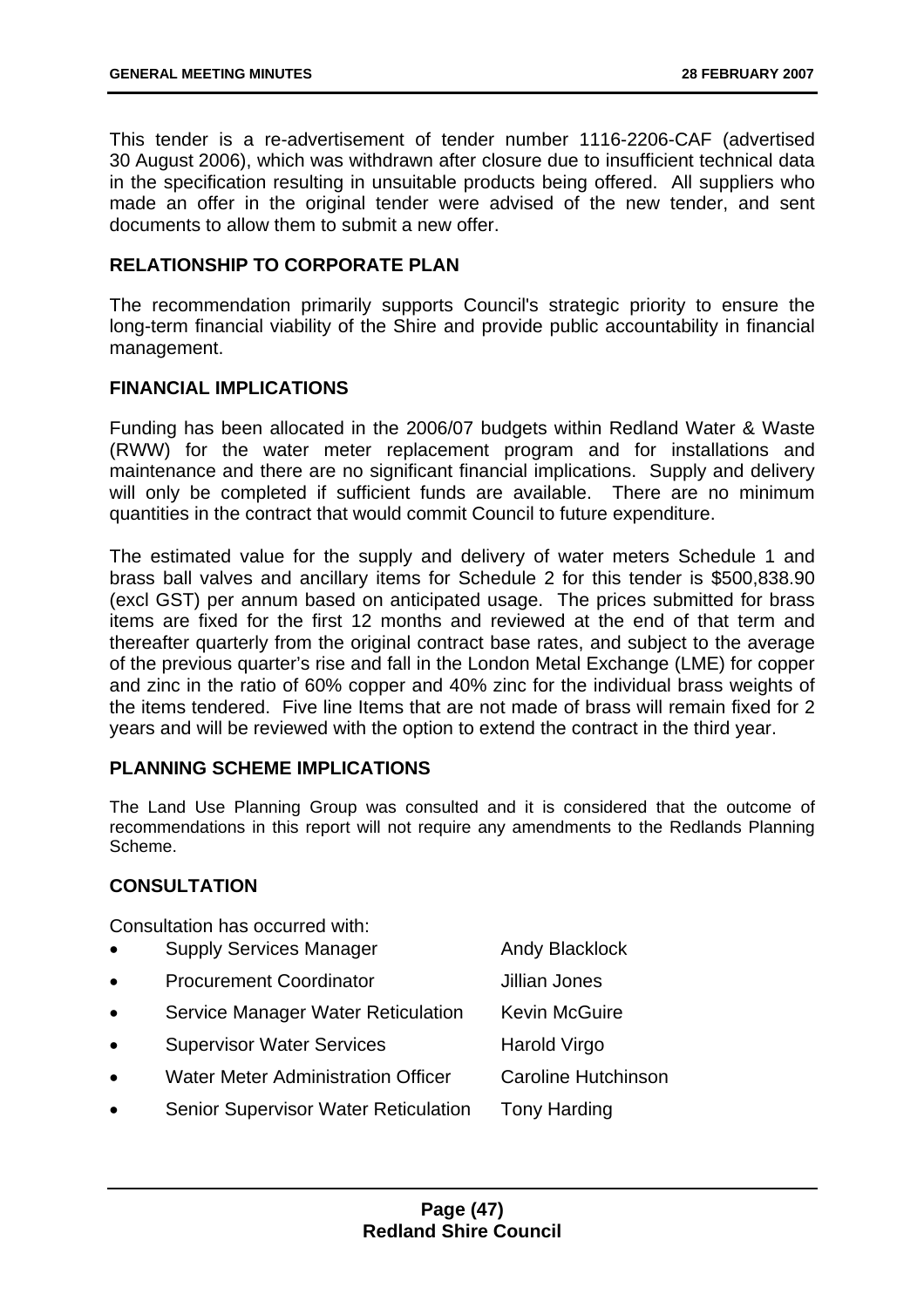This tender is a re-advertisement of tender number 1116-2206-CAF (advertised 30 August 2006), which was withdrawn after closure due to insufficient technical data in the specification resulting in unsuitable products being offered. All suppliers who made an offer in the original tender were advised of the new tender, and sent documents to allow them to submit a new offer.

## RELATIONSHIP TO CORPORATE PLAN

The recommendation primarily supports Council's strategic priority to ensure the long-term financial viability of the Shire and provide public accountability in financial management.

## FINANCIAL IMPLICATIONS

Funding has been allocated in the 2006/07 budgets within Redland Water & Waste (RWW) for the water meter replacement program and for installations and maintenance and there are no significant financial implications. Supply and delivery will only be completed if sufficient funds are available. There are no minimum quantities in the contract that would commit Council to future expenditure.

The estimated value for the supply and delivery of water meters Schedule 1 and brass ball valves and ancillary items for Schedule 2 for this tender is $500,838.90 (excl GST) per annum based on anticipated usage. The prices submitted for brass items are fixed for the first 12 months and reviewed at the end of that term and thereafter quarterly from the original contract base rates, and subject to the average of the previous quarter's rise and fall in the London Metal Exchange (LME) for copper and zinc in the ratio of 60% copper and 40% zinc for the individual brass weights of the items tendered. Five line Items that are not made of brass will remain fixed for 2 years and will be reviewed with the option to extend the contract in the third year.

## PLANNING SCHEME IMPLICATIONS

The Land Use Planning Group was consulted and it is considered that the outcome of recommendations in this report will not require any amendments to the Redlands Planning Scheme.

## CONSULTATION

Consultation has occurred with:

- Supply Services Manager — Andy Blacklock
- Procurement Coordinator — Jillian Jones
- Service Manager Water Reticulation — Kevin McGuire
- Supervisor Water Services — Harold Virgo
- Water Meter Administration Officer — Caroline Hutchinson
- Senior Supervisor Water Reticulation — Tony Harding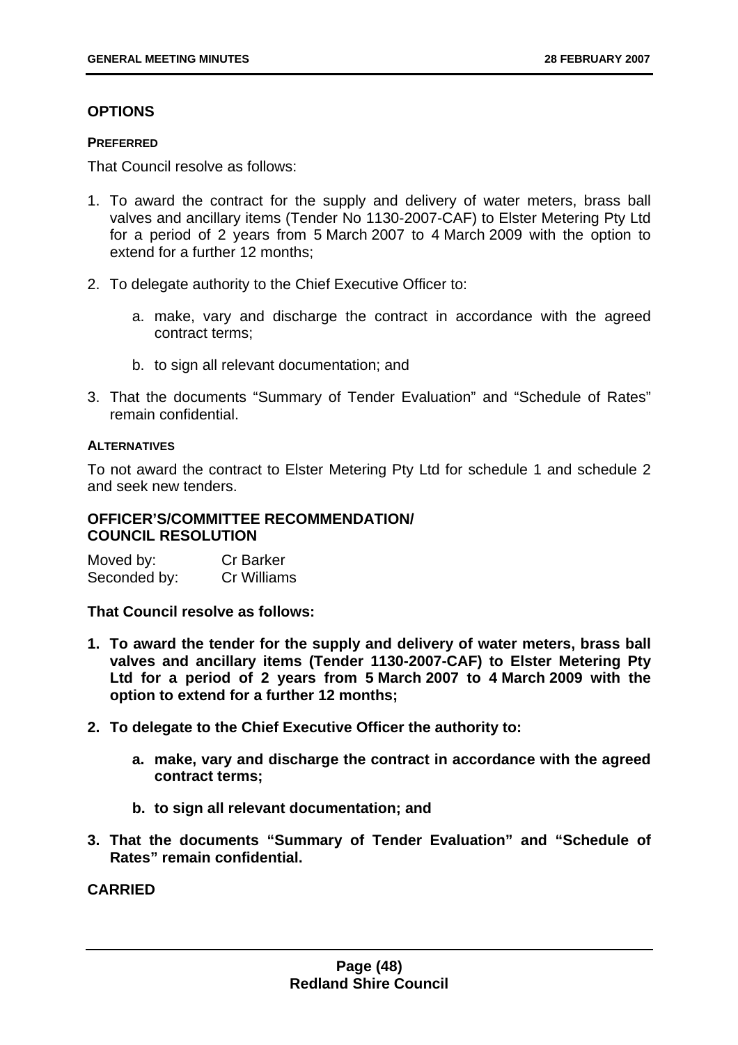## OPTIONS

### PREFERRED

That Council resolve as follows:

1. To award the contract for the supply and delivery of water meters, brass ball valves and ancillary items (Tender No 1130-2007-CAF) to Elster Metering Pty Ltd for a period of 2 years from 5 March 2007 to 4 March 2009 with the option to extend for a further 12 months;

2. To delegate authority to the Chief Executive Officer to:

    a. make, vary and discharge the contract in accordance with the agreed contract terms;

    b. to sign all relevant documentation; and

3. That the documents "Summary of Tender Evaluation" and "Schedule of Rates" remain confidential.

### ALTERNATIVES

To not award the contract to Elster Metering Pty Ltd for schedule 1 and schedule 2 and seek new tenders.

## OFFICER'S/COMMITTEE RECOMMENDATION/ COUNCIL RESOLUTION

Moved by: Cr Barker
Seconded by: Cr Williams

**That Council resolve as follows:**

1. **To award the tender for the supply and delivery of water meters, brass ball valves and ancillary items (Tender 1130-2007-CAF) to Elster Metering Pty Ltd for a period of 2 years from 5 March 2007 to 4 March 2009 with the option to extend for a further 12 months;**

2. **To delegate to the Chief Executive Officer the authority to:**

    a. **make, vary and discharge the contract in accordance with the agreed contract terms;**

    b. **to sign all relevant documentation; and**

3. **That the documents "Summary of Tender Evaluation" and "Schedule of Rates" remain confidential.**

**CARRIED**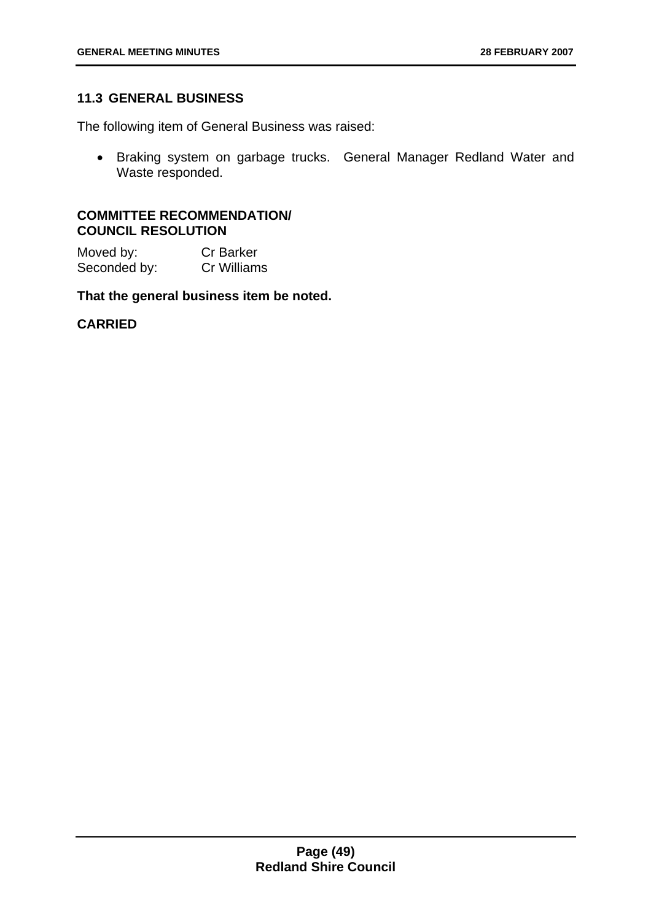## 11.3 GENERAL BUSINESS

The following item of General Business was raised:

- Braking system on garbage trucks. General Manager Redland Water and Waste responded.

**COMMITTEE RECOMMENDATION/ COUNCIL RESOLUTION**

Moved by: Cr Barker
Seconded by: Cr Williams

**That the general business item be noted.**

**CARRIED**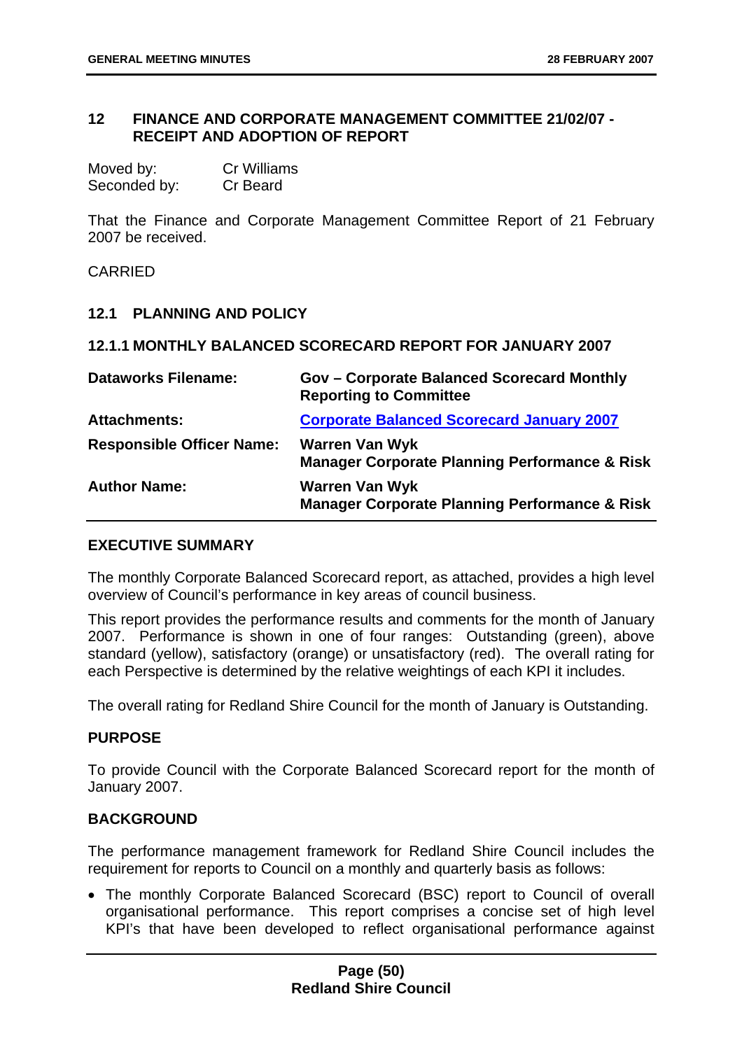## 12 FINANCE AND CORPORATE MANAGEMENT COMMITTEE 21/02/07 - RECEIPT AND ADOPTION OF REPORT

Moved by: Cr Williams
Seconded by: Cr Beard

That the Finance and Corporate Management Committee Report of 21 February 2007 be received.

CARRIED

### 12.1 PLANNING AND POLICY

#### 12.1.1 MONTHLY BALANCED SCORECARD REPORT FOR JANUARY 2007

| | |
|---|---|
| **Dataworks Filename:** | **Gov – Corporate Balanced Scorecard Monthly Reporting to Committee** |
| **Attachments:** | **Corporate Balanced Scorecard January 2007** |
| **Responsible Officer Name:** | **Warren Van Wyk**<br>**Manager Corporate Planning Performance & Risk** |
| **Author Name:** | **Warren Van Wyk**<br>**Manager Corporate Planning Performance & Risk** |

**EXECUTIVE SUMMARY**

The monthly Corporate Balanced Scorecard report, as attached, provides a high level overview of Council's performance in key areas of council business.

This report provides the performance results and comments for the month of January 2007. Performance is shown in one of four ranges: Outstanding (green), above standard (yellow), satisfactory (orange) or unsatisfactory (red). The overall rating for each Perspective is determined by the relative weightings of each KPI it includes.

The overall rating for Redland Shire Council for the month of January is Outstanding.

**PURPOSE**

To provide Council with the Corporate Balanced Scorecard report for the month of January 2007.

**BACKGROUND**

The performance management framework for Redland Shire Council includes the requirement for reports to Council on a monthly and quarterly basis as follows:

- The monthly Corporate Balanced Scorecard (BSC) report to Council of overall organisational performance. This report comprises a concise set of high level KPI's that have been developed to reflect organisational performance against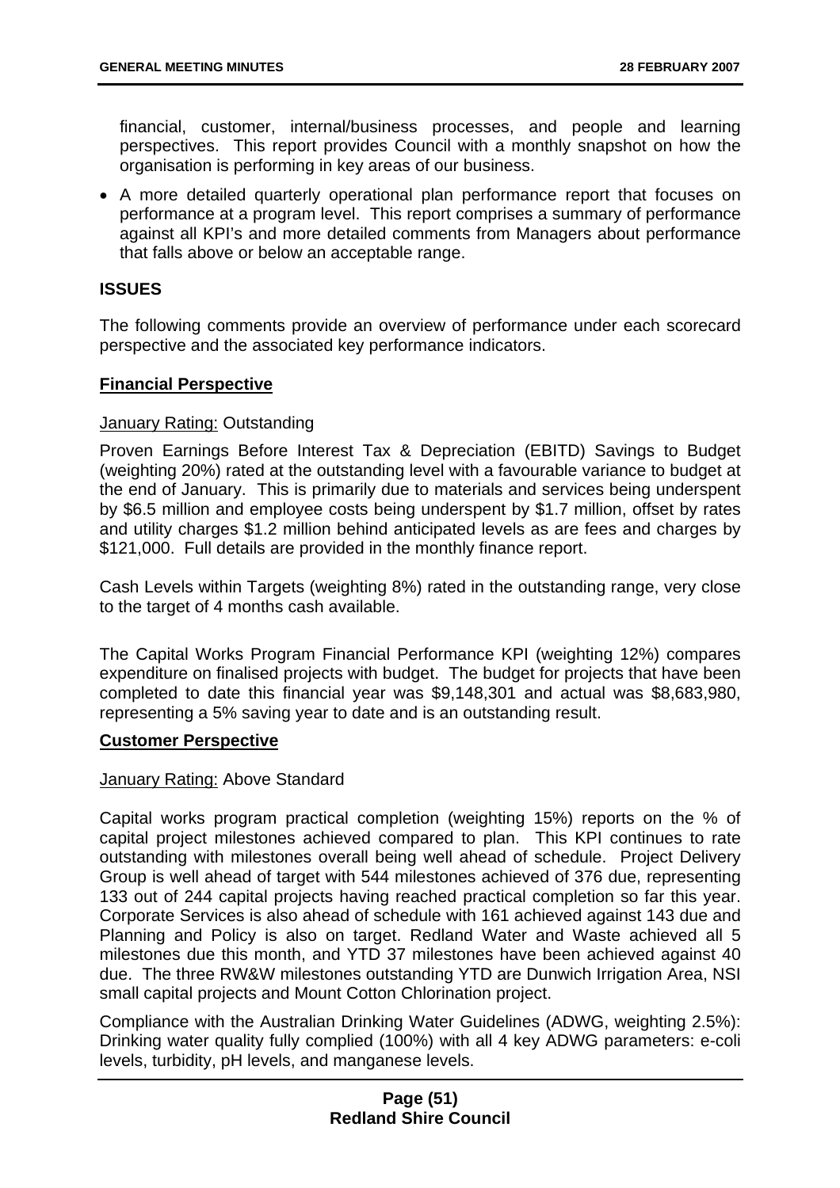financial, customer, internal/business processes, and people and learning perspectives. This report provides Council with a monthly snapshot on how the organisation is performing in key areas of our business.

- A more detailed quarterly operational plan performance report that focuses on performance at a program level. This report comprises a summary of performance against all KPI's and more detailed comments from Managers about performance that falls above or below an acceptable range.

## ISSUES

The following comments provide an overview of performance under each scorecard perspective and the associated key performance indicators.

### Financial Perspective

January Rating: Outstanding

Proven Earnings Before Interest Tax & Depreciation (EBITD) Savings to Budget (weighting 20%) rated at the outstanding level with a favourable variance to budget at the end of January. This is primarily due to materials and services being underspent by $6.5 million and employee costs being underspent by $1.7 million, offset by rates and utility charges $1.2 million behind anticipated levels as are fees and charges by $121,000. Full details are provided in the monthly finance report.

Cash Levels within Targets (weighting 8%) rated in the outstanding range, very close to the target of 4 months cash available.

The Capital Works Program Financial Performance KPI (weighting 12%) compares expenditure on finalised projects with budget. The budget for projects that have been completed to date this financial year was $9,148,301 and actual was $8,683,980, representing a 5% saving year to date and is an outstanding result.

### Customer Perspective

January Rating: Above Standard

Capital works program practical completion (weighting 15%) reports on the % of capital project milestones achieved compared to plan. This KPI continues to rate outstanding with milestones overall being well ahead of schedule. Project Delivery Group is well ahead of target with 544 milestones achieved of 376 due, representing 133 out of 244 capital projects having reached practical completion so far this year. Corporate Services is also ahead of schedule with 161 achieved against 143 due and Planning and Policy is also on target. Redland Water and Waste achieved all 5 milestones due this month, and YTD 37 milestones have been achieved against 40 due. The three RW&W milestones outstanding YTD are Dunwich Irrigation Area, NSI small capital projects and Mount Cotton Chlorination project.

Compliance with the Australian Drinking Water Guidelines (ADWG, weighting 2.5%): Drinking water quality fully complied (100%) with all 4 key ADWG parameters: e-coli levels, turbidity, pH levels, and manganese levels.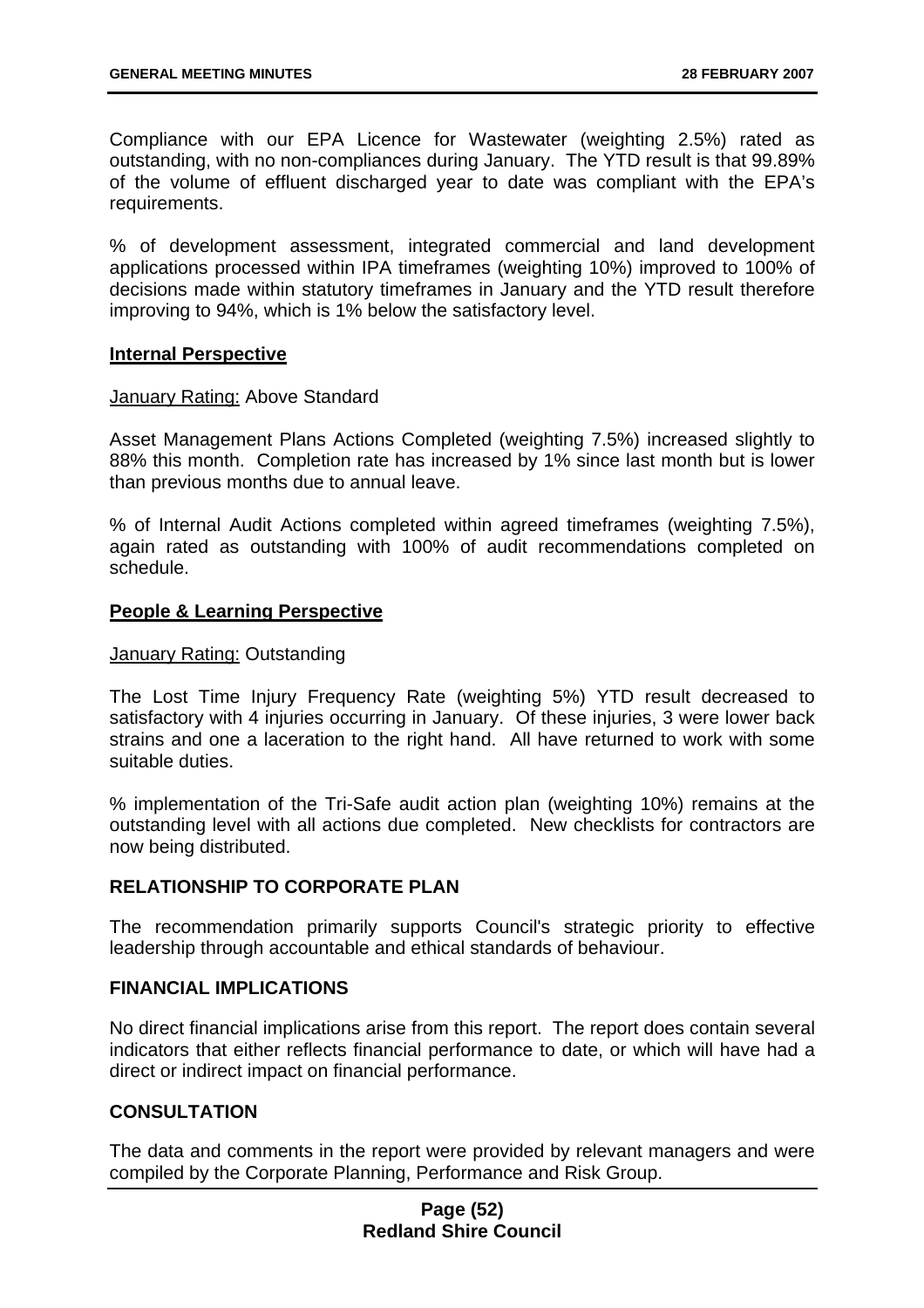Compliance with our EPA Licence for Wastewater (weighting 2.5%) rated as outstanding, with no non-compliances during January. The YTD result is that 99.89% of the volume of effluent discharged year to date was compliant with the EPA's requirements.

% of development assessment, integrated commercial and land development applications processed within IPA timeframes (weighting 10%) improved to 100% of decisions made within statutory timeframes in January and the YTD result therefore improving to 94%, which is 1% below the satisfactory level.

**Internal Perspective**

January Rating: Above Standard

Asset Management Plans Actions Completed (weighting 7.5%) increased slightly to 88% this month. Completion rate has increased by 1% since last month but is lower than previous months due to annual leave.

% of Internal Audit Actions completed within agreed timeframes (weighting 7.5%), again rated as outstanding with 100% of audit recommendations completed on schedule.

**People & Learning Perspective**

January Rating: Outstanding

The Lost Time Injury Frequency Rate (weighting 5%) YTD result decreased to satisfactory with 4 injuries occurring in January. Of these injuries, 3 were lower back strains and one a laceration to the right hand. All have returned to work with some suitable duties.

% implementation of the Tri-Safe audit action plan (weighting 10%) remains at the outstanding level with all actions due completed. New checklists for contractors are now being distributed.

## RELATIONSHIP TO CORPORATE PLAN

The recommendation primarily supports Council's strategic priority to effective leadership through accountable and ethical standards of behaviour.

## FINANCIAL IMPLICATIONS

No direct financial implications arise from this report. The report does contain several indicators that either reflects financial performance to date, or which will have had a direct or indirect impact on financial performance.

## CONSULTATION

The data and comments in the report were provided by relevant managers and were compiled by the Corporate Planning, Performance and Risk Group.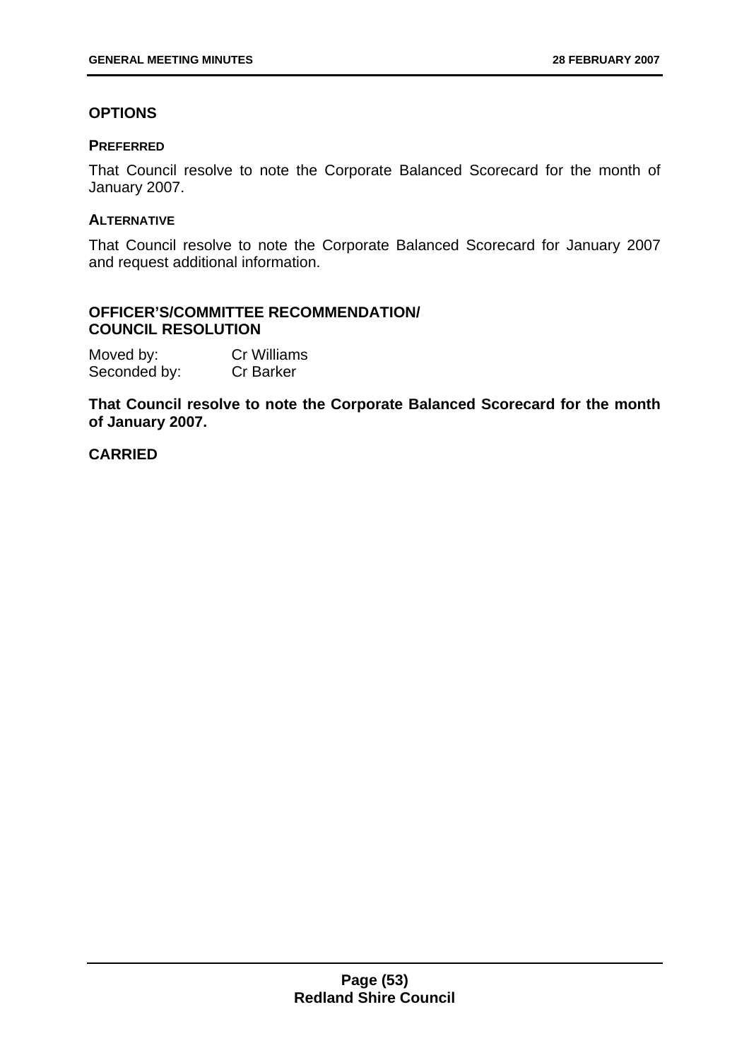## OPTIONS

### PREFERRED

That Council resolve to note the Corporate Balanced Scorecard for the month of January 2007.

### ALTERNATIVE

That Council resolve to note the Corporate Balanced Scorecard for January 2007 and request additional information.

## OFFICER'S/COMMITTEE RECOMMENDATION/ COUNCIL RESOLUTION

Moved by: Cr Williams
Seconded by: Cr Barker

**That Council resolve to note the Corporate Balanced Scorecard for the month of January 2007.**

**CARRIED**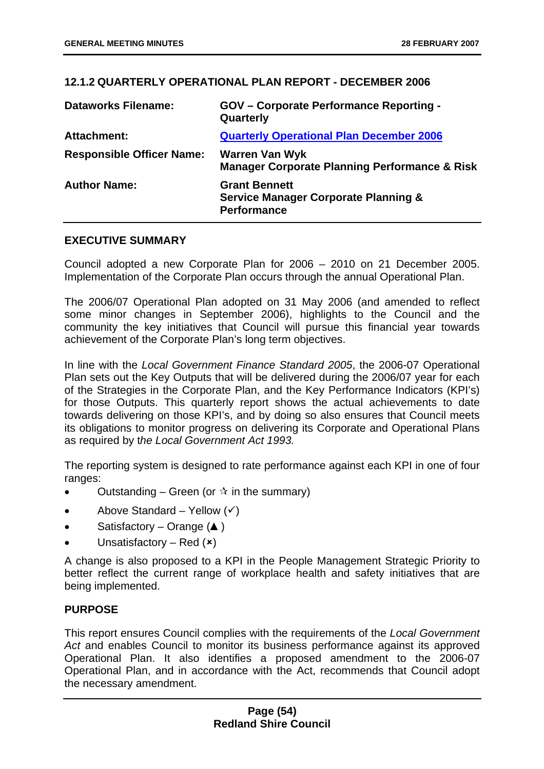### 12.1.2 QUARTERLY OPERATIONAL PLAN REPORT - DECEMBER 2006

| | |
|---|---|
| **Dataworks Filename:** | **GOV – Corporate Performance Reporting - Quarterly** |
| **Attachment:** | **Quarterly Operational Plan December 2006** |
| **Responsible Officer Name:** | **Warren Van Wyk**<br>**Manager Corporate Planning Performance & Risk** |
| **Author Name:** | **Grant Bennett**<br>**Service Manager Corporate Planning & Performance** |

#### EXECUTIVE SUMMARY

Council adopted a new Corporate Plan for 2006 – 2010 on 21 December 2005. Implementation of the Corporate Plan occurs through the annual Operational Plan.

The 2006/07 Operational Plan adopted on 31 May 2006 (and amended to reflect some minor changes in September 2006), highlights to the Council and the community the key initiatives that Council will pursue this financial year towards achievement of the Corporate Plan's long term objectives.

In line with the *Local Government Finance Standard 2005*, the 2006-07 Operational Plan sets out the Key Outputs that will be delivered during the 2006/07 year for each of the Strategies in the Corporate Plan, and the Key Performance Indicators (KPI's) for those Outputs. This quarterly report shows the actual achievements to date towards delivering on those KPI's, and by doing so also ensures that Council meets its obligations to monitor progress on delivering its Corporate and Operational Plans as required by t*he Local Government Act 1993.*

The reporting system is designed to rate performance against each KPI in one of four ranges:

- Outstanding – Green (or ☆ in the summary)
- Above Standard – Yellow (✓)
- Satisfactory – Orange (▲ )
- Unsatisfactory – Red (✖)

A change is also proposed to a KPI in the People Management Strategic Priority to better reflect the current range of workplace health and safety initiatives that are being implemented.

#### PURPOSE

This report ensures Council complies with the requirements of the *Local Government Act* and enables Council to monitor its business performance against its approved Operational Plan. It also identifies a proposed amendment to the 2006-07 Operational Plan, and in accordance with the Act, recommends that Council adopt the necessary amendment.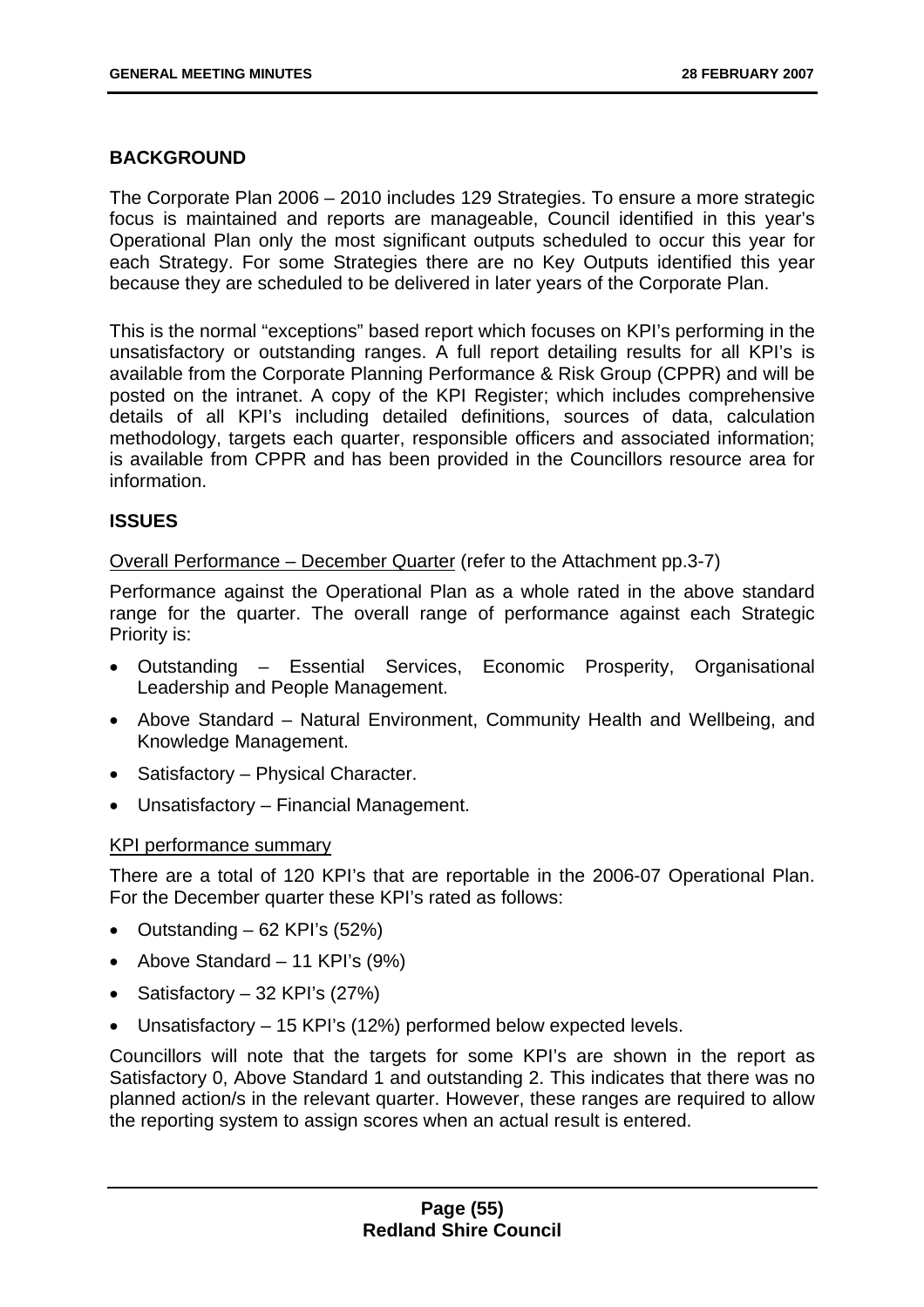## BACKGROUND

The Corporate Plan 2006 – 2010 includes 129 Strategies. To ensure a more strategic focus is maintained and reports are manageable, Council identified in this year's Operational Plan only the most significant outputs scheduled to occur this year for each Strategy. For some Strategies there are no Key Outputs identified this year because they are scheduled to be delivered in later years of the Corporate Plan.

This is the normal "exceptions" based report which focuses on KPI's performing in the unsatisfactory or outstanding ranges. A full report detailing results for all KPI's is available from the Corporate Planning Performance & Risk Group (CPPR) and will be posted on the intranet. A copy of the KPI Register; which includes comprehensive details of all KPI's including detailed definitions, sources of data, calculation methodology, targets each quarter, responsible officers and associated information; is available from CPPR and has been provided in the Councillors resource area for information.

## ISSUES

Overall Performance – December Quarter (refer to the Attachment pp.3-7)

Performance against the Operational Plan as a whole rated in the above standard range for the quarter. The overall range of performance against each Strategic Priority is:

- Outstanding – Essential Services, Economic Prosperity, Organisational Leadership and People Management.
- Above Standard – Natural Environment, Community Health and Wellbeing, and Knowledge Management.
- Satisfactory – Physical Character.
- Unsatisfactory – Financial Management.

KPI performance summary

There are a total of 120 KPI's that are reportable in the 2006-07 Operational Plan. For the December quarter these KPI's rated as follows:

- Outstanding – 62 KPI's (52%)
- Above Standard – 11 KPI's (9%)
- Satisfactory – 32 KPI's (27%)
- Unsatisfactory – 15 KPI's (12%) performed below expected levels.

Councillors will note that the targets for some KPI's are shown in the report as Satisfactory 0, Above Standard 1 and outstanding 2. This indicates that there was no planned action/s in the relevant quarter. However, these ranges are required to allow the reporting system to assign scores when an actual result is entered.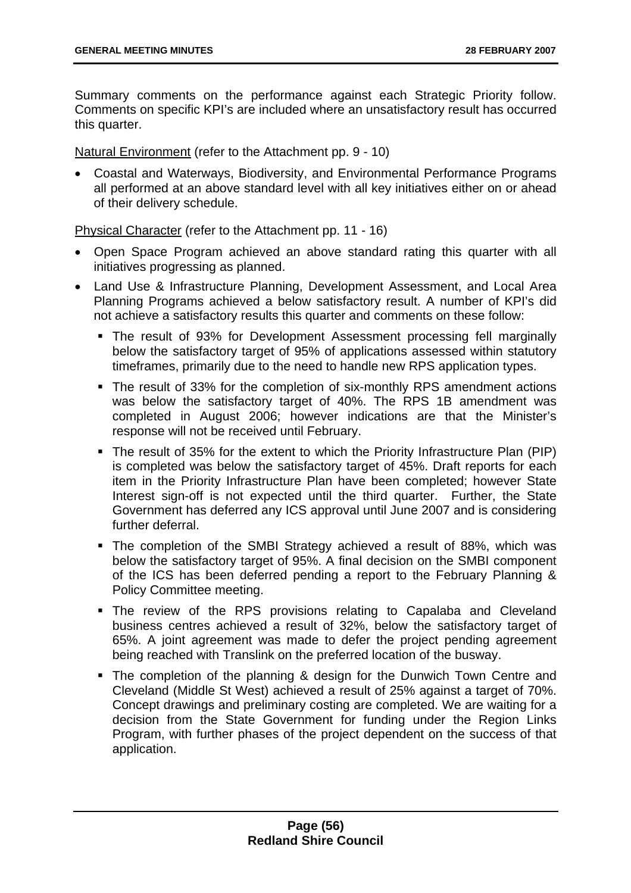Summary comments on the performance against each Strategic Priority follow. Comments on specific KPI's are included where an unsatisfactory result has occurred this quarter.

<u>Natural Environment</u> (refer to the Attachment pp. 9 - 10)

- Coastal and Waterways, Biodiversity, and Environmental Performance Programs all performed at an above standard level with all key initiatives either on or ahead of their delivery schedule.

<u>Physical Character</u> (refer to the Attachment pp. 11 - 16)

- Open Space Program achieved an above standard rating this quarter with all initiatives progressing as planned.
- Land Use & Infrastructure Planning, Development Assessment, and Local Area Planning Programs achieved a below satisfactory result. A number of KPI's did not achieve a satisfactory results this quarter and comments on these follow:
  - The result of 93% for Development Assessment processing fell marginally below the satisfactory target of 95% of applications assessed within statutory timeframes, primarily due to the need to handle new RPS application types.
  - The result of 33% for the completion of six-monthly RPS amendment actions was below the satisfactory target of 40%. The RPS 1B amendment was completed in August 2006; however indications are that the Minister's response will not be received until February.
  - The result of 35% for the extent to which the Priority Infrastructure Plan (PIP) is completed was below the satisfactory target of 45%. Draft reports for each item in the Priority Infrastructure Plan have been completed; however State Interest sign-off is not expected until the third quarter. Further, the State Government has deferred any ICS approval until June 2007 and is considering further deferral.
  - The completion of the SMBI Strategy achieved a result of 88%, which was below the satisfactory target of 95%. A final decision on the SMBI component of the ICS has been deferred pending a report to the February Planning & Policy Committee meeting.
  - The review of the RPS provisions relating to Capalaba and Cleveland business centres achieved a result of 32%, below the satisfactory target of 65%. A joint agreement was made to defer the project pending agreement being reached with Translink on the preferred location of the busway.
  - The completion of the planning & design for the Dunwich Town Centre and Cleveland (Middle St West) achieved a result of 25% against a target of 70%. Concept drawings and preliminary costing are completed. We are waiting for a decision from the State Government for funding under the Region Links Program, with further phases of the project dependent on the success of that application.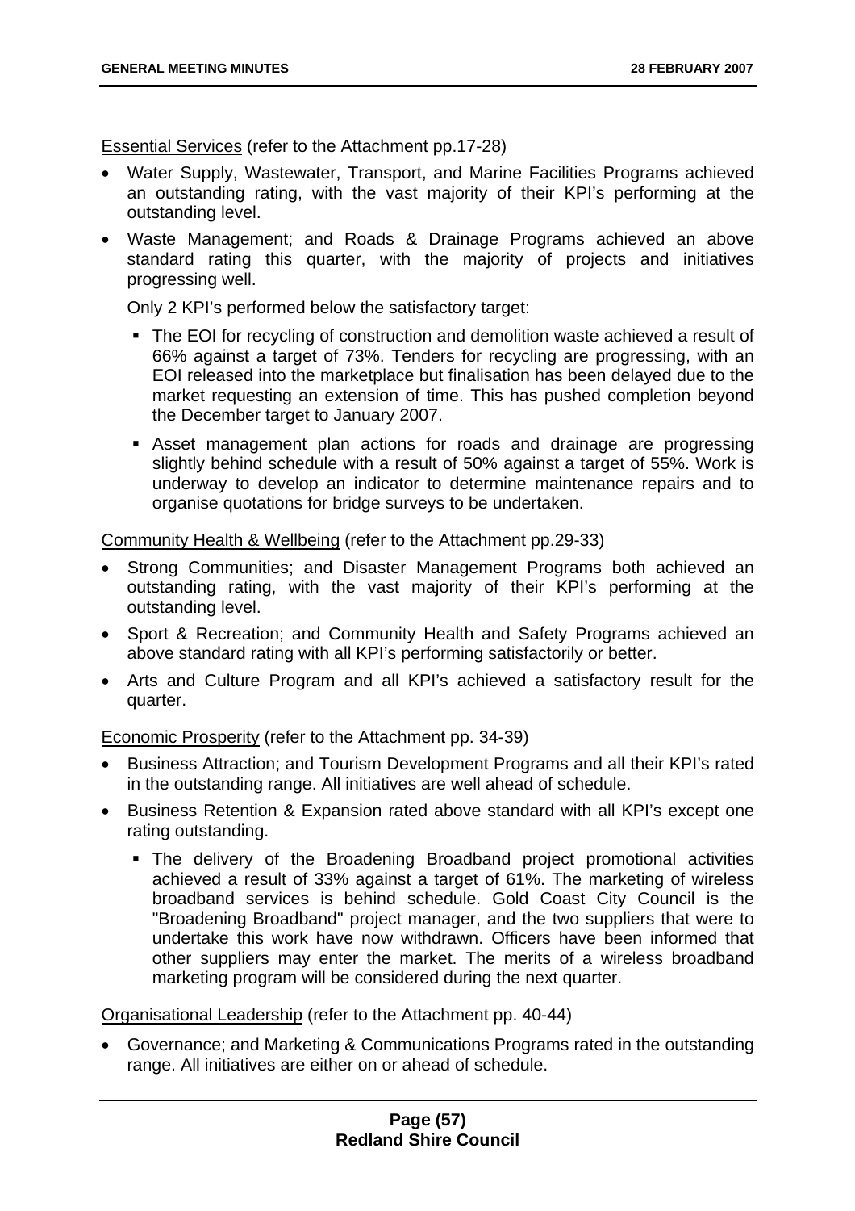Essential Services (refer to the Attachment pp.17-28)

- Water Supply, Wastewater, Transport, and Marine Facilities Programs achieved an outstanding rating, with the vast majority of their KPI's performing at the outstanding level.
- Waste Management; and Roads & Drainage Programs achieved an above standard rating this quarter, with the majority of projects and initiatives progressing well.

  Only 2 KPI's performed below the satisfactory target:

  - The EOI for recycling of construction and demolition waste achieved a result of 66% against a target of 73%. Tenders for recycling are progressing, with an EOI released into the marketplace but finalisation has been delayed due to the market requesting an extension of time. This has pushed completion beyond the December target to January 2007.
  - Asset management plan actions for roads and drainage are progressing slightly behind schedule with a result of 50% against a target of 55%. Work is underway to develop an indicator to determine maintenance repairs and to organise quotations for bridge surveys to be undertaken.

Community Health & Wellbeing (refer to the Attachment pp.29-33)

- Strong Communities; and Disaster Management Programs both achieved an outstanding rating, with the vast majority of their KPI's performing at the outstanding level.
- Sport & Recreation; and Community Health and Safety Programs achieved an above standard rating with all KPI's performing satisfactorily or better.
- Arts and Culture Program and all KPI's achieved a satisfactory result for the quarter.

Economic Prosperity (refer to the Attachment pp. 34-39)

- Business Attraction; and Tourism Development Programs and all their KPI's rated in the outstanding range. All initiatives are well ahead of schedule.
- Business Retention & Expansion rated above standard with all KPI's except one rating outstanding.
  - The delivery of the Broadening Broadband project promotional activities achieved a result of 33% against a target of 61%. The marketing of wireless broadband services is behind schedule. Gold Coast City Council is the "Broadening Broadband" project manager, and the two suppliers that were to undertake this work have now withdrawn. Officers have been informed that other suppliers may enter the market. The merits of a wireless broadband marketing program will be considered during the next quarter.

Organisational Leadership (refer to the Attachment pp. 40-44)

- Governance; and Marketing & Communications Programs rated in the outstanding range. All initiatives are either on or ahead of schedule.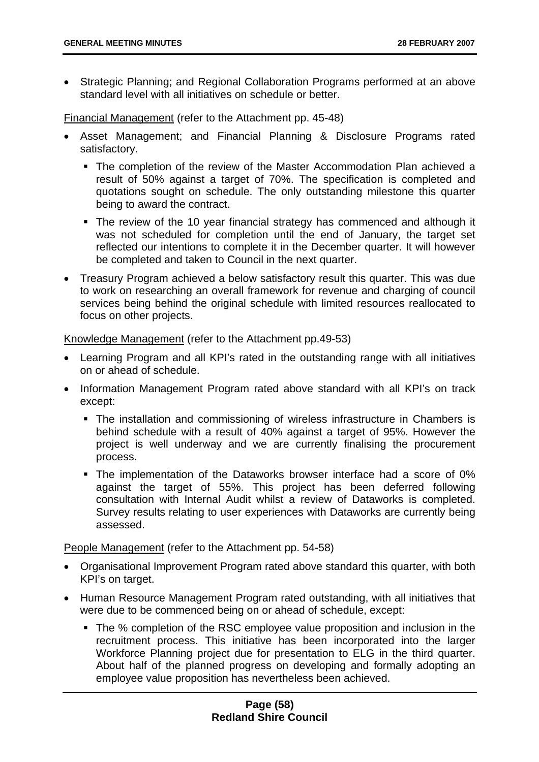- Strategic Planning; and Regional Collaboration Programs performed at an above standard level with all initiatives on schedule or better.

<u>Financial Management</u> (refer to the Attachment pp. 45-48)

- Asset Management; and Financial Planning & Disclosure Programs rated satisfactory.
  - The completion of the review of the Master Accommodation Plan achieved a result of 50% against a target of 70%. The specification is completed and quotations sought on schedule. The only outstanding milestone this quarter being to award the contract.
  - The review of the 10 year financial strategy has commenced and although it was not scheduled for completion until the end of January, the target set reflected our intentions to complete it in the December quarter. It will however be completed and taken to Council in the next quarter.
- Treasury Program achieved a below satisfactory result this quarter. This was due to work on researching an overall framework for revenue and charging of council services being behind the original schedule with limited resources reallocated to focus on other projects.

<u>Knowledge Management</u> (refer to the Attachment pp.49-53)

- Learning Program and all KPI's rated in the outstanding range with all initiatives on or ahead of schedule.
- Information Management Program rated above standard with all KPI's on track except:
  - The installation and commissioning of wireless infrastructure in Chambers is behind schedule with a result of 40% against a target of 95%. However the project is well underway and we are currently finalising the procurement process.
  - The implementation of the Dataworks browser interface had a score of 0% against the target of 55%. This project has been deferred following consultation with Internal Audit whilst a review of Dataworks is completed. Survey results relating to user experiences with Dataworks are currently being assessed.

<u>People Management</u> (refer to the Attachment pp. 54-58)

- Organisational Improvement Program rated above standard this quarter, with both KPI's on target.
- Human Resource Management Program rated outstanding, with all initiatives that were due to be commenced being on or ahead of schedule, except:
  - The % completion of the RSC employee value proposition and inclusion in the recruitment process. This initiative has been incorporated into the larger Workforce Planning project due for presentation to ELG in the third quarter. About half of the planned progress on developing and formally adopting an employee value proposition has nevertheless been achieved.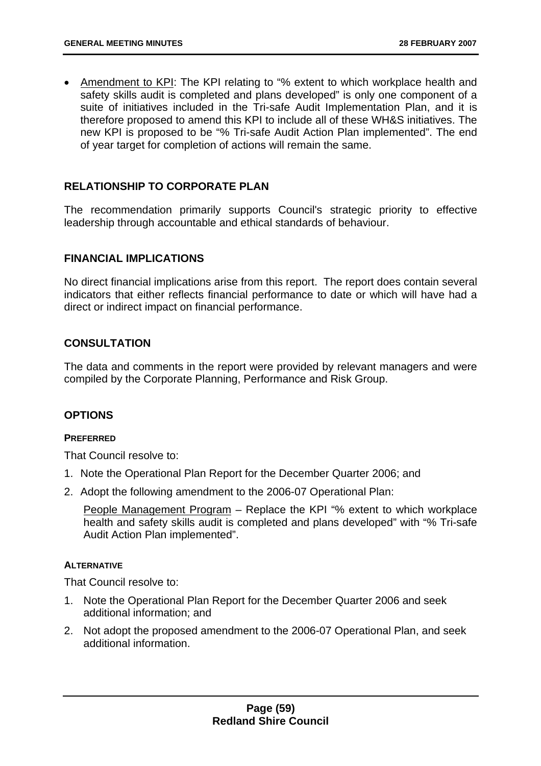- Amendment to KPI: The KPI relating to "% extent to which workplace health and safety skills audit is completed and plans developed" is only one component of a suite of initiatives included in the Tri-safe Audit Implementation Plan, and it is therefore proposed to amend this KPI to include all of these WH&S initiatives. The new KPI is proposed to be "% Tri-safe Audit Action Plan implemented". The end of year target for completion of actions will remain the same.

## RELATIONSHIP TO CORPORATE PLAN

The recommendation primarily supports Council's strategic priority to effective leadership through accountable and ethical standards of behaviour.

## FINANCIAL IMPLICATIONS

No direct financial implications arise from this report. The report does contain several indicators that either reflects financial performance to date or which will have had a direct or indirect impact on financial performance.

## CONSULTATION

The data and comments in the report were provided by relevant managers and were compiled by the Corporate Planning, Performance and Risk Group.

## OPTIONS

### PREFERRED

That Council resolve to:

1. Note the Operational Plan Report for the December Quarter 2006; and
2. Adopt the following amendment to the 2006-07 Operational Plan:

   People Management Program – Replace the KPI "% extent to which workplace health and safety skills audit is completed and plans developed" with "% Tri-safe Audit Action Plan implemented".

### ALTERNATIVE

That Council resolve to:

1. Note the Operational Plan Report for the December Quarter 2006 and seek additional information; and
2. Not adopt the proposed amendment to the 2006-07 Operational Plan, and seek additional information.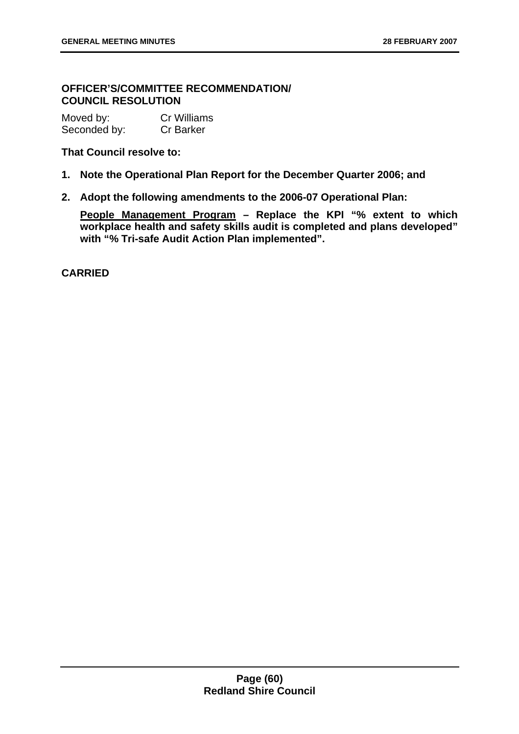**OFFICER'S/COMMITTEE RECOMMENDATION/ COUNCIL RESOLUTION**

Moved by: Cr Williams
Seconded by: Cr Barker

**That Council resolve to:**

1. **Note the Operational Plan Report for the December Quarter 2006; and**
2. **Adopt the following amendments to the 2006-07 Operational Plan:**

   **People Management Program – Replace the KPI "% extent to which workplace health and safety skills audit is completed and plans developed" with "% Tri-safe Audit Action Plan implemented".**

**CARRIED**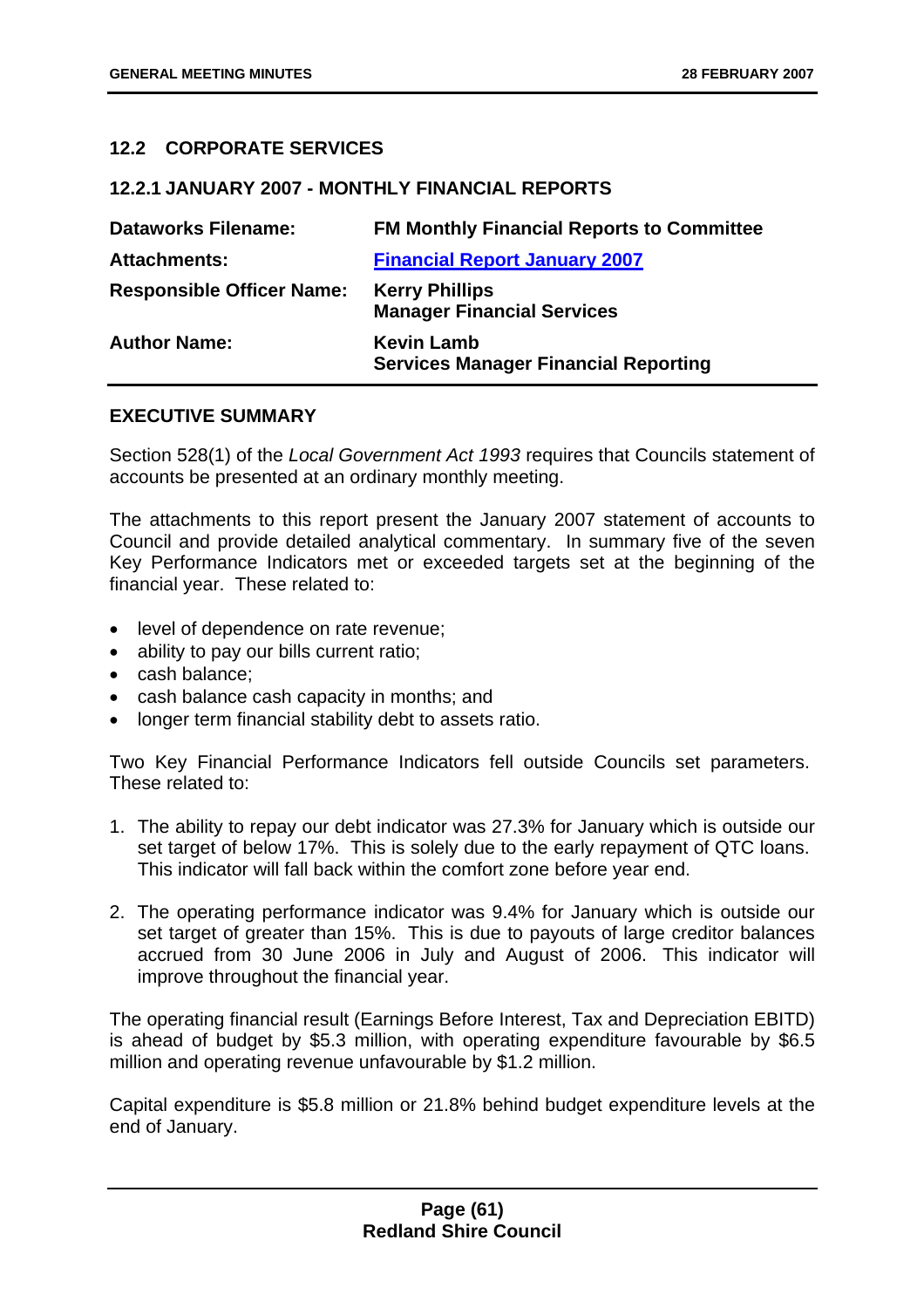## 12.2 CORPORATE SERVICES

### 12.2.1 JANUARY 2007 - MONTHLY FINANCIAL REPORTS

| | |
|---|---|
| **Dataworks Filename:** | **FM Monthly Financial Reports to Committee** |
| **Attachments:** | **Financial Report January 2007** |
| **Responsible Officer Name:** | **Kerry Phillips**<br>**Manager Financial Services** |
| **Author Name:** | **Kevin Lamb**<br>**Services Manager Financial Reporting** |

**EXECUTIVE SUMMARY**

Section 528(1) of the *Local Government Act 1993* requires that Councils statement of accounts be presented at an ordinary monthly meeting.

The attachments to this report present the January 2007 statement of accounts to Council and provide detailed analytical commentary. In summary five of the seven Key Performance Indicators met or exceeded targets set at the beginning of the financial year. These related to:

- level of dependence on rate revenue;
- ability to pay our bills current ratio;
- cash balance;
- cash balance cash capacity in months; and
- longer term financial stability debt to assets ratio.

Two Key Financial Performance Indicators fell outside Councils set parameters. These related to:

1. The ability to repay our debt indicator was 27.3% for January which is outside our set target of below 17%. This is solely due to the early repayment of QTC loans. This indicator will fall back within the comfort zone before year end.
2. The operating performance indicator was 9.4% for January which is outside our set target of greater than 15%. This is due to payouts of large creditor balances accrued from 30 June 2006 in July and August of 2006. This indicator will improve throughout the financial year.

The operating financial result (Earnings Before Interest, Tax and Depreciation EBITD) is ahead of budget by $5.3 million, with operating expenditure favourable by $6.5 million and operating revenue unfavourable by $1.2 million.

Capital expenditure is $5.8 million or 21.8% behind budget expenditure levels at the end of January.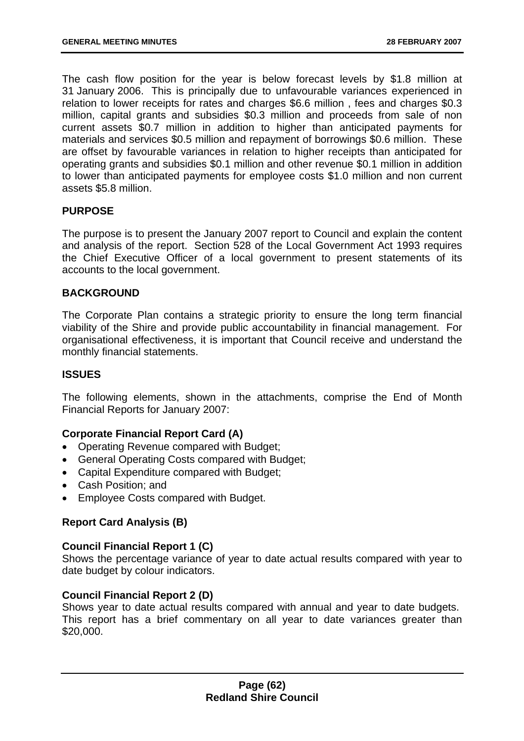The cash flow position for the year is below forecast levels by $1.8 million at 31 January 2006. This is principally due to unfavourable variances experienced in relation to lower receipts for rates and charges $6.6 million , fees and charges $0.3 million, capital grants and subsidies $0.3 million and proceeds from sale of non current assets $0.7 million in addition to higher than anticipated payments for materials and services $0.5 million and repayment of borrowings $0.6 million. These are offset by favourable variances in relation to higher receipts than anticipated for operating grants and subsidies $0.1 million and other revenue $0.1 million in addition to lower than anticipated payments for employee costs $1.0 million and non current assets $5.8 million.

**PURPOSE**

The purpose is to present the January 2007 report to Council and explain the content and analysis of the report. Section 528 of the Local Government Act 1993 requires the Chief Executive Officer of a local government to present statements of its accounts to the local government.

**BACKGROUND**

The Corporate Plan contains a strategic priority to ensure the long term financial viability of the Shire and provide public accountability in financial management. For organisational effectiveness, it is important that Council receive and understand the monthly financial statements.

**ISSUES**

The following elements, shown in the attachments, comprise the End of Month Financial Reports for January 2007:

**Corporate Financial Report Card (A)**

- Operating Revenue compared with Budget;
- General Operating Costs compared with Budget;
- Capital Expenditure compared with Budget;
- Cash Position; and
- Employee Costs compared with Budget.

**Report Card Analysis (B)**

**Council Financial Report 1 (C)**
Shows the percentage variance of year to date actual results compared with year to date budget by colour indicators.

**Council Financial Report 2 (D)**
Shows year to date actual results compared with annual and year to date budgets. This report has a brief commentary on all year to date variances greater than $20,000.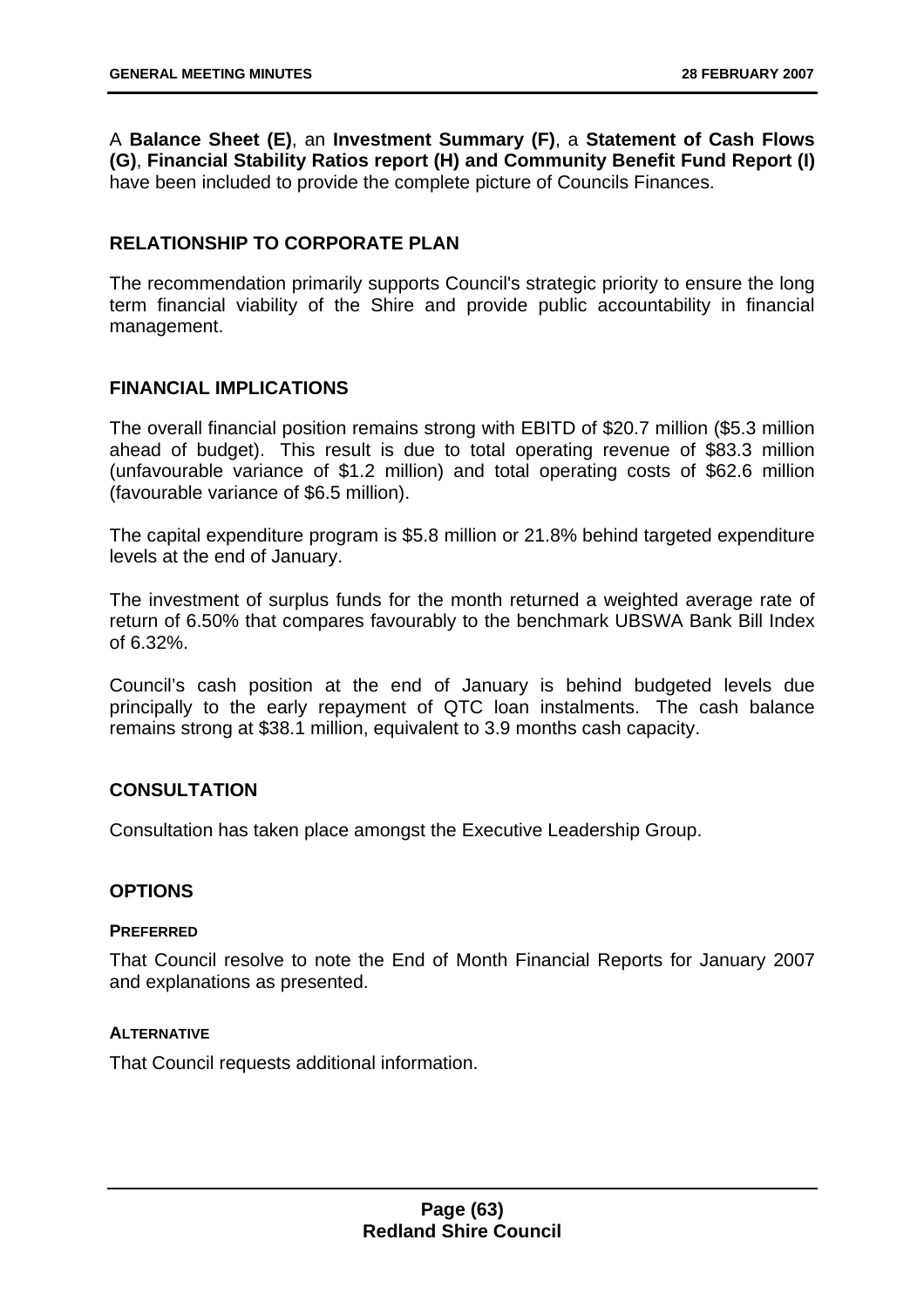A **Balance Sheet (E)**, an **Investment Summary (F)**, a **Statement of Cash Flows (G)**, **Financial Stability Ratios report (H) and Community Benefit Fund Report (I)** have been included to provide the complete picture of Councils Finances.

## RELATIONSHIP TO CORPORATE PLAN

The recommendation primarily supports Council's strategic priority to ensure the long term financial viability of the Shire and provide public accountability in financial management.

## FINANCIAL IMPLICATIONS

The overall financial position remains strong with EBITD of $20.7 million ($5.3 million ahead of budget). This result is due to total operating revenue of $83.3 million (unfavourable variance of $1.2 million) and total operating costs of $62.6 million (favourable variance of $6.5 million).

The capital expenditure program is $5.8 million or 21.8% behind targeted expenditure levels at the end of January.

The investment of surplus funds for the month returned a weighted average rate of return of 6.50% that compares favourably to the benchmark UBSWA Bank Bill Index of 6.32%.

Council's cash position at the end of January is behind budgeted levels due principally to the early repayment of QTC loan instalments. The cash balance remains strong at $38.1 million, equivalent to 3.9 months cash capacity.

## CONSULTATION

Consultation has taken place amongst the Executive Leadership Group.

## OPTIONS

### PREFERRED

That Council resolve to note the End of Month Financial Reports for January 2007 and explanations as presented.

### ALTERNATIVE

That Council requests additional information.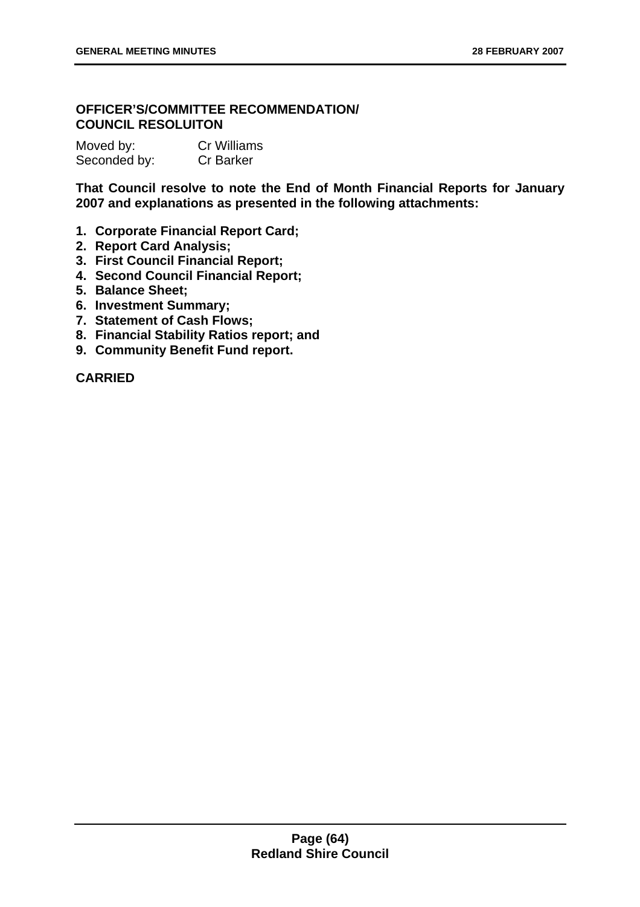**OFFICER'S/COMMITTEE RECOMMENDATION/
COUNCIL RESOLUITON**

Moved by: Cr Williams
Seconded by: Cr Barker

**That Council resolve to note the End of Month Financial Reports for January 2007 and explanations as presented in the following attachments:**

1. **Corporate Financial Report Card;**
2. **Report Card Analysis;**
3. **First Council Financial Report;**
4. **Second Council Financial Report;**
5. **Balance Sheet;**
6. **Investment Summary;**
7. **Statement of Cash Flows;**
8. **Financial Stability Ratios report; and**
9. **Community Benefit Fund report.**

**CARRIED**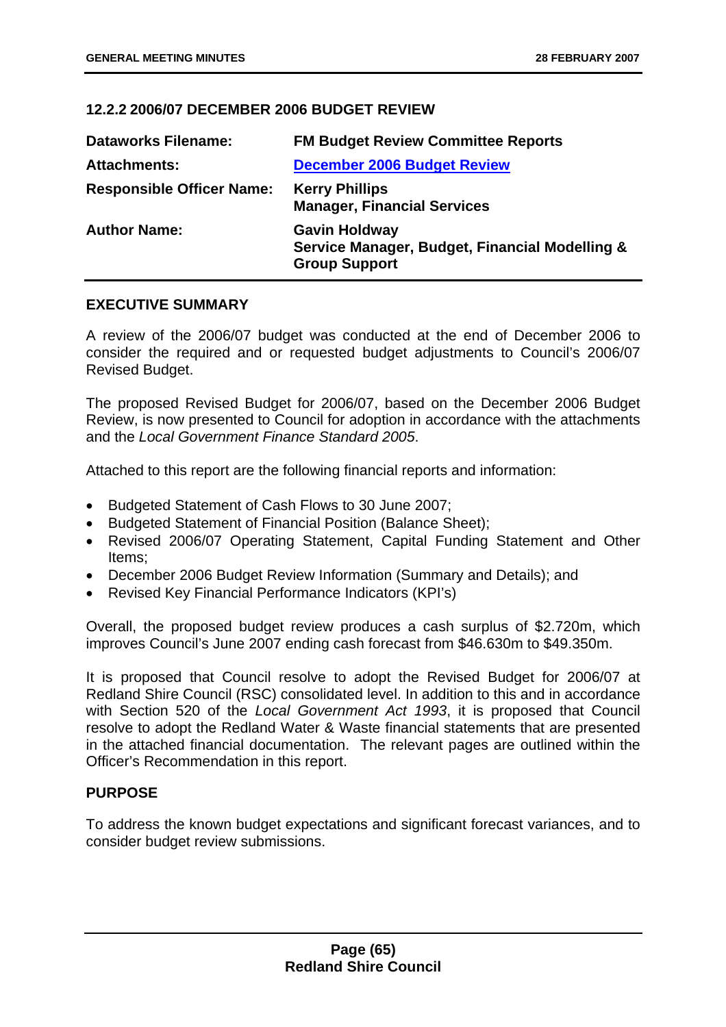### 12.2.2 2006/07 DECEMBER 2006 BUDGET REVIEW

| | |
|---|---|
| **Dataworks Filename:** | **FM Budget Review Committee Reports** |
| **Attachments:** | **December 2006 Budget Review** |
| **Responsible Officer Name:** | **Kerry Phillips**<br>**Manager, Financial Services** |
| **Author Name:** | **Gavin Holdway**<br>**Service Manager, Budget, Financial Modelling & Group Support** |

#### EXECUTIVE SUMMARY

A review of the 2006/07 budget was conducted at the end of December 2006 to consider the required and or requested budget adjustments to Council's 2006/07 Revised Budget.

The proposed Revised Budget for 2006/07, based on the December 2006 Budget Review, is now presented to Council for adoption in accordance with the attachments and the *Local Government Finance Standard 2005*.

Attached to this report are the following financial reports and information:

- Budgeted Statement of Cash Flows to 30 June 2007;
- Budgeted Statement of Financial Position (Balance Sheet);
- Revised 2006/07 Operating Statement, Capital Funding Statement and Other Items;
- December 2006 Budget Review Information (Summary and Details); and
- Revised Key Financial Performance Indicators (KPI's)

Overall, the proposed budget review produces a cash surplus of $2.720m, which improves Council's June 2007 ending cash forecast from $46.630m to $49.350m.

It is proposed that Council resolve to adopt the Revised Budget for 2006/07 at Redland Shire Council (RSC) consolidated level. In addition to this and in accordance with Section 520 of the *Local Government Act 1993*, it is proposed that Council resolve to adopt the Redland Water & Waste financial statements that are presented in the attached financial documentation. The relevant pages are outlined within the Officer's Recommendation in this report.

#### PURPOSE

To address the known budget expectations and significant forecast variances, and to consider budget review submissions.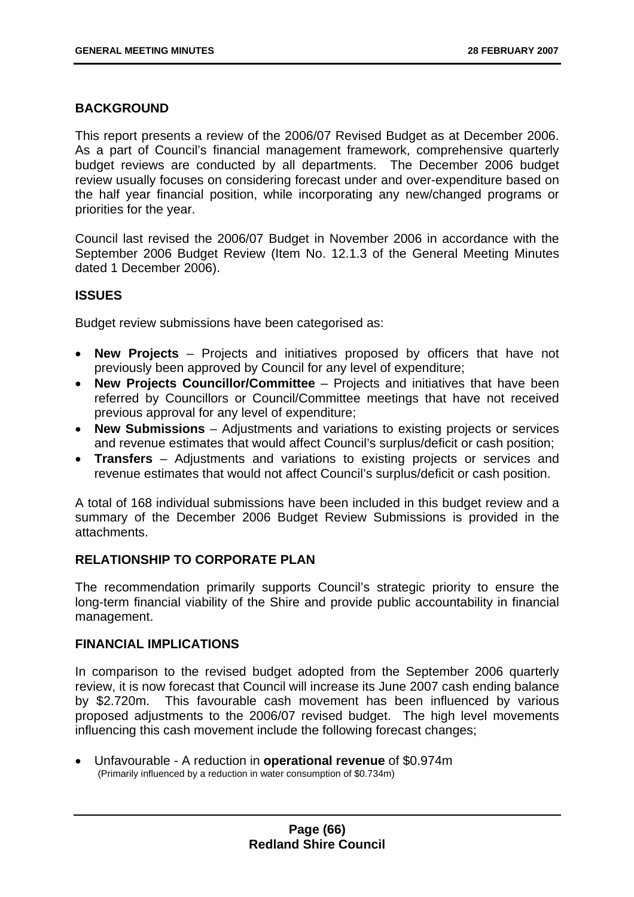## BACKGROUND

This report presents a review of the 2006/07 Revised Budget as at December 2006. As a part of Council's financial management framework, comprehensive quarterly budget reviews are conducted by all departments. The December 2006 budget review usually focuses on considering forecast under and over-expenditure based on the half year financial position, while incorporating any new/changed programs or priorities for the year.

Council last revised the 2006/07 Budget in November 2006 in accordance with the September 2006 Budget Review (Item No. 12.1.3 of the General Meeting Minutes dated 1 December 2006).

## ISSUES

Budget review submissions have been categorised as:

- **New Projects** – Projects and initiatives proposed by officers that have not previously been approved by Council for any level of expenditure;
- **New Projects Councillor/Committee** – Projects and initiatives that have been referred by Councillors or Council/Committee meetings that have not received previous approval for any level of expenditure;
- **New Submissions** – Adjustments and variations to existing projects or services and revenue estimates that would affect Council's surplus/deficit or cash position;
- **Transfers** – Adjustments and variations to existing projects or services and revenue estimates that would not affect Council's surplus/deficit or cash position.

A total of 168 individual submissions have been included in this budget review and a summary of the December 2006 Budget Review Submissions is provided in the attachments.

## RELATIONSHIP TO CORPORATE PLAN

The recommendation primarily supports Council's strategic priority to ensure the long-term financial viability of the Shire and provide public accountability in financial management.

## FINANCIAL IMPLICATIONS

In comparison to the revised budget adopted from the September 2006 quarterly review, it is now forecast that Council will increase its June 2007 cash ending balance by $2.720m. This favourable cash movement has been influenced by various proposed adjustments to the 2006/07 revised budget. The high level movements influencing this cash movement include the following forecast changes;

- Unfavourable - A reduction in **operational revenue** of $0.974m
  (Primarily influenced by a reduction in water consumption of $0.734m)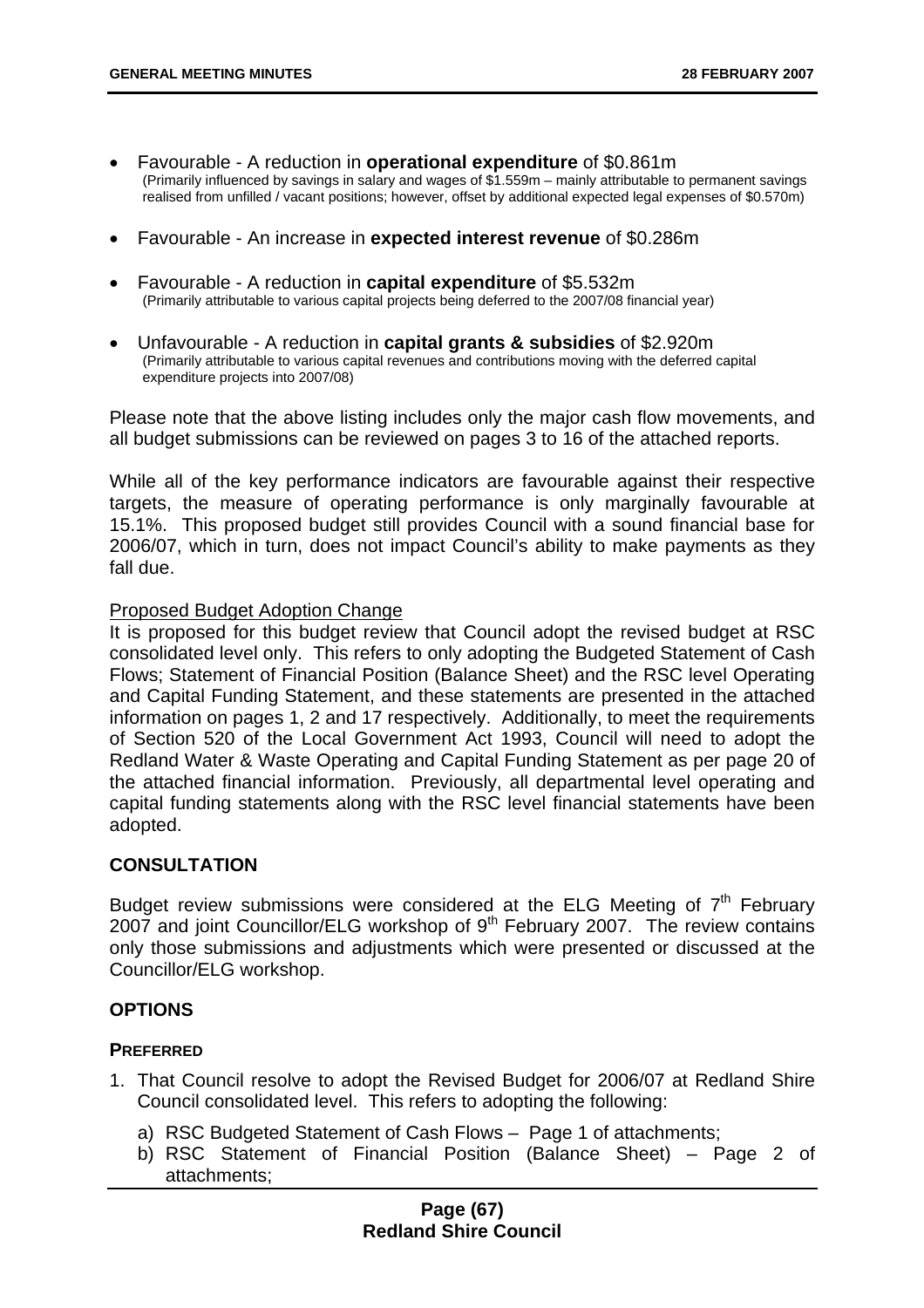- Favourable - A reduction in **operational expenditure** of \$0.861m
  (Primarily influenced by savings in salary and wages of \$1.559m – mainly attributable to permanent savings realised from unfilled / vacant positions; however, offset by additional expected legal expenses of \$0.570m)

- Favourable - An increase in **expected interest revenue** of \$0.286m

- Favourable - A reduction in **capital expenditure** of \$5.532m
  (Primarily attributable to various capital projects being deferred to the 2007/08 financial year)

- Unfavourable - A reduction in **capital grants & subsidies** of \$2.920m
  (Primarily attributable to various capital revenues and contributions moving with the deferred capital expenditure projects into 2007/08)

Please note that the above listing includes only the major cash flow movements, and all budget submissions can be reviewed on pages 3 to 16 of the attached reports.

While all of the key performance indicators are favourable against their respective targets, the measure of operating performance is only marginally favourable at 15.1%. This proposed budget still provides Council with a sound financial base for 2006/07, which in turn, does not impact Council's ability to make payments as they fall due.

Proposed Budget Adoption Change

It is proposed for this budget review that Council adopt the revised budget at RSC consolidated level only. This refers to only adopting the Budgeted Statement of Cash Flows; Statement of Financial Position (Balance Sheet) and the RSC level Operating and Capital Funding Statement, and these statements are presented in the attached information on pages 1, 2 and 17 respectively. Additionally, to meet the requirements of Section 520 of the Local Government Act 1993, Council will need to adopt the Redland Water & Waste Operating and Capital Funding Statement as per page 20 of the attached financial information. Previously, all departmental level operating and capital funding statements along with the RSC level financial statements have been adopted.

## CONSULTATION

Budget review submissions were considered at the ELG Meeting of 7th February 2007 and joint Councillor/ELG workshop of 9th February 2007. The review contains only those submissions and adjustments which were presented or discussed at the Councillor/ELG workshop.

## OPTIONS

### PREFERRED

1. That Council resolve to adopt the Revised Budget for 2006/07 at Redland Shire Council consolidated level. This refers to adopting the following:
   a) RSC Budgeted Statement of Cash Flows – Page 1 of attachments;
   b) RSC Statement of Financial Position (Balance Sheet) – Page 2 of attachments;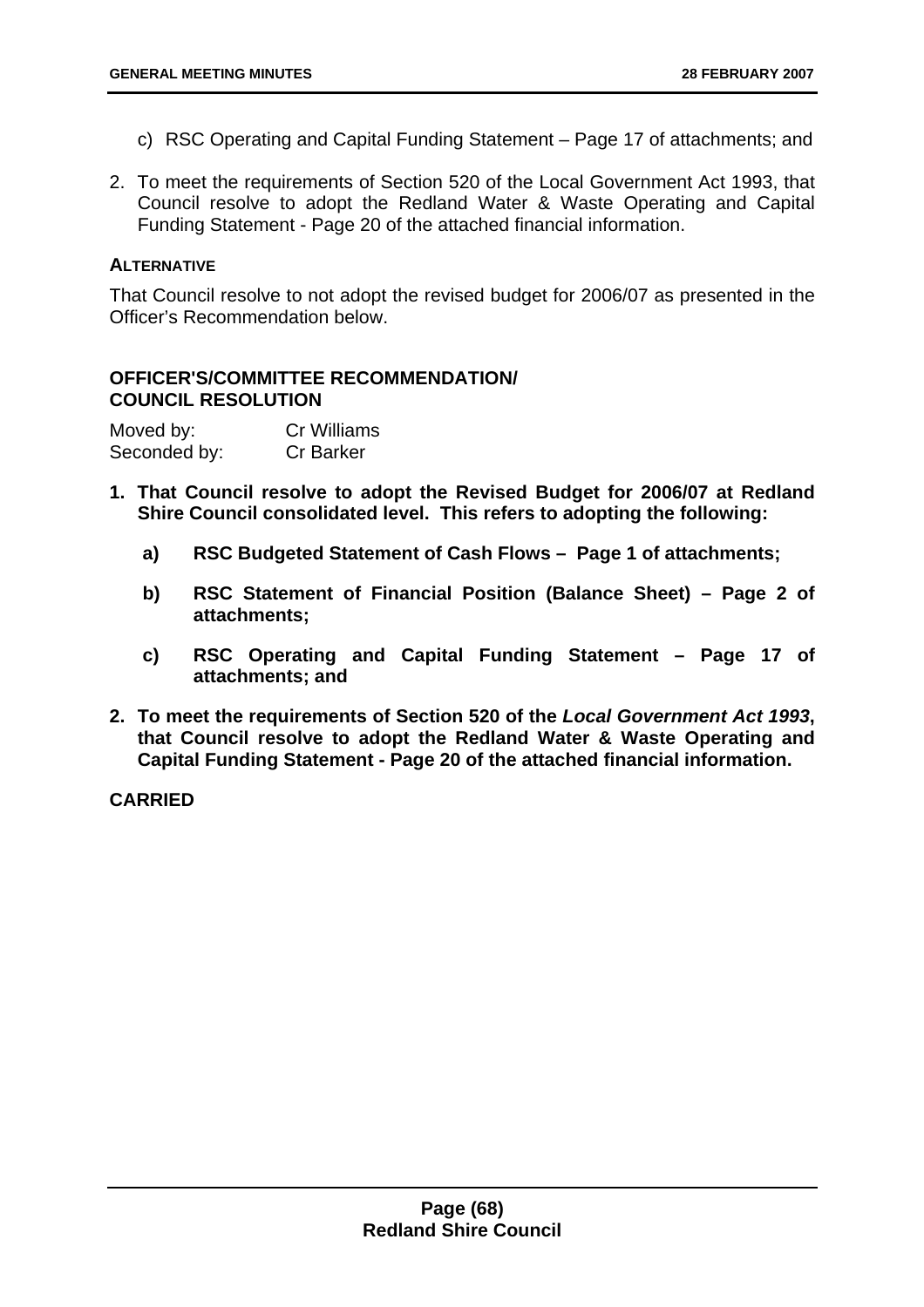c) RSC Operating and Capital Funding Statement – Page 17 of attachments; and

2. To meet the requirements of Section 520 of the Local Government Act 1993, that Council resolve to adopt the Redland Water & Waste Operating and Capital Funding Statement - Page 20 of the attached financial information.

**ALTERNATIVE**

That Council resolve to not adopt the revised budget for 2006/07 as presented in the Officer's Recommendation below.

**OFFICER'S/COMMITTEE RECOMMENDATION/**
**COUNCIL RESOLUTION**

Moved by: Cr Williams
Seconded by: Cr Barker

**1. That Council resolve to adopt the Revised Budget for 2006/07 at Redland Shire Council consolidated level. This refers to adopting the following:**

   **a) RSC Budgeted Statement of Cash Flows – Page 1 of attachments;**

   **b) RSC Statement of Financial Position (Balance Sheet) – Page 2 of attachments;**

   **c) RSC Operating and Capital Funding Statement – Page 17 of attachments; and**

**2. To meet the requirements of Section 520 of the *Local Government Act 1993*, that Council resolve to adopt the Redland Water & Waste Operating and Capital Funding Statement - Page 20 of the attached financial information.**

**CARRIED**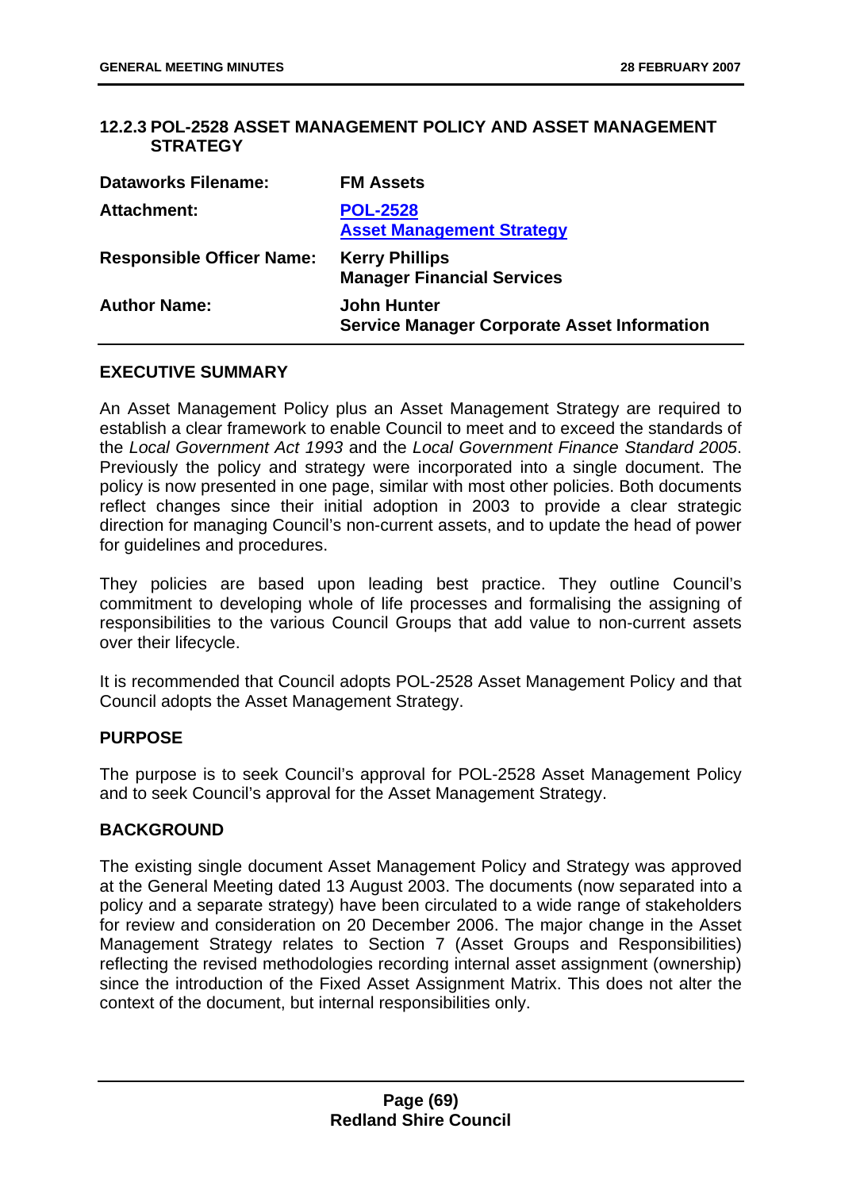## 12.2.3 POL-2528 ASSET MANAGEMENT POLICY AND ASSET MANAGEMENT STRATEGY

| | |
|---|---|
| **Dataworks Filename:** | **FM Assets** |
| **Attachment:** | **POL-2528**<br>**Asset Management Strategy** |
| **Responsible Officer Name:** | **Kerry Phillips**<br>**Manager Financial Services** |
| **Author Name:** | **John Hunter**<br>**Service Manager Corporate Asset Information** |

### EXECUTIVE SUMMARY

An Asset Management Policy plus an Asset Management Strategy are required to establish a clear framework to enable Council to meet and to exceed the standards of the *Local Government Act 1993* and the *Local Government Finance Standard 2005*. Previously the policy and strategy were incorporated into a single document. The policy is now presented in one page, similar with most other policies. Both documents reflect changes since their initial adoption in 2003 to provide a clear strategic direction for managing Council's non-current assets, and to update the head of power for guidelines and procedures.

They policies are based upon leading best practice. They outline Council's commitment to developing whole of life processes and formalising the assigning of responsibilities to the various Council Groups that add value to non-current assets over their lifecycle.

It is recommended that Council adopts POL-2528 Asset Management Policy and that Council adopts the Asset Management Strategy.

### PURPOSE

The purpose is to seek Council's approval for POL-2528 Asset Management Policy and to seek Council's approval for the Asset Management Strategy.

### BACKGROUND

The existing single document Asset Management Policy and Strategy was approved at the General Meeting dated 13 August 2003. The documents (now separated into a policy and a separate strategy) have been circulated to a wide range of stakeholders for review and consideration on 20 December 2006. The major change in the Asset Management Strategy relates to Section 7 (Asset Groups and Responsibilities) reflecting the revised methodologies recording internal asset assignment (ownership) since the introduction of the Fixed Asset Assignment Matrix. This does not alter the context of the document, but internal responsibilities only.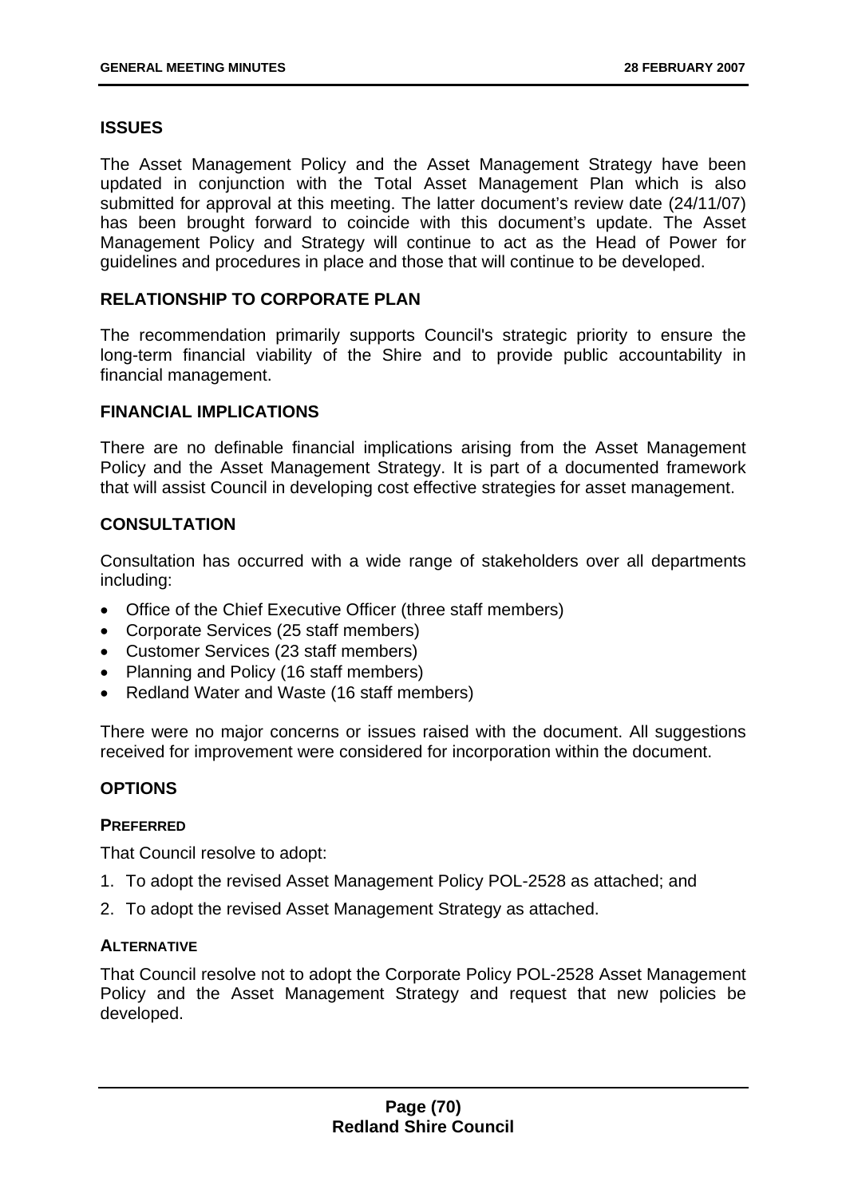## ISSUES

The Asset Management Policy and the Asset Management Strategy have been updated in conjunction with the Total Asset Management Plan which is also submitted for approval at this meeting. The latter document's review date (24/11/07) has been brought forward to coincide with this document's update. The Asset Management Policy and Strategy will continue to act as the Head of Power for guidelines and procedures in place and those that will continue to be developed.

## RELATIONSHIP TO CORPORATE PLAN

The recommendation primarily supports Council's strategic priority to ensure the long-term financial viability of the Shire and to provide public accountability in financial management.

## FINANCIAL IMPLICATIONS

There are no definable financial implications arising from the Asset Management Policy and the Asset Management Strategy. It is part of a documented framework that will assist Council in developing cost effective strategies for asset management.

## CONSULTATION

Consultation has occurred with a wide range of stakeholders over all departments including:

- Office of the Chief Executive Officer (three staff members)
- Corporate Services (25 staff members)
- Customer Services (23 staff members)
- Planning and Policy (16 staff members)
- Redland Water and Waste (16 staff members)

There were no major concerns or issues raised with the document. All suggestions received for improvement were considered for incorporation within the document.

## OPTIONS

### PREFERRED

That Council resolve to adopt:

1. To adopt the revised Asset Management Policy POL-2528 as attached; and
2. To adopt the revised Asset Management Strategy as attached.

### ALTERNATIVE

That Council resolve not to adopt the Corporate Policy POL-2528 Asset Management Policy and the Asset Management Strategy and request that new policies be developed.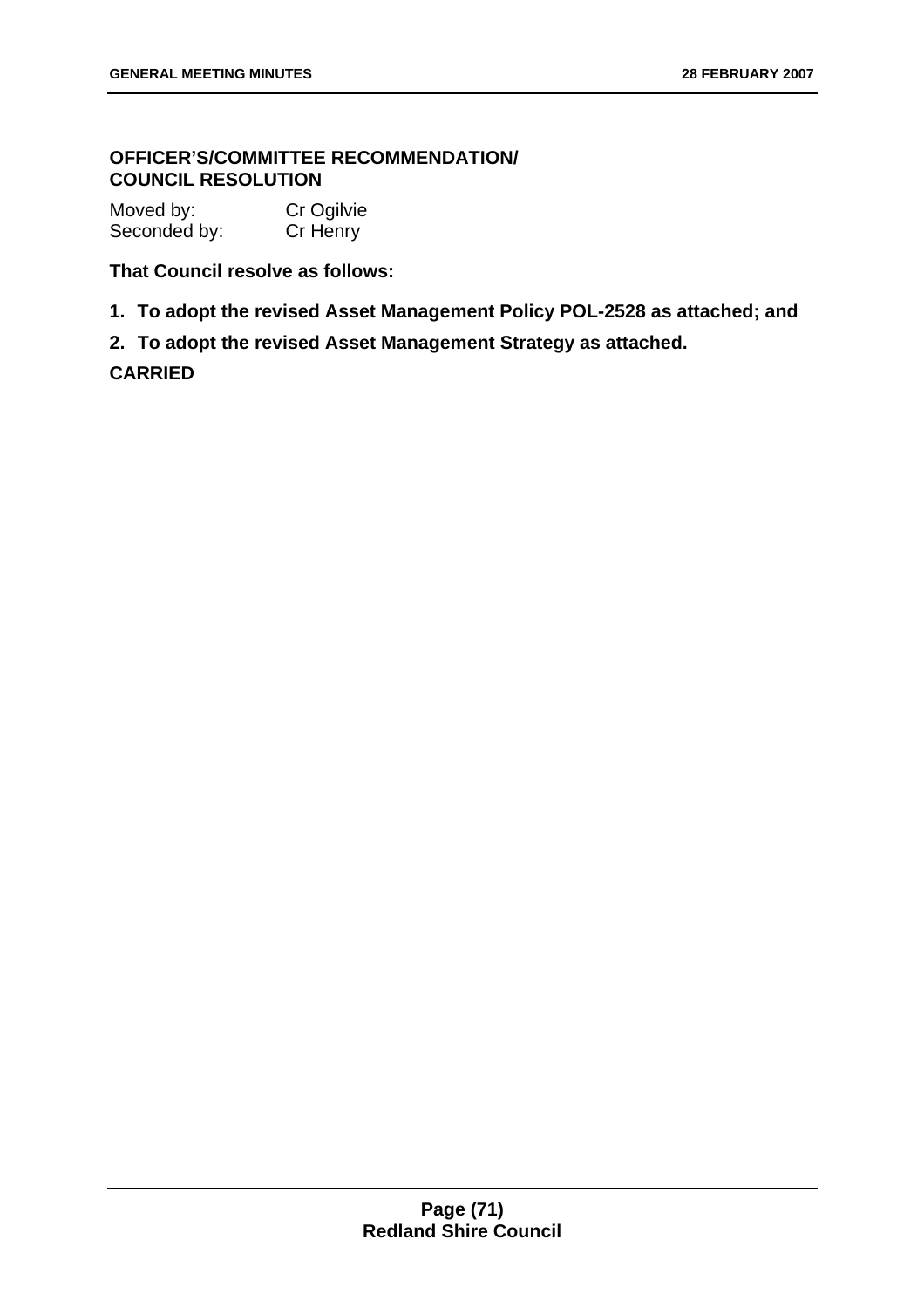**OFFICER'S/COMMITTEE RECOMMENDATION/ COUNCIL RESOLUTION**

Moved by: Cr Ogilvie
Seconded by: Cr Henry

**That Council resolve as follows:**

1. **To adopt the revised Asset Management Policy POL-2528 as attached; and**
2. **To adopt the revised Asset Management Strategy as attached.**

**CARRIED**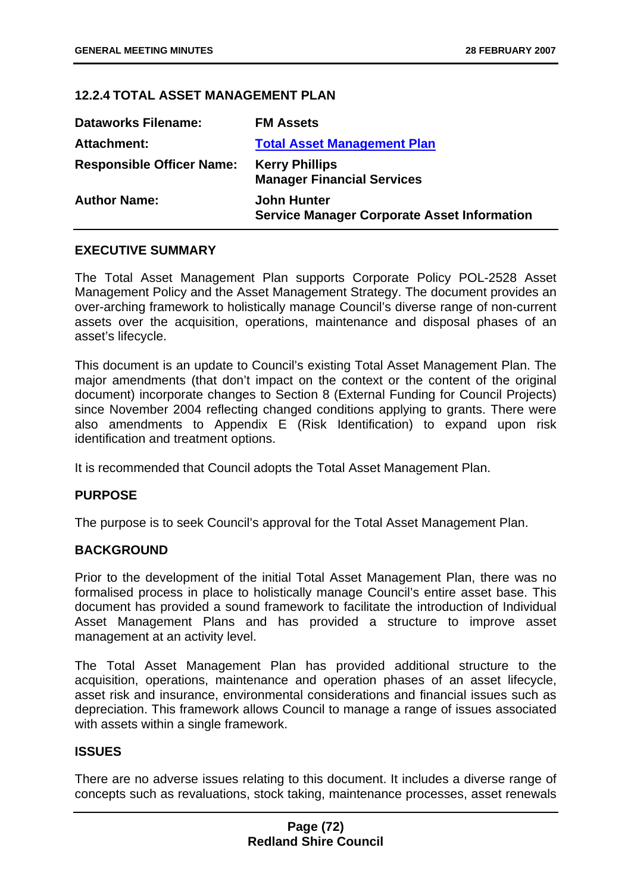### 12.2.4 TOTAL ASSET MANAGEMENT PLAN

| | |
|---|---|
| **Dataworks Filename:** | **FM Assets** |
| **Attachment:** | **Total Asset Management Plan** |
| **Responsible Officer Name:** | **Kerry Phillips**<br>**Manager Financial Services** |
| **Author Name:** | **John Hunter**<br>**Service Manager Corporate Asset Information** |

#### EXECUTIVE SUMMARY

The Total Asset Management Plan supports Corporate Policy POL-2528 Asset Management Policy and the Asset Management Strategy. The document provides an over-arching framework to holistically manage Council's diverse range of non-current assets over the acquisition, operations, maintenance and disposal phases of an asset's lifecycle.

This document is an update to Council's existing Total Asset Management Plan. The major amendments (that don't impact on the context or the content of the original document) incorporate changes to Section 8 (External Funding for Council Projects) since November 2004 reflecting changed conditions applying to grants. There were also amendments to Appendix E (Risk Identification) to expand upon risk identification and treatment options.

It is recommended that Council adopts the Total Asset Management Plan.

#### PURPOSE

The purpose is to seek Council's approval for the Total Asset Management Plan.

#### BACKGROUND

Prior to the development of the initial Total Asset Management Plan, there was no formalised process in place to holistically manage Council's entire asset base. This document has provided a sound framework to facilitate the introduction of Individual Asset Management Plans and has provided a structure to improve asset management at an activity level.

The Total Asset Management Plan has provided additional structure to the acquisition, operations, maintenance and operation phases of an asset lifecycle, asset risk and insurance, environmental considerations and financial issues such as depreciation. This framework allows Council to manage a range of issues associated with assets within a single framework.

#### ISSUES

There are no adverse issues relating to this document. It includes a diverse range of concepts such as revaluations, stock taking, maintenance processes, asset renewals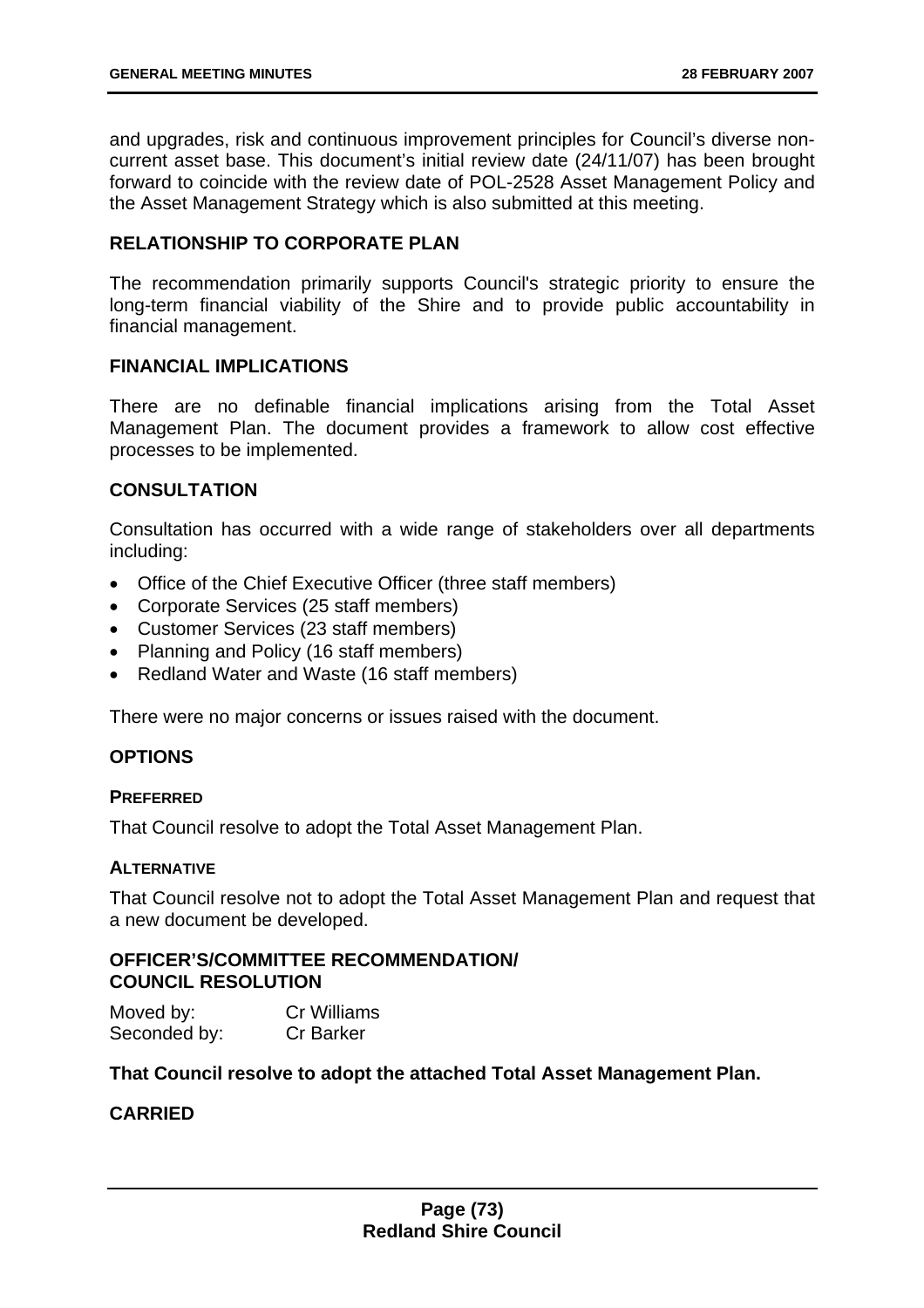and upgrades, risk and continuous improvement principles for Council's diverse non-current asset base. This document's initial review date (24/11/07) has been brought forward to coincide with the review date of POL-2528 Asset Management Policy and the Asset Management Strategy which is also submitted at this meeting.

## RELATIONSHIP TO CORPORATE PLAN

The recommendation primarily supports Council's strategic priority to ensure the long-term financial viability of the Shire and to provide public accountability in financial management.

## FINANCIAL IMPLICATIONS

There are no definable financial implications arising from the Total Asset Management Plan. The document provides a framework to allow cost effective processes to be implemented.

## CONSULTATION

Consultation has occurred with a wide range of stakeholders over all departments including:

- Office of the Chief Executive Officer (three staff members)
- Corporate Services (25 staff members)
- Customer Services (23 staff members)
- Planning and Policy (16 staff members)
- Redland Water and Waste (16 staff members)

There were no major concerns or issues raised with the document.

## OPTIONS

### PREFERRED

That Council resolve to adopt the Total Asset Management Plan.

### ALTERNATIVE

That Council resolve not to adopt the Total Asset Management Plan and request that a new document be developed.

## OFFICER'S/COMMITTEE RECOMMENDATION/ COUNCIL RESOLUTION

Moved by: Cr Williams
Seconded by: Cr Barker

**That Council resolve to adopt the attached Total Asset Management Plan.**

**CARRIED**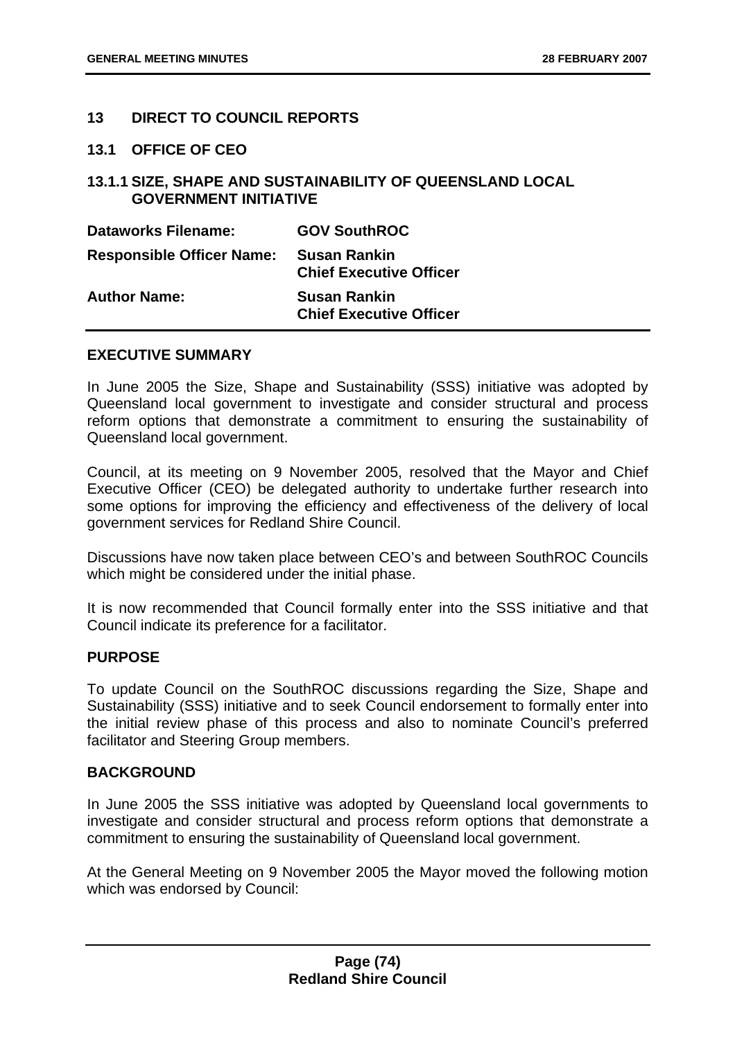## 13 DIRECT TO COUNCIL REPORTS

### 13.1 OFFICE OF CEO

#### 13.1.1 SIZE, SHAPE AND SUSTAINABILITY OF QUEENSLAND LOCAL GOVERNMENT INITIATIVE

| | |
|---|---|
| **Dataworks Filename:** | **GOV SouthROC** |
| **Responsible Officer Name:** | **Susan Rankin**<br>**Chief Executive Officer** |
| **Author Name:** | **Susan Rankin**<br>**Chief Executive Officer** |

**EXECUTIVE SUMMARY**

In June 2005 the Size, Shape and Sustainability (SSS) initiative was adopted by Queensland local government to investigate and consider structural and process reform options that demonstrate a commitment to ensuring the sustainability of Queensland local government.

Council, at its meeting on 9 November 2005, resolved that the Mayor and Chief Executive Officer (CEO) be delegated authority to undertake further research into some options for improving the efficiency and effectiveness of the delivery of local government services for Redland Shire Council.

Discussions have now taken place between CEO's and between SouthROC Councils which might be considered under the initial phase.

It is now recommended that Council formally enter into the SSS initiative and that Council indicate its preference for a facilitator.

**PURPOSE**

To update Council on the SouthROC discussions regarding the Size, Shape and Sustainability (SSS) initiative and to seek Council endorsement to formally enter into the initial review phase of this process and also to nominate Council's preferred facilitator and Steering Group members.

**BACKGROUND**

In June 2005 the SSS initiative was adopted by Queensland local governments to investigate and consider structural and process reform options that demonstrate a commitment to ensuring the sustainability of Queensland local government.

At the General Meeting on 9 November 2005 the Mayor moved the following motion which was endorsed by Council: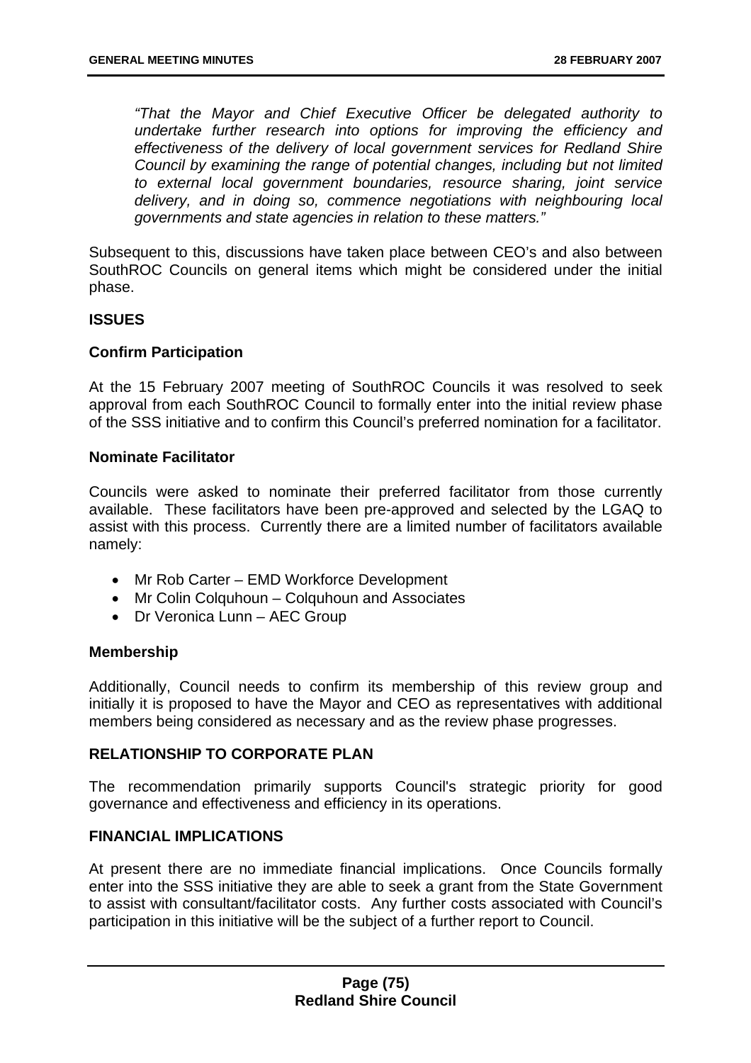*"That the Mayor and Chief Executive Officer be delegated authority to undertake further research into options for improving the efficiency and effectiveness of the delivery of local government services for Redland Shire Council by examining the range of potential changes, including but not limited to external local government boundaries, resource sharing, joint service delivery, and in doing so, commence negotiations with neighbouring local governments and state agencies in relation to these matters."*

Subsequent to this, discussions have taken place between CEO's and also between SouthROC Councils on general items which might be considered under the initial phase.

**ISSUES**

**Confirm Participation**

At the 15 February 2007 meeting of SouthROC Councils it was resolved to seek approval from each SouthROC Council to formally enter into the initial review phase of the SSS initiative and to confirm this Council's preferred nomination for a facilitator.

**Nominate Facilitator**

Councils were asked to nominate their preferred facilitator from those currently available. These facilitators have been pre-approved and selected by the LGAQ to assist with this process. Currently there are a limited number of facilitators available namely:

- Mr Rob Carter – EMD Workforce Development
- Mr Colin Colquhoun – Colquhoun and Associates
- Dr Veronica Lunn – AEC Group

**Membership**

Additionally, Council needs to confirm its membership of this review group and initially it is proposed to have the Mayor and CEO as representatives with additional members being considered as necessary and as the review phase progresses.

**RELATIONSHIP TO CORPORATE PLAN**

The recommendation primarily supports Council's strategic priority for good governance and effectiveness and efficiency in its operations.

**FINANCIAL IMPLICATIONS**

At present there are no immediate financial implications. Once Councils formally enter into the SSS initiative they are able to seek a grant from the State Government to assist with consultant/facilitator costs. Any further costs associated with Council's participation in this initiative will be the subject of a further report to Council.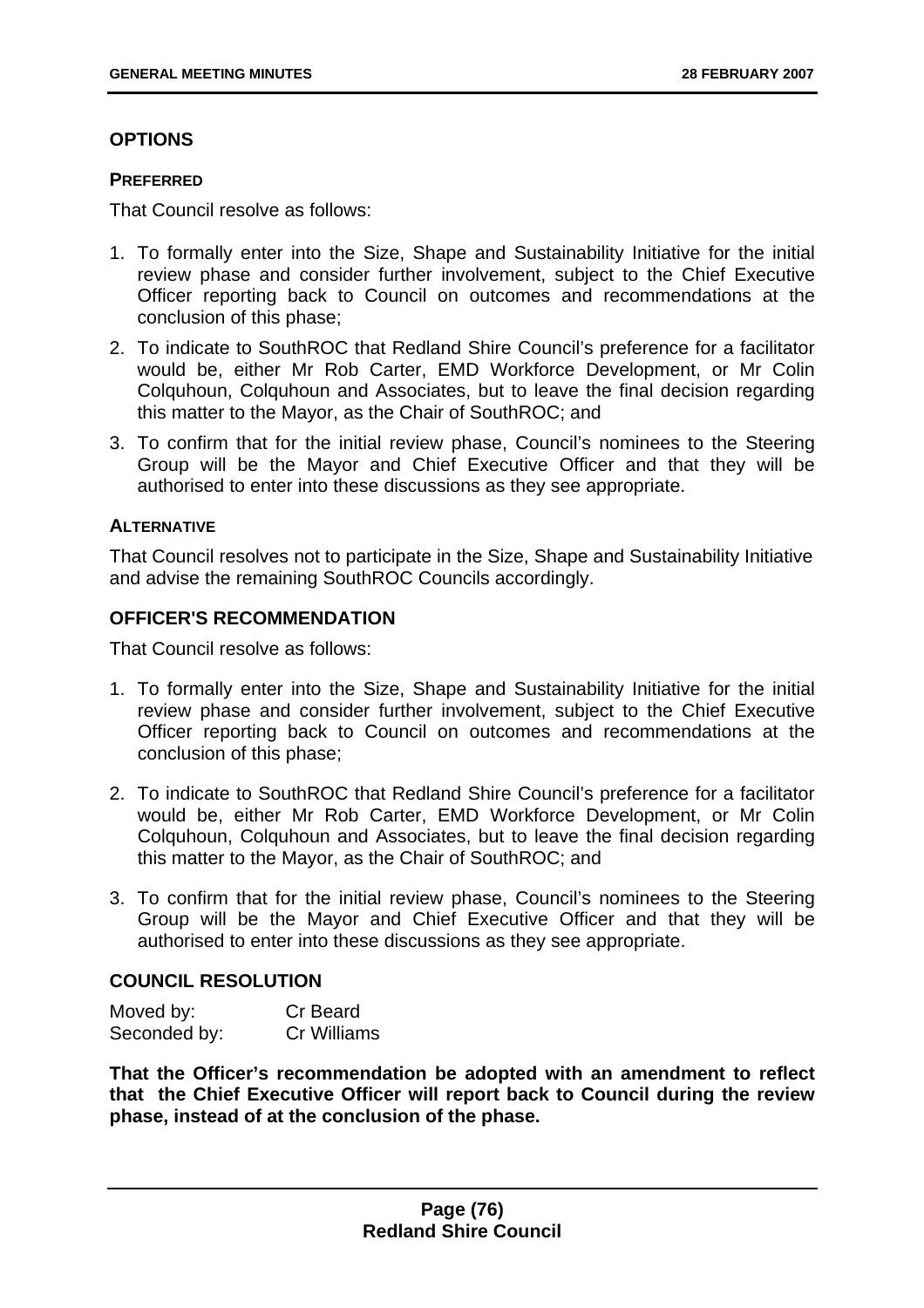## OPTIONS

### PREFERRED

That Council resolve as follows:

1. To formally enter into the Size, Shape and Sustainability Initiative for the initial review phase and consider further involvement, subject to the Chief Executive Officer reporting back to Council on outcomes and recommendations at the conclusion of this phase;
2. To indicate to SouthROC that Redland Shire Council's preference for a facilitator would be, either Mr Rob Carter, EMD Workforce Development, or Mr Colin Colquhoun, Colquhoun and Associates, but to leave the final decision regarding this matter to the Mayor, as the Chair of SouthROC; and
3. To confirm that for the initial review phase, Council's nominees to the Steering Group will be the Mayor and Chief Executive Officer and that they will be authorised to enter into these discussions as they see appropriate.

### ALTERNATIVE

That Council resolves not to participate in the Size, Shape and Sustainability Initiative and advise the remaining SouthROC Councils accordingly.

## OFFICER'S RECOMMENDATION

That Council resolve as follows:

1. To formally enter into the Size, Shape and Sustainability Initiative for the initial review phase and consider further involvement, subject to the Chief Executive Officer reporting back to Council on outcomes and recommendations at the conclusion of this phase;

2. To indicate to SouthROC that Redland Shire Council's preference for a facilitator would be, either Mr Rob Carter, EMD Workforce Development, or Mr Colin Colquhoun, Colquhoun and Associates, but to leave the final decision regarding this matter to the Mayor, as the Chair of SouthROC; and

3. To confirm that for the initial review phase, Council's nominees to the Steering Group will be the Mayor and Chief Executive Officer and that they will be authorised to enter into these discussions as they see appropriate.

## COUNCIL RESOLUTION

| Moved by: | Cr Beard |
| --- | --- |
| Seconded by: | Cr Williams |

**That the Officer's recommendation be adopted with an amendment to reflect that the Chief Executive Officer will report back to Council during the review phase, instead of at the conclusion of the phase.**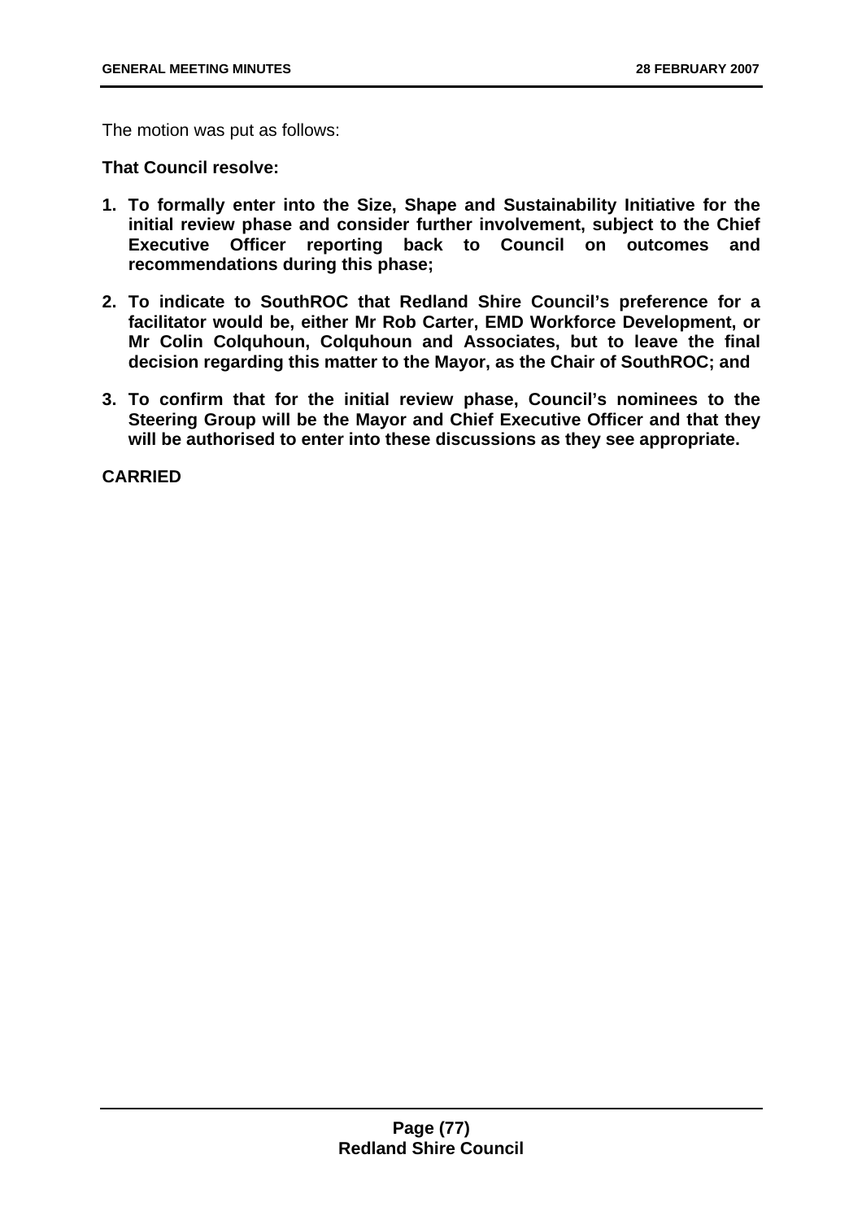The motion was put as follows:

**That Council resolve:**

1. **To formally enter into the Size, Shape and Sustainability Initiative for the initial review phase and consider further involvement, subject to the Chief Executive Officer reporting back to Council on outcomes and recommendations during this phase;**

2. **To indicate to SouthROC that Redland Shire Council's preference for a facilitator would be, either Mr Rob Carter, EMD Workforce Development, or Mr Colin Colquhoun, Colquhoun and Associates, but to leave the final decision regarding this matter to the Mayor, as the Chair of SouthROC; and**

3. **To confirm that for the initial review phase, Council's nominees to the Steering Group will be the Mayor and Chief Executive Officer and that they will be authorised to enter into these discussions as they see appropriate.**

**CARRIED**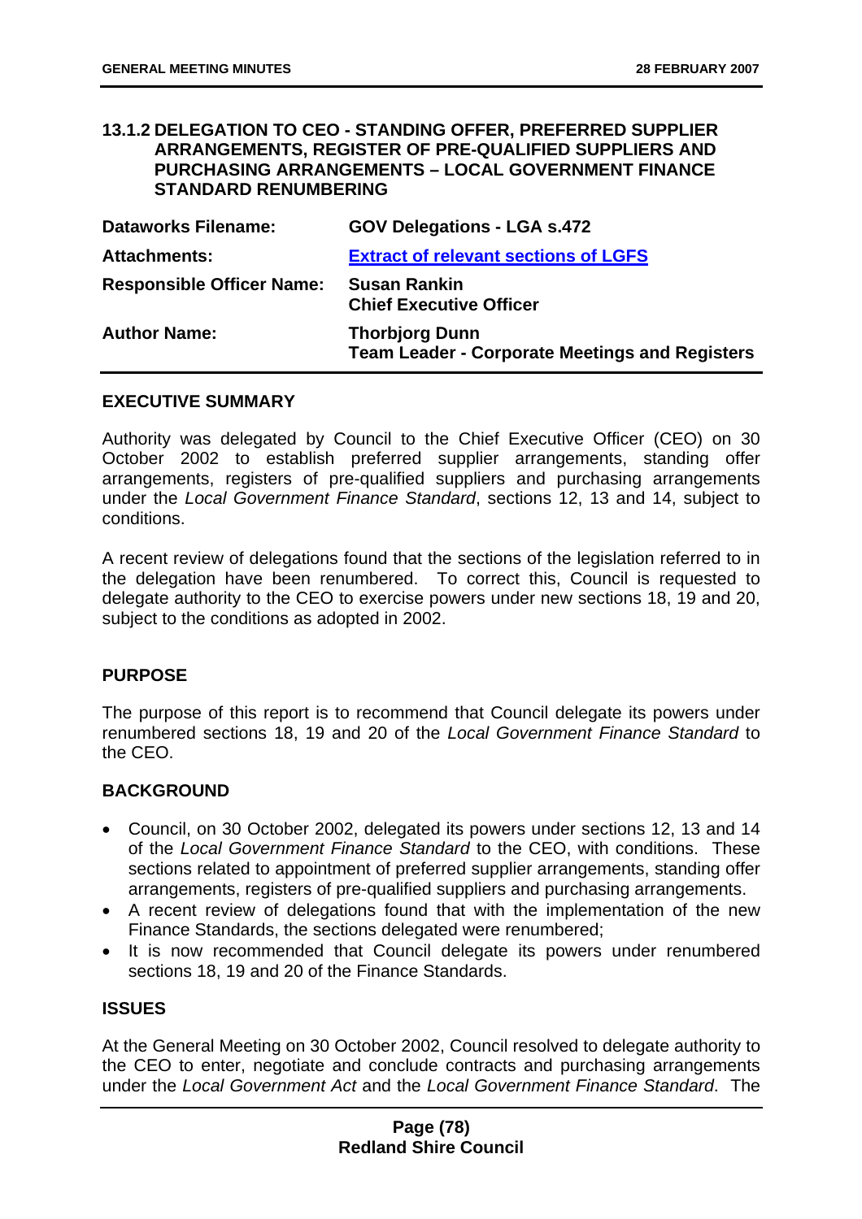### 13.1.2 DELEGATION TO CEO - STANDING OFFER, PREFERRED SUPPLIER ARRANGEMENTS, REGISTER OF PRE-QUALIFIED SUPPLIERS AND PURCHASING ARRANGEMENTS – LOCAL GOVERNMENT FINANCE STANDARD RENUMBERING

| | |
|---|---|
| **Dataworks Filename:** | **GOV Delegations - LGA s.472** |
| **Attachments:** | **[Extract of relevant sections of LGFS]()** |
| **Responsible Officer Name:** | **Susan Rankin**<br>**Chief Executive Officer** |
| **Author Name:** | **Thorbjorg Dunn**<br>**Team Leader - Corporate Meetings and Registers** |

**EXECUTIVE SUMMARY**

Authority was delegated by Council to the Chief Executive Officer (CEO) on 30 October 2002 to establish preferred supplier arrangements, standing offer arrangements, registers of pre-qualified suppliers and purchasing arrangements under the *Local Government Finance Standard*, sections 12, 13 and 14, subject to conditions.

A recent review of delegations found that the sections of the legislation referred to in the delegation have been renumbered. To correct this, Council is requested to delegate authority to the CEO to exercise powers under new sections 18, 19 and 20, subject to the conditions as adopted in 2002.

**PURPOSE**

The purpose of this report is to recommend that Council delegate its powers under renumbered sections 18, 19 and 20 of the *Local Government Finance Standard* to the CEO.

**BACKGROUND**

- Council, on 30 October 2002, delegated its powers under sections 12, 13 and 14 of the *Local Government Finance Standard* to the CEO, with conditions. These sections related to appointment of preferred supplier arrangements, standing offer arrangements, registers of pre-qualified suppliers and purchasing arrangements.
- A recent review of delegations found that with the implementation of the new Finance Standards, the sections delegated were renumbered;
- It is now recommended that Council delegate its powers under renumbered sections 18, 19 and 20 of the Finance Standards.

**ISSUES**

At the General Meeting on 30 October 2002, Council resolved to delegate authority to the CEO to enter, negotiate and conclude contracts and purchasing arrangements under the *Local Government Act* and the *Local Government Finance Standard*. The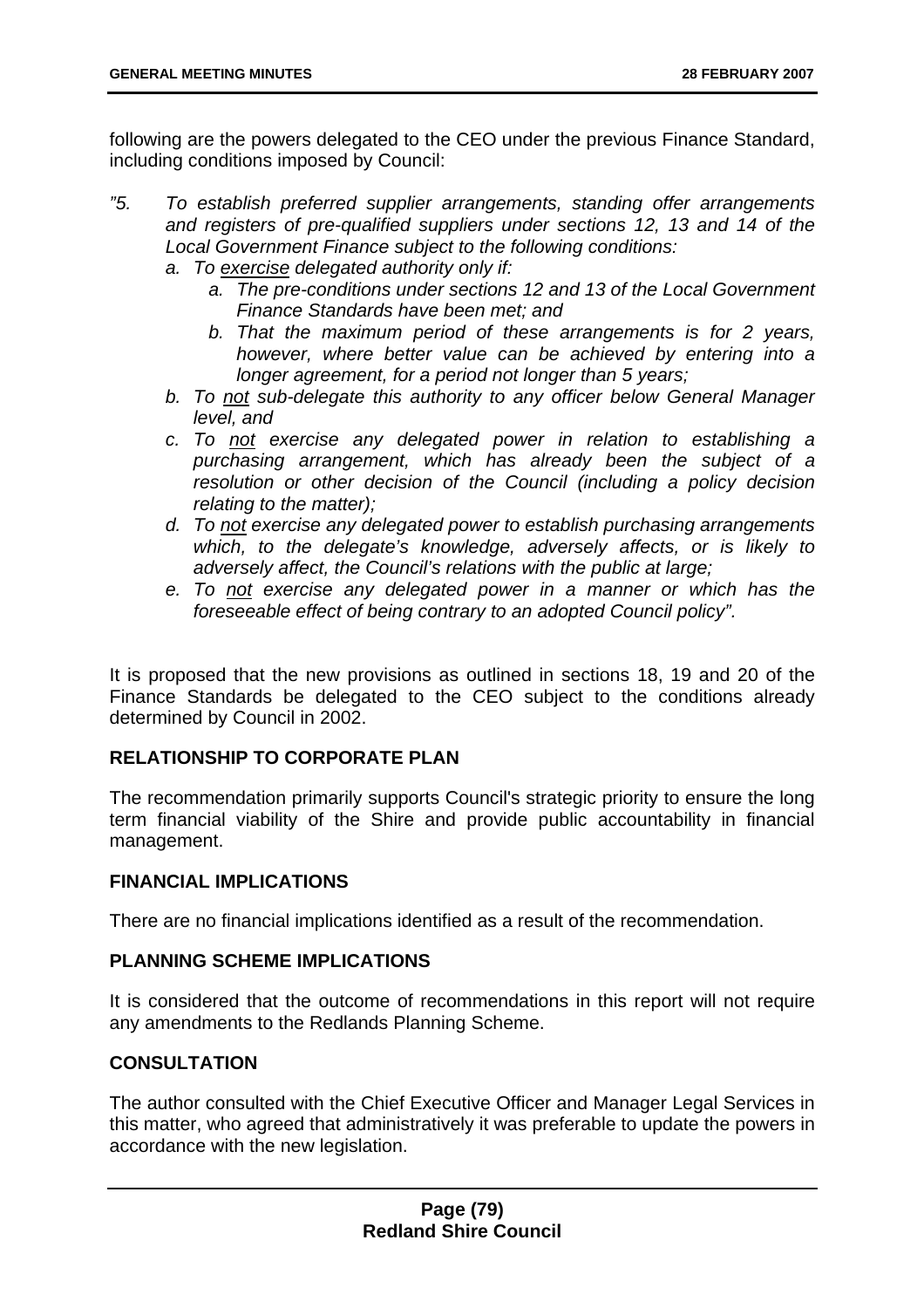following are the powers delegated to the CEO under the previous Finance Standard, including conditions imposed by Council:

*"5. To establish preferred supplier arrangements, standing offer arrangements and registers of pre-qualified suppliers under sections 12, 13 and 14 of the Local Government Finance subject to the following conditions:*

   *a. To exercise delegated authority only if:*

      *a. The pre-conditions under sections 12 and 13 of the Local Government Finance Standards have been met; and*

      *b. That the maximum period of these arrangements is for 2 years, however, where better value can be achieved by entering into a longer agreement, for a period not longer than 5 years;*

   *b. To not sub-delegate this authority to any officer below General Manager level, and*

   *c. To not exercise any delegated power in relation to establishing a purchasing arrangement, which has already been the subject of a resolution or other decision of the Council (including a policy decision relating to the matter);*

   *d. To not exercise any delegated power to establish purchasing arrangements which, to the delegate's knowledge, adversely affects, or is likely to adversely affect, the Council's relations with the public at large;*

   *e. To not exercise any delegated power in a manner or which has the foreseeable effect of being contrary to an adopted Council policy".*

It is proposed that the new provisions as outlined in sections 18, 19 and 20 of the Finance Standards be delegated to the CEO subject to the conditions already determined by Council in 2002.

## RELATIONSHIP TO CORPORATE PLAN

The recommendation primarily supports Council's strategic priority to ensure the long term financial viability of the Shire and provide public accountability in financial management.

## FINANCIAL IMPLICATIONS

There are no financial implications identified as a result of the recommendation.

## PLANNING SCHEME IMPLICATIONS

It is considered that the outcome of recommendations in this report will not require any amendments to the Redlands Planning Scheme.

## CONSULTATION

The author consulted with the Chief Executive Officer and Manager Legal Services in this matter, who agreed that administratively it was preferable to update the powers in accordance with the new legislation.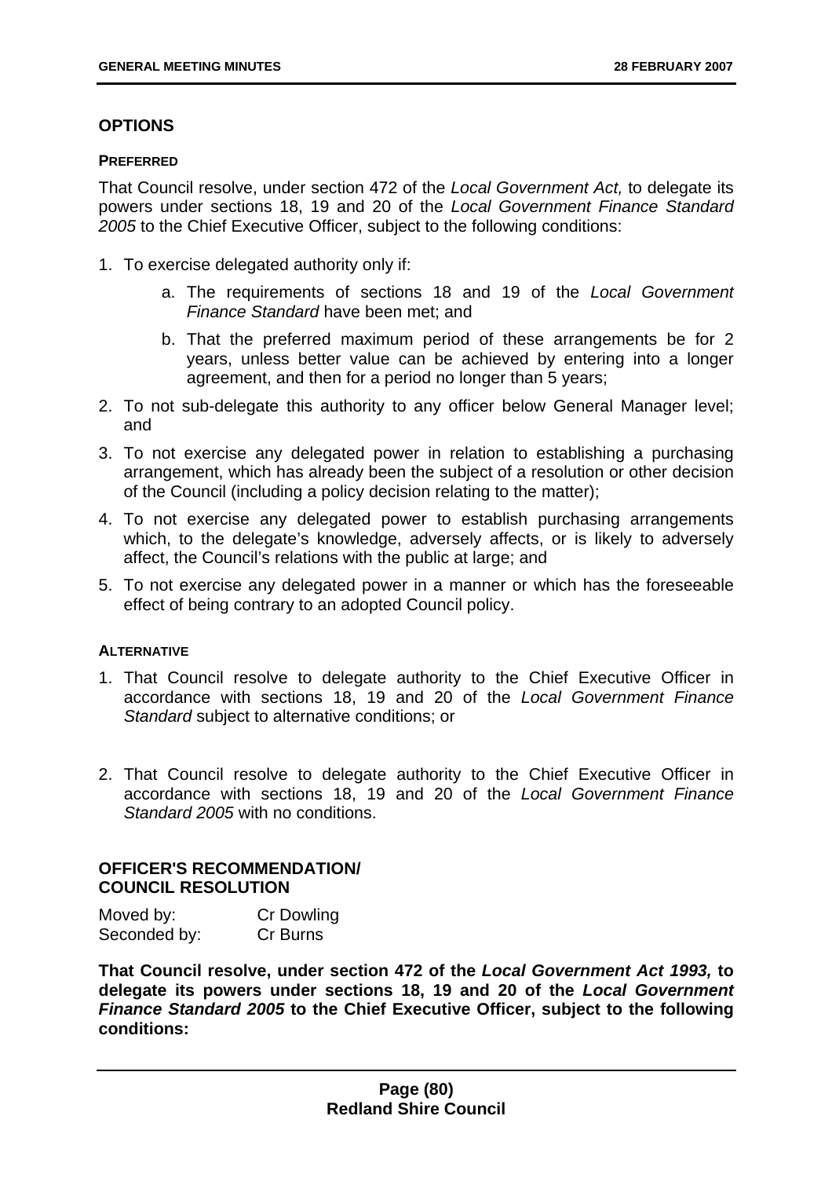## OPTIONS

### PREFERRED

That Council resolve, under section 472 of the *Local Government Act,* to delegate its powers under sections 18, 19 and 20 of the *Local Government Finance Standard 2005* to the Chief Executive Officer, subject to the following conditions:

1. To exercise delegated authority only if:
    a. The requirements of sections 18 and 19 of the *Local Government Finance Standard* have been met; and
    b. That the preferred maximum period of these arrangements be for 2 years, unless better value can be achieved by entering into a longer agreement, and then for a period no longer than 5 years;
2. To not sub-delegate this authority to any officer below General Manager level; and
3. To not exercise any delegated power in relation to establishing a purchasing arrangement, which has already been the subject of a resolution or other decision of the Council (including a policy decision relating to the matter);
4. To not exercise any delegated power to establish purchasing arrangements which, to the delegate's knowledge, adversely affects, or is likely to adversely affect, the Council's relations with the public at large; and
5. To not exercise any delegated power in a manner or which has the foreseeable effect of being contrary to an adopted Council policy.

### ALTERNATIVE

1. That Council resolve to delegate authority to the Chief Executive Officer in accordance with sections 18, 19 and 20 of the *Local Government Finance Standard* subject to alternative conditions; or
2. That Council resolve to delegate authority to the Chief Executive Officer in accordance with sections 18, 19 and 20 of the *Local Government Finance Standard 2005* with no conditions.

## OFFICER'S RECOMMENDATION/ COUNCIL RESOLUTION

Moved by: Cr Dowling
Seconded by: Cr Burns

**That Council resolve, under section 472 of the *Local Government Act 1993,* to delegate its powers under sections 18, 19 and 20 of the *Local Government Finance Standard 2005* to the Chief Executive Officer, subject to the following conditions:**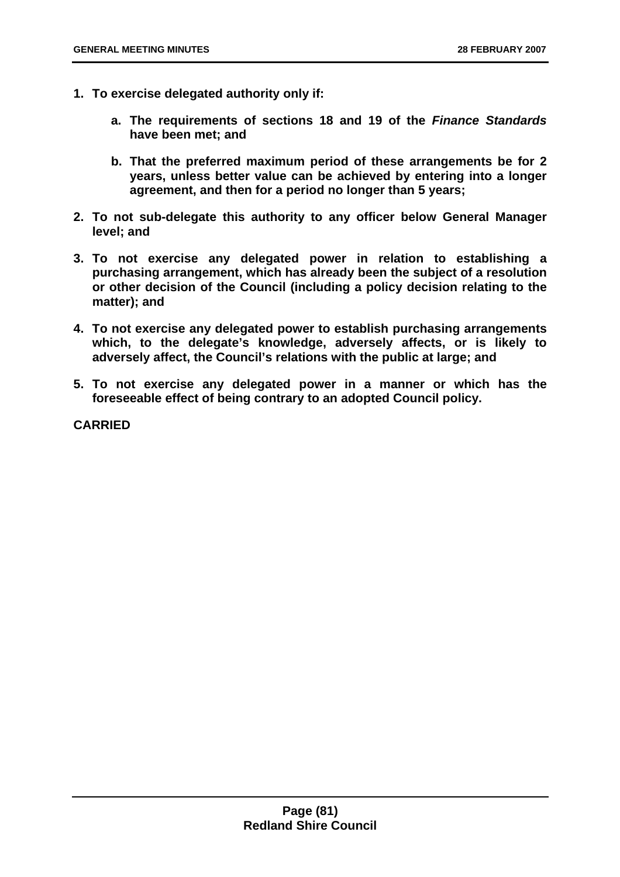1. **To exercise delegated authority only if:**

    a. **The requirements of sections 18 and 19 of the *Finance Standards* have been met; and**

    b. **That the preferred maximum period of these arrangements be for 2 years, unless better value can be achieved by entering into a longer agreement, and then for a period no longer than 5 years;**

2. **To not sub-delegate this authority to any officer below General Manager level; and**

3. **To not exercise any delegated power in relation to establishing a purchasing arrangement, which has already been the subject of a resolution or other decision of the Council (including a policy decision relating to the matter); and**

4. **To not exercise any delegated power to establish purchasing arrangements which, to the delegate's knowledge, adversely affects, or is likely to adversely affect, the Council's relations with the public at large; and**

5. **To not exercise any delegated power in a manner or which has the foreseeable effect of being contrary to an adopted Council policy.**

**CARRIED**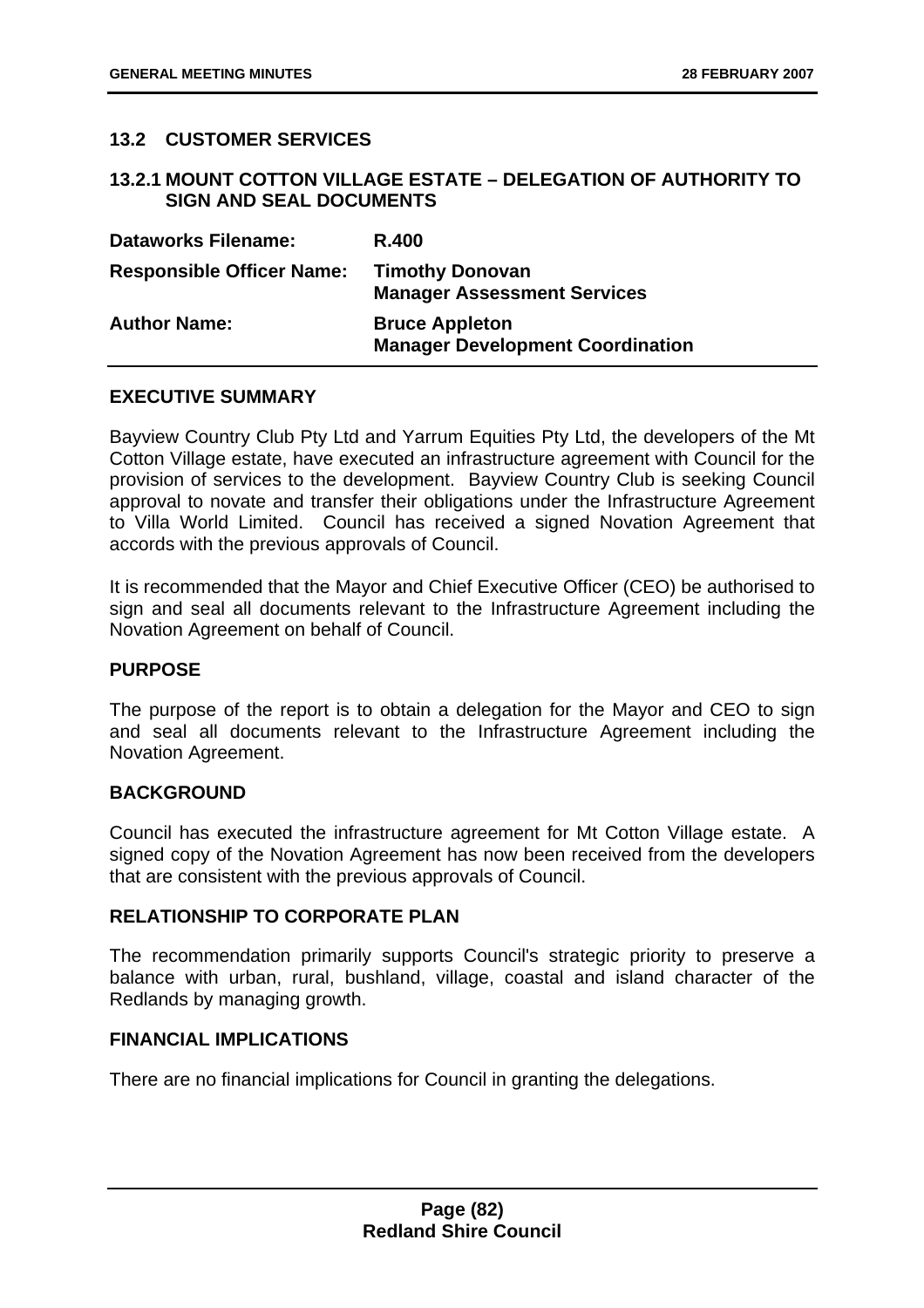## 13.2 CUSTOMER SERVICES

### 13.2.1 MOUNT COTTON VILLAGE ESTATE – DELEGATION OF AUTHORITY TO SIGN AND SEAL DOCUMENTS

| | |
|---|---|
| **Dataworks Filename:** | **R.400** |
| **Responsible Officer Name:** | **Timothy Donovan**<br>**Manager Assessment Services** |
| **Author Name:** | **Bruce Appleton**<br>**Manager Development Coordination** |

**EXECUTIVE SUMMARY**

Bayview Country Club Pty Ltd and Yarrum Equities Pty Ltd, the developers of the Mt Cotton Village estate, have executed an infrastructure agreement with Council for the provision of services to the development. Bayview Country Club is seeking Council approval to novate and transfer their obligations under the Infrastructure Agreement to Villa World Limited. Council has received a signed Novation Agreement that accords with the previous approvals of Council.

It is recommended that the Mayor and Chief Executive Officer (CEO) be authorised to sign and seal all documents relevant to the Infrastructure Agreement including the Novation Agreement on behalf of Council.

**PURPOSE**

The purpose of the report is to obtain a delegation for the Mayor and CEO to sign and seal all documents relevant to the Infrastructure Agreement including the Novation Agreement.

**BACKGROUND**

Council has executed the infrastructure agreement for Mt Cotton Village estate. A signed copy of the Novation Agreement has now been received from the developers that are consistent with the previous approvals of Council.

**RELATIONSHIP TO CORPORATE PLAN**

The recommendation primarily supports Council's strategic priority to preserve a balance with urban, rural, bushland, village, coastal and island character of the Redlands by managing growth.

**FINANCIAL IMPLICATIONS**

There are no financial implications for Council in granting the delegations.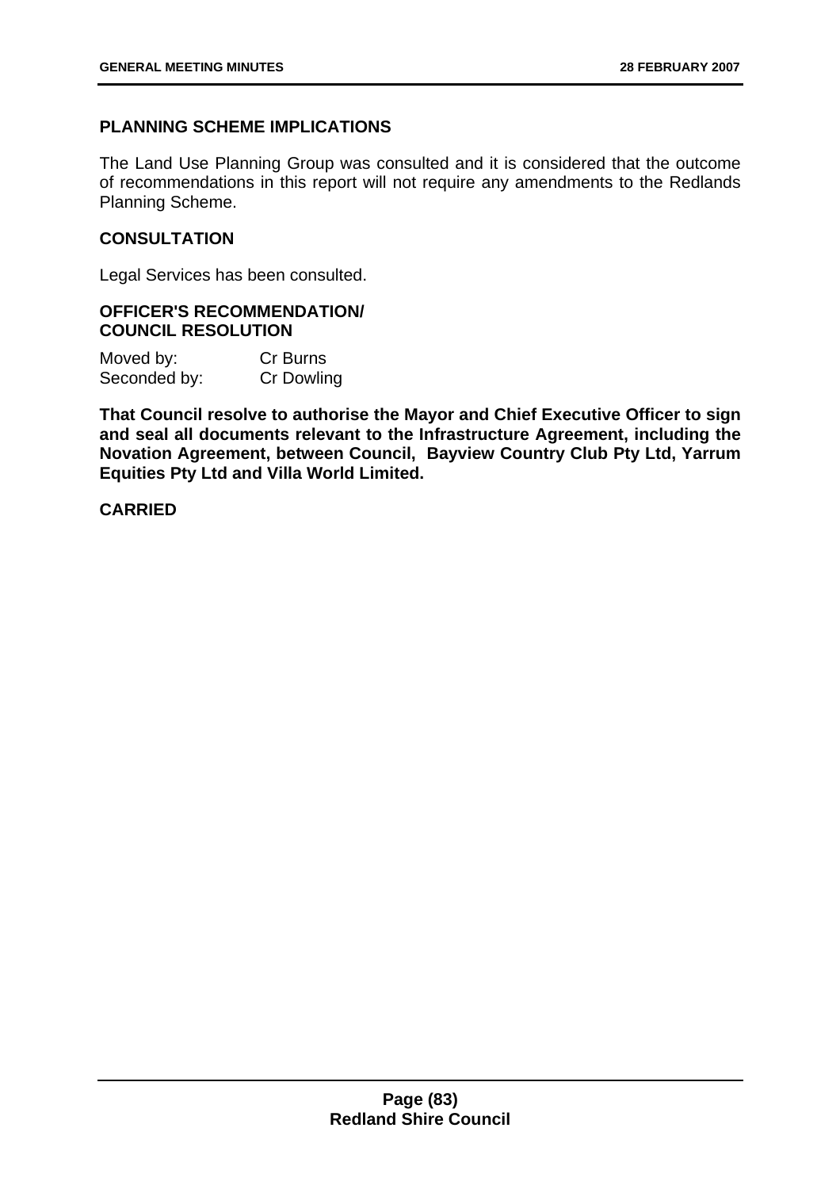**PLANNING SCHEME IMPLICATIONS**

The Land Use Planning Group was consulted and it is considered that the outcome of recommendations in this report will not require any amendments to the Redlands Planning Scheme.

**CONSULTATION**

Legal Services has been consulted.

**OFFICER'S RECOMMENDATION/ COUNCIL RESOLUTION**

Moved by: Cr Burns
Seconded by: Cr Dowling

**That Council resolve to authorise the Mayor and Chief Executive Officer to sign and seal all documents relevant to the Infrastructure Agreement, including the Novation Agreement, between Council, Bayview Country Club Pty Ltd, Yarrum Equities Pty Ltd and Villa World Limited.**

**CARRIED**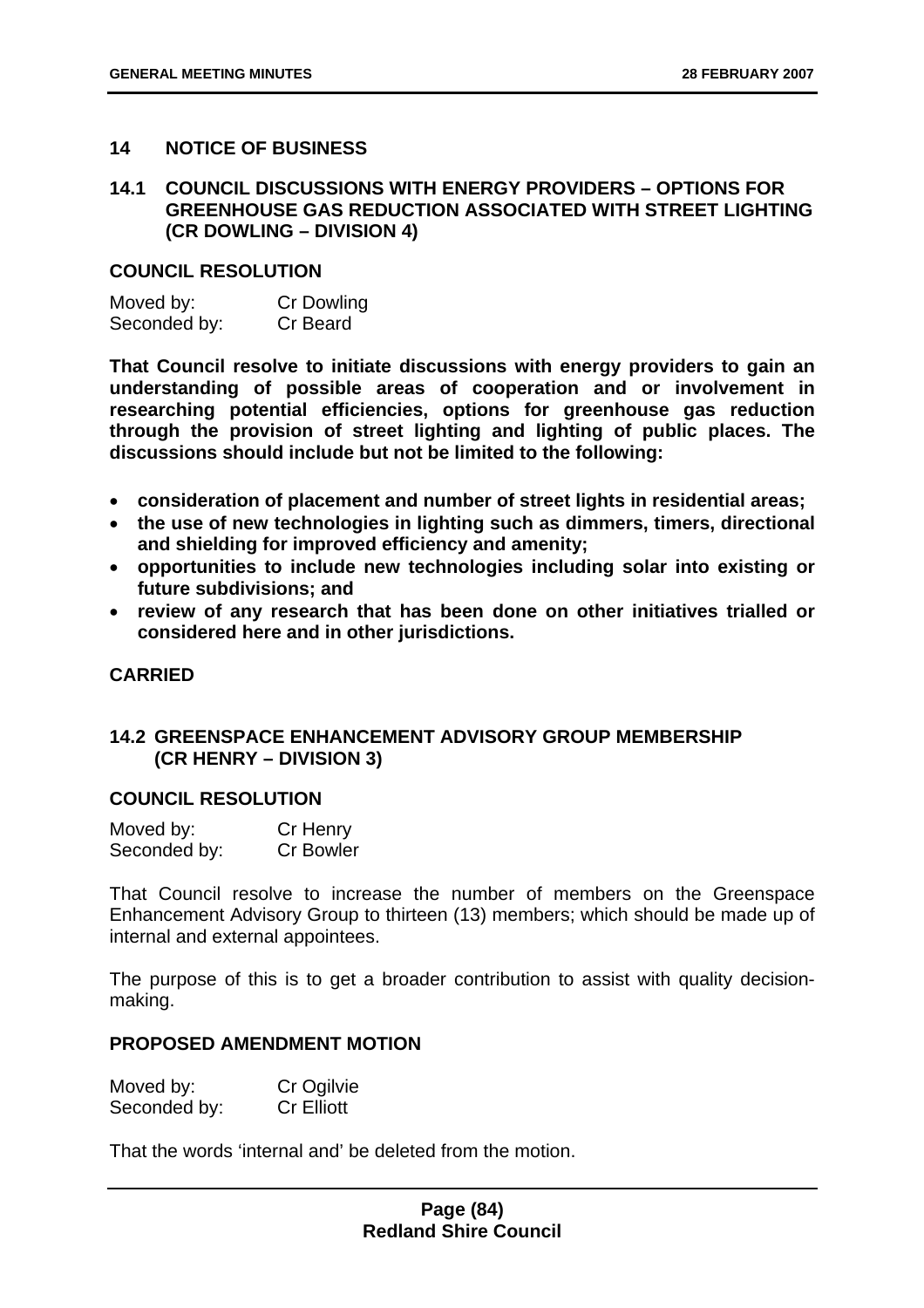## 14 NOTICE OF BUSINESS

### 14.1 COUNCIL DISCUSSIONS WITH ENERGY PROVIDERS – OPTIONS FOR GREENHOUSE GAS REDUCTION ASSOCIATED WITH STREET LIGHTING (CR DOWLING – DIVISION 4)

**COUNCIL RESOLUTION**

Moved by: Cr Dowling
Seconded by: Cr Beard

**That Council resolve to initiate discussions with energy providers to gain an understanding of possible areas of cooperation and or involvement in researching potential efficiencies, options for greenhouse gas reduction through the provision of street lighting and lighting of public places. The discussions should include but not be limited to the following:**

- **consideration of placement and number of street lights in residential areas;**
- **the use of new technologies in lighting such as dimmers, timers, directional and shielding for improved efficiency and amenity;**
- **opportunities to include new technologies including solar into existing or future subdivisions; and**
- **review of any research that has been done on other initiatives trialled or considered here and in other jurisdictions.**

**CARRIED**

### 14.2 GREENSPACE ENHANCEMENT ADVISORY GROUP MEMBERSHIP (CR HENRY – DIVISION 3)

**COUNCIL RESOLUTION**

Moved by: Cr Henry
Seconded by: Cr Bowler

That Council resolve to increase the number of members on the Greenspace Enhancement Advisory Group to thirteen (13) members; which should be made up of internal and external appointees.

The purpose of this is to get a broader contribution to assist with quality decision-making.

**PROPOSED AMENDMENT MOTION**

Moved by: Cr Ogilvie
Seconded by: Cr Elliott

That the words 'internal and' be deleted from the motion.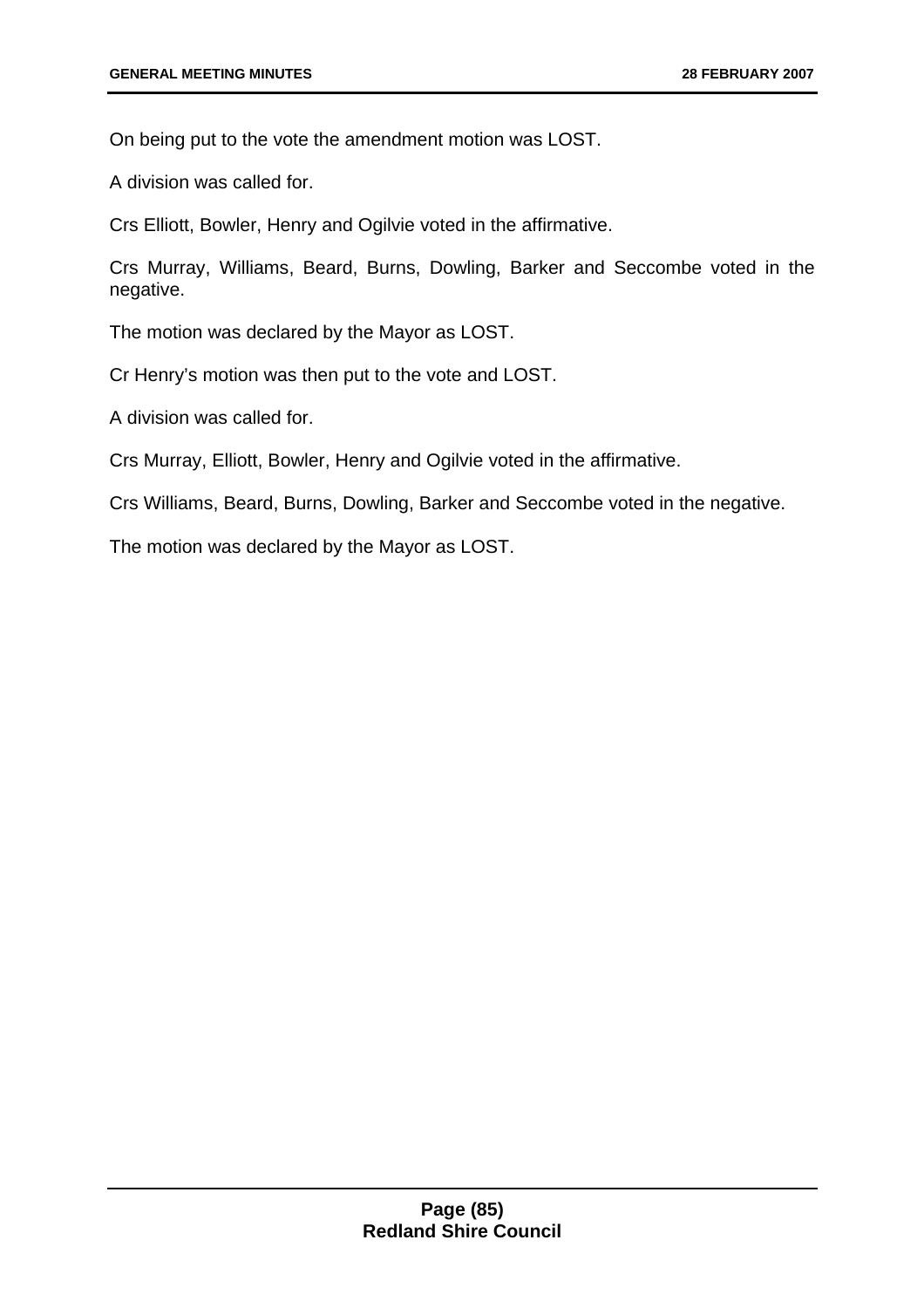On being put to the vote the amendment motion was LOST.

A division was called for.

Crs Elliott, Bowler, Henry and Ogilvie voted in the affirmative.

Crs Murray, Williams, Beard, Burns, Dowling, Barker and Seccombe voted in the negative.

The motion was declared by the Mayor as LOST.

Cr Henry's motion was then put to the vote and LOST.

A division was called for.

Crs Murray, Elliott, Bowler, Henry and Ogilvie voted in the affirmative.

Crs Williams, Beard, Burns, Dowling, Barker and Seccombe voted in the negative.

The motion was declared by the Mayor as LOST.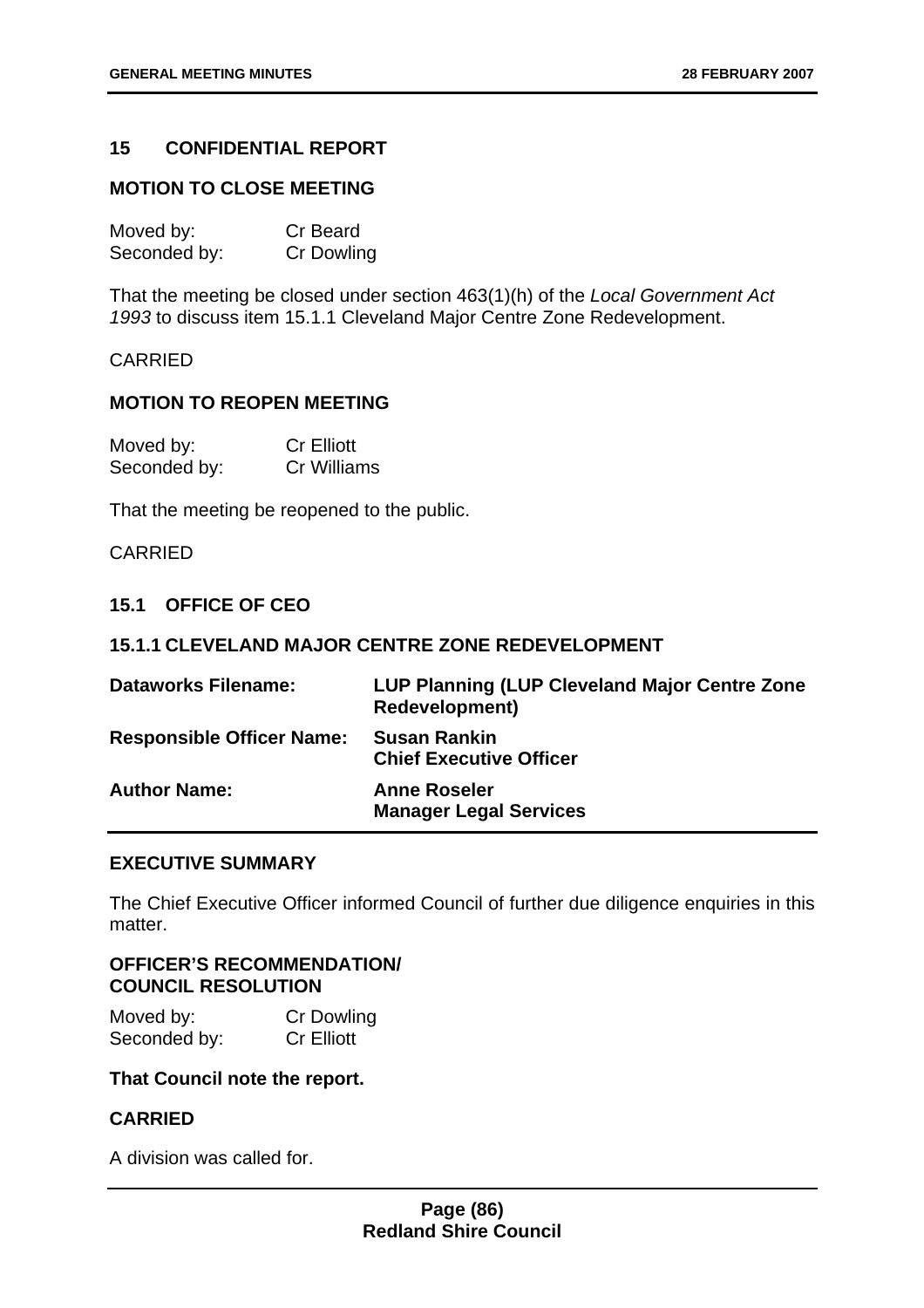## 15 CONFIDENTIAL REPORT

### MOTION TO CLOSE MEETING

Moved by: Cr Beard
Seconded by: Cr Dowling

That the meeting be closed under section 463(1)(h) of the *Local Government Act 1993* to discuss item 15.1.1 Cleveland Major Centre Zone Redevelopment.

CARRIED

### MOTION TO REOPEN MEETING

Moved by: Cr Elliott
Seconded by: Cr Williams

That the meeting be reopened to the public.

CARRIED

### 15.1 OFFICE OF CEO

### 15.1.1 CLEVELAND MAJOR CENTRE ZONE REDEVELOPMENT

| | |
|---|---|
| **Dataworks Filename:** | **LUP Planning (LUP Cleveland Major Centre Zone Redevelopment)** |
| **Responsible Officer Name:** | **Susan Rankin**<br>**Chief Executive Officer** |
| **Author Name:** | **Anne Roseler**<br>**Manager Legal Services** |

### EXECUTIVE SUMMARY

The Chief Executive Officer informed Council of further due diligence enquiries in this matter.

### OFFICER'S RECOMMENDATION/ COUNCIL RESOLUTION

Moved by: Cr Dowling
Seconded by: Cr Elliott

**That Council note the report.**

**CARRIED**

A division was called for.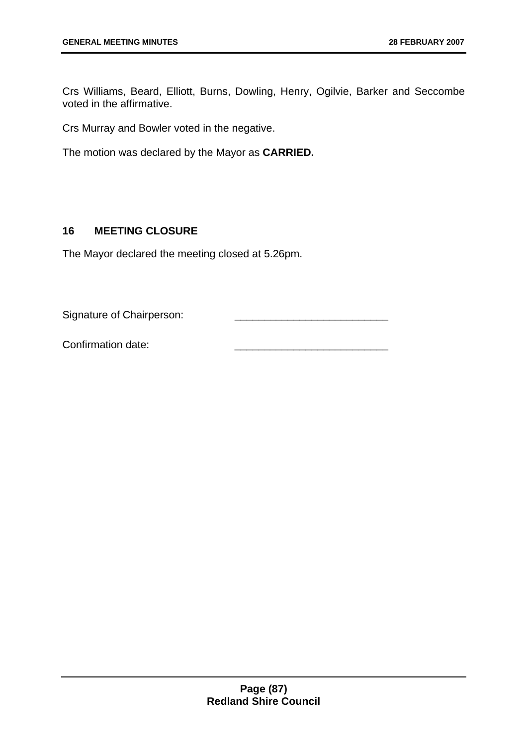Crs Williams, Beard, Elliott, Burns, Dowling, Henry, Ogilvie, Barker and Seccombe voted in the affirmative.

Crs Murray and Bowler voted in the negative.

The motion was declared by the Mayor as **CARRIED.**

## 16 MEETING CLOSURE

The Mayor declared the meeting closed at 5.26pm.

Signature of Chairperson: __________________________

Confirmation date: __________________________